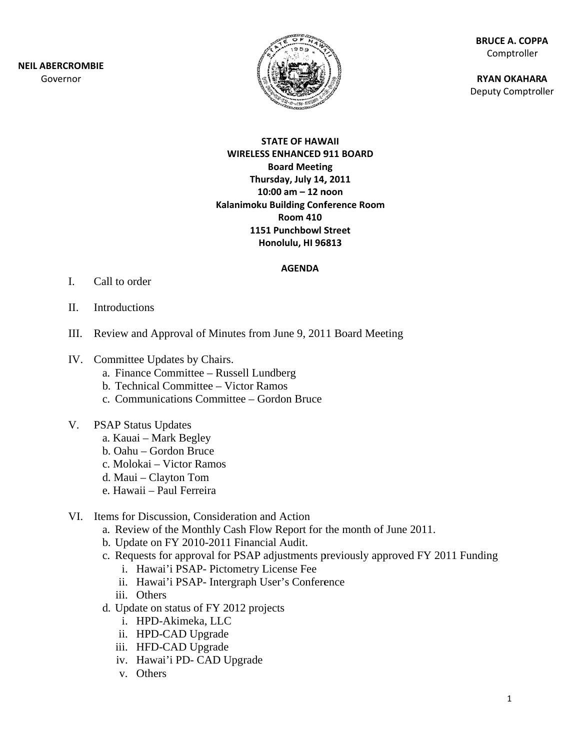**NEIL ABERCROMBIE**
Governor

**BRUCE A. COPPA**
Comptroller

**RYAN OKAHARA**
Deputy Comptroller

**STATE OF HAWAII**
**WIRELESS ENHANCED 911 BOARD**
**Board Meeting**
**Thursday, July 14, 2011**
**10:00 am – 12 noon**
**Kalanimoku Building Conference Room**
**Room 410**
**1151 Punchbowl Street**
**Honolulu, HI 96813**

**AGENDA**

I. Call to order

II. Introductions

III. Review and Approval of Minutes from June 9, 2011 Board Meeting

IV. Committee Updates by Chairs.
   a. Finance Committee – Russell Lundberg
   b. Technical Committee – Victor Ramos
   c. Communications Committee – Gordon Bruce

V. PSAP Status Updates
   a. Kauai – Mark Begley
   b. Oahu – Gordon Bruce
   c. Molokai – Victor Ramos
   d. Maui – Clayton Tom
   e. Hawaii – Paul Ferreira

VI. Items for Discussion, Consideration and Action
   a. Review of the Monthly Cash Flow Report for the month of June 2011.
   b. Update on FY 2010-2011 Financial Audit.
   c. Requests for approval for PSAP adjustments previously approved FY 2011 Funding
      i. Hawai'i PSAP- Pictometry License Fee
      ii. Hawai'i PSAP- Intergraph User's Conference
      iii. Others
   d. Update on status of FY 2012 projects
      i. HPD-Akimeka, LLC
      ii. HPD-CAD Upgrade
      iii. HFD-CAD Upgrade
      iv. Hawai'i PD- CAD Upgrade
      v. Others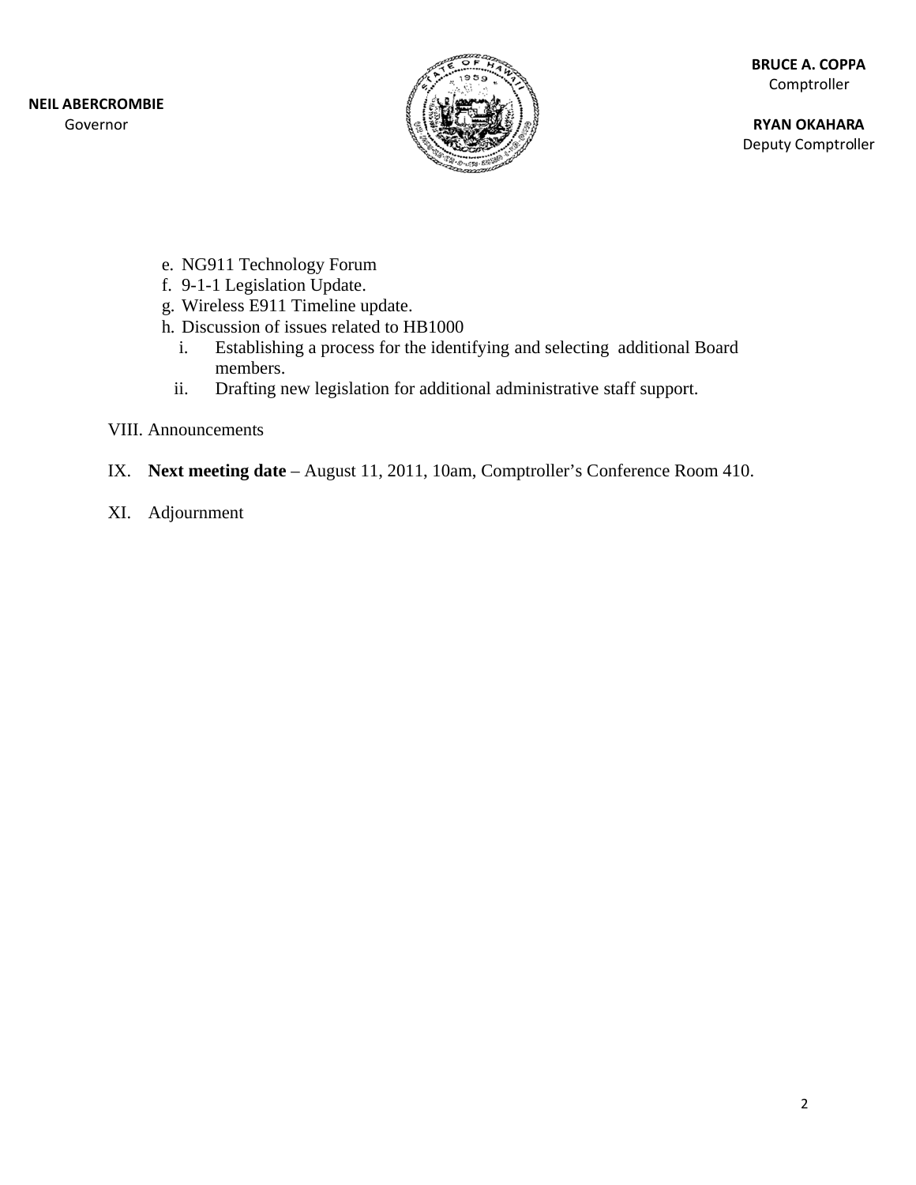NEIL ABERCROMBIE
Governor

BRUCE A. COPPA
Comptroller

RYAN OKAHARA
Deputy Comptroller

   e. NG911 Technology Forum
   f. 9-1-1 Legislation Update.
   g. Wireless E911 Timeline update.
   h. Discussion of issues related to HB1000
      i. Establishing a process for the identifying and selecting additional Board members.
      ii. Drafting new legislation for additional administrative staff support.

VIII. Announcements

IX. **Next meeting date** – August 11, 2011, 10am, Comptroller's Conference Room 410.

XI. Adjournment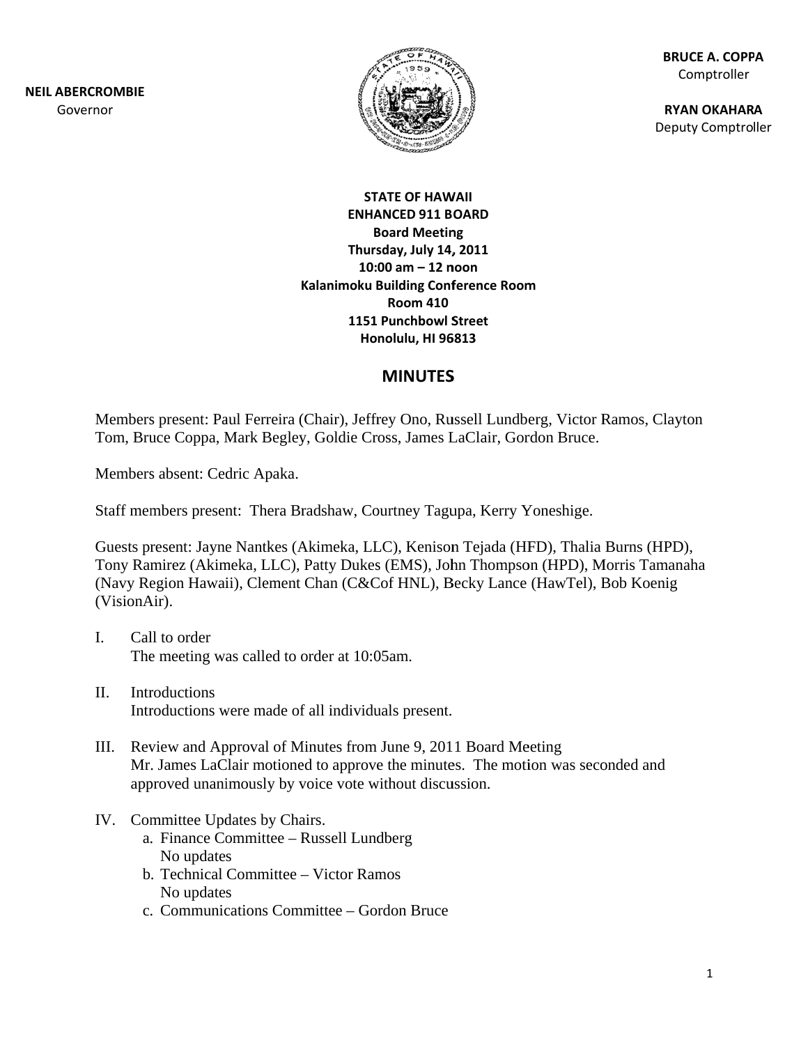**NEIL ABERCROMBIE**
Governor

**BRUCE A. COPPA**
Comptroller

**RYAN OKAHARA**
Deputy Comptroller

**STATE OF HAWAII**
**ENHANCED 911 BOARD**
**Board Meeting**
**Thursday, July 14, 2011**
**10:00 am – 12 noon**
**Kalanimoku Building Conference Room**
**Room 410**
**1151 Punchbowl Street**
**Honolulu, HI 96813**

# MINUTES

Members present: Paul Ferreira (Chair), Jeffrey Ono, Russell Lundberg, Victor Ramos, Clayton Tom, Bruce Coppa, Mark Begley, Goldie Cross, James LaClair, Gordon Bruce.

Members absent: Cedric Apaka.

Staff members present: Thera Bradshaw, Courtney Tagupa, Kerry Yoneshige.

Guests present: Jayne Nantkes (Akimeka, LLC), Kenison Tejada (HFD), Thalia Burns (HPD), Tony Ramirez (Akimeka, LLC), Patty Dukes (EMS), John Thompson (HPD), Morris Tamanaha (Navy Region Hawaii), Clement Chan (C&Cof HNL), Becky Lance (HawTel), Bob Koenig (VisionAir).

I. Call to order
   The meeting was called to order at 10:05am.

II. Introductions
   Introductions were made of all individuals present.

III. Review and Approval of Minutes from June 9, 2011 Board Meeting
   Mr. James LaClair motioned to approve the minutes. The motion was seconded and approved unanimously by voice vote without discussion.

IV. Committee Updates by Chairs.
   a. Finance Committee – Russell Lundberg
      No updates
   b. Technical Committee – Victor Ramos
      No updates
   c. Communications Committee – Gordon Bruce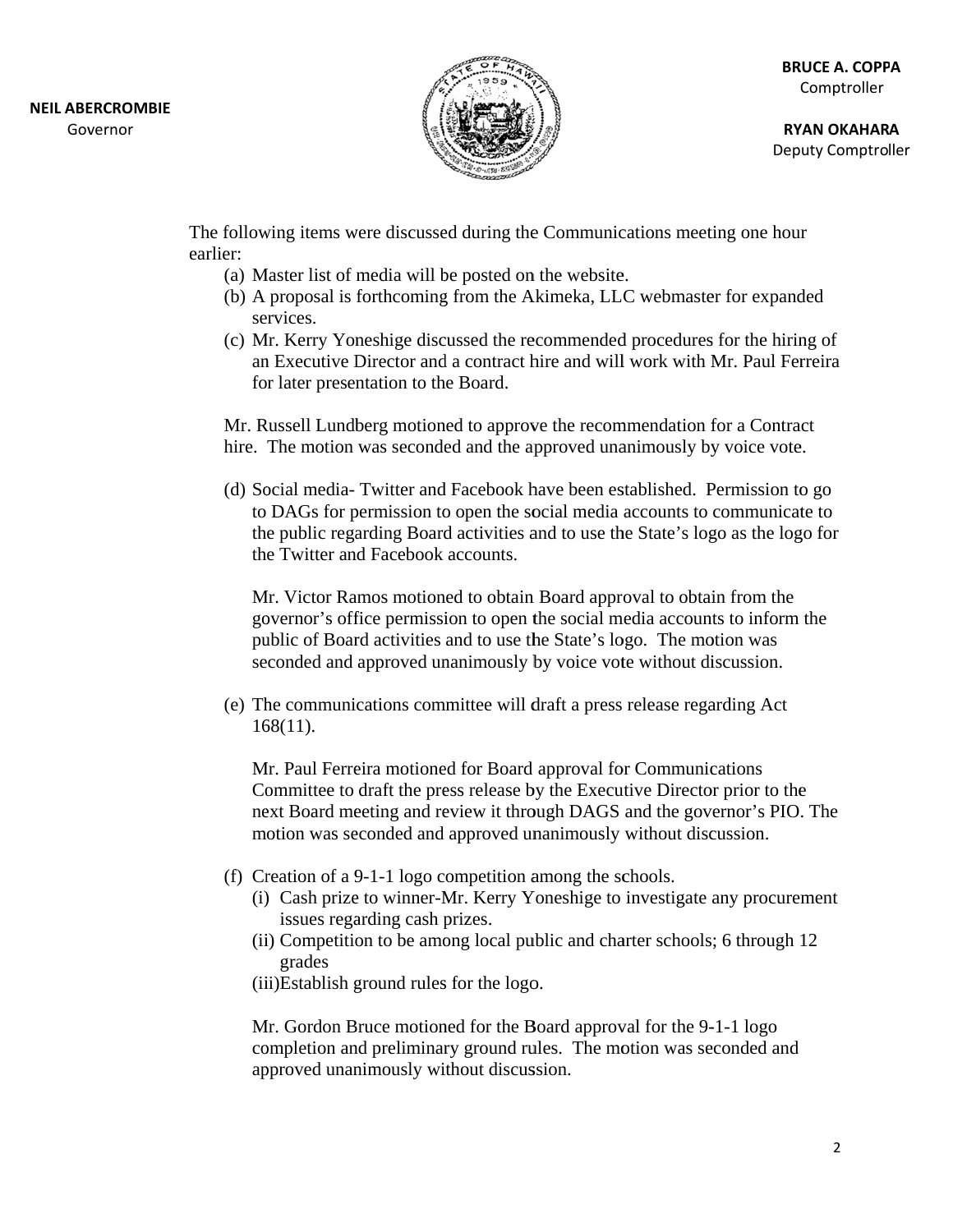**NEIL ABERCROMBIE**
Governor

**BRUCE A. COPPA**
Comptroller

**RYAN OKAHARA**
Deputy Comptroller

The following items were discussed during the Communications meeting one hour earlier:

(a) Master list of media will be posted on the website.

(b) A proposal is forthcoming from the Akimeka, LLC webmaster for expanded services.

(c) Mr. Kerry Yoneshige discussed the recommended procedures for the hiring of an Executive Director and a contract hire and will work with Mr. Paul Ferreira for later presentation to the Board.

Mr. Russell Lundberg motioned to approve the recommendation for a Contract hire. The motion was seconded and the approved unanimously by voice vote.

(d) Social media- Twitter and Facebook have been established. Permission to go to DAGs for permission to open the social media accounts to communicate to the public regarding Board activities and to use the State's logo as the logo for the Twitter and Facebook accounts.

Mr. Victor Ramos motioned to obtain Board approval to obtain from the governor's office permission to open the social media accounts to inform the public of Board activities and to use the State's logo. The motion was seconded and approved unanimously by voice vote without discussion.

(e) The communications committee will draft a press release regarding Act 168(11).

Mr. Paul Ferreira motioned for Board approval for Communications Committee to draft the press release by the Executive Director prior to the next Board meeting and review it through DAGS and the governor's PIO. The motion was seconded and approved unanimously without discussion.

(f) Creation of a 9-1-1 logo competition among the schools.

(i) Cash prize to winner-Mr. Kerry Yoneshige to investigate any procurement issues regarding cash prizes.

(ii) Competition to be among local public and charter schools; 6 through 12 grades

(iii)Establish ground rules for the logo.

Mr. Gordon Bruce motioned for the Board approval for the 9-1-1 logo completion and preliminary ground rules. The motion was seconded and approved unanimously without discussion.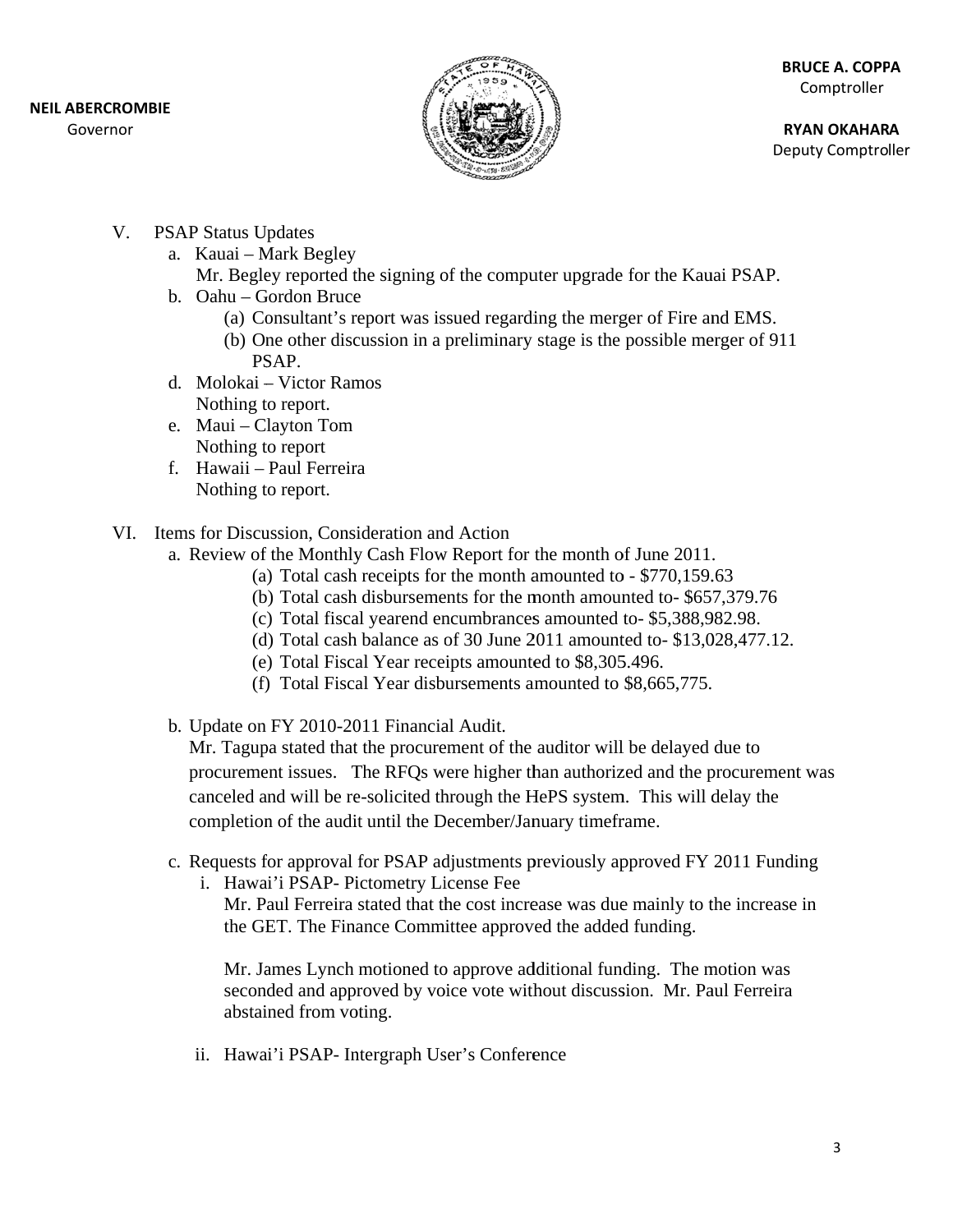NEIL ABERCROMBIE
Governor

BRUCE A. COPPA
Comptroller

RYAN OKAHARA
Deputy Comptroller

V. PSAP Status Updates
   a. Kauai – Mark Begley
      Mr. Begley reported the signing of the computer upgrade for the Kauai PSAP.
   b. Oahu – Gordon Bruce
      (a) Consultant's report was issued regarding the merger of Fire and EMS.
      (b) One other discussion in a preliminary stage is the possible merger of 911 PSAP.
   d. Molokai – Victor Ramos
      Nothing to report.
   e. Maui – Clayton Tom
      Nothing to report
   f. Hawaii – Paul Ferreira
      Nothing to report.

VI. Items for Discussion, Consideration and Action
   a. Review of the Monthly Cash Flow Report for the month of June 2011.
      (a) Total cash receipts for the month amounted to - $770,159.63
      (b) Total cash disbursements for the month amounted to- $657,379.76
      (c) Total fiscal yearend encumbrances amounted to- $5,388,982.98.
      (d) Total cash balance as of 30 June 2011 amounted to- $13,028,477.12.
      (e) Total Fiscal Year receipts amounted to $8,305.496.
      (f) Total Fiscal Year disbursements amounted to $8,665,775.

   b. Update on FY 2010-2011 Financial Audit.
      Mr. Tagupa stated that the procurement of the auditor will be delayed due to procurement issues. The RFQs were higher than authorized and the procurement was canceled and will be re-solicited through the HePS system. This will delay the completion of the audit until the December/January timeframe.

   c. Requests for approval for PSAP adjustments previously approved FY 2011 Funding
      i. Hawai'i PSAP- Pictometry License Fee
         Mr. Paul Ferreira stated that the cost increase was due mainly to the increase in the GET. The Finance Committee approved the added funding.

         Mr. James Lynch motioned to approve additional funding. The motion was seconded and approved by voice vote without discussion. Mr. Paul Ferreira abstained from voting.

      ii. Hawai'i PSAP- Intergraph User's Conference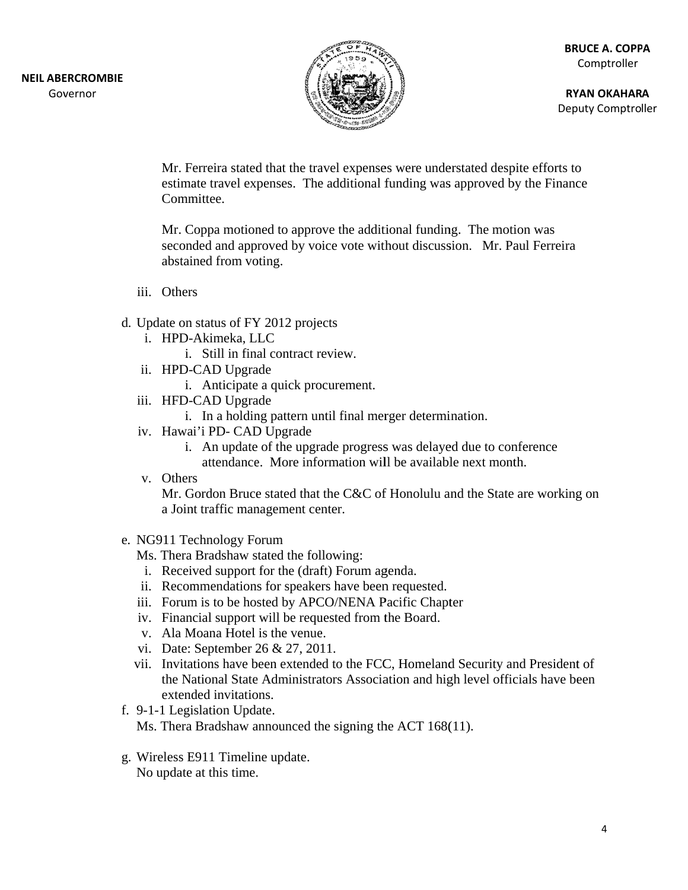Mr. Ferreira stated that the travel expenses were understated despite efforts to estimate travel expenses. The additional funding was approved by the Finance Committee.

Mr. Coppa motioned to approve the additional funding. The motion was seconded and approved by voice vote without discussion. Mr. Paul Ferreira abstained from voting.

iii. Others

d. Update on status of FY 2012 projects
   i. HPD-Akimeka, LLC
      i. Still in final contract review.
   ii. HPD-CAD Upgrade
      i. Anticipate a quick procurement.
   iii. HFD-CAD Upgrade
      i. In a holding pattern until final merger determination.
   iv. Hawai'i PD- CAD Upgrade
      i. An update of the upgrade progress was delayed due to conference attendance. More information will be available next month.
   v. Others

   Mr. Gordon Bruce stated that the C&C of Honolulu and the State are working on a Joint traffic management center.

e. NG911 Technology Forum

   Ms. Thera Bradshaw stated the following:
   i. Received support for the (draft) Forum agenda.
   ii. Recommendations for speakers have been requested.
   iii. Forum is to be hosted by APCO/NENA Pacific Chapter
   iv. Financial support will be requested from the Board.
   v. Ala Moana Hotel is the venue.
   vi. Date: September 26 & 27, 2011.
   vii. Invitations have been extended to the FCC, Homeland Security and President of the National State Administrators Association and high level officials have been extended invitations.

f. 9-1-1 Legislation Update.

   Ms. Thera Bradshaw announced the signing the ACT 168(11).

g. Wireless E911 Timeline update.

   No update at this time.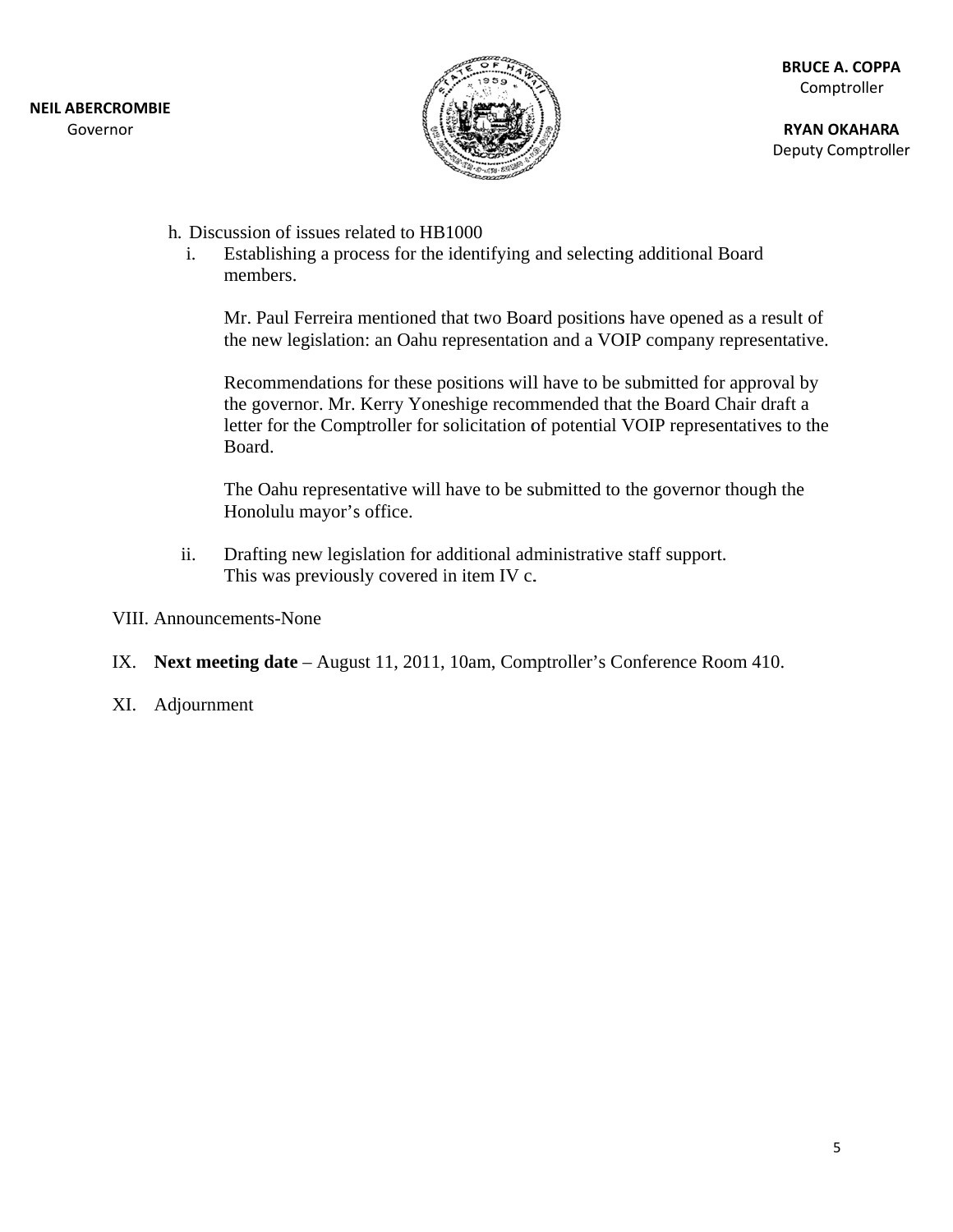h. Discussion of issues related to HB1000

   i. Establishing a process for the identifying and selecting additional Board members.

      Mr. Paul Ferreira mentioned that two Board positions have opened as a result of the new legislation: an Oahu representation and a VOIP company representative.

      Recommendations for these positions will have to be submitted for approval by the governor. Mr. Kerry Yoneshige recommended that the Board Chair draft a letter for the Comptroller for solicitation of potential VOIP representatives to the Board.

      The Oahu representative will have to be submitted to the governor though the Honolulu mayor's office.

   ii. Drafting new legislation for additional administrative staff support. This was previously covered in item IV c.

VIII. Announcements-None

IX. **Next meeting date** – August 11, 2011, 10am, Comptroller's Conference Room 410.

XI. Adjournment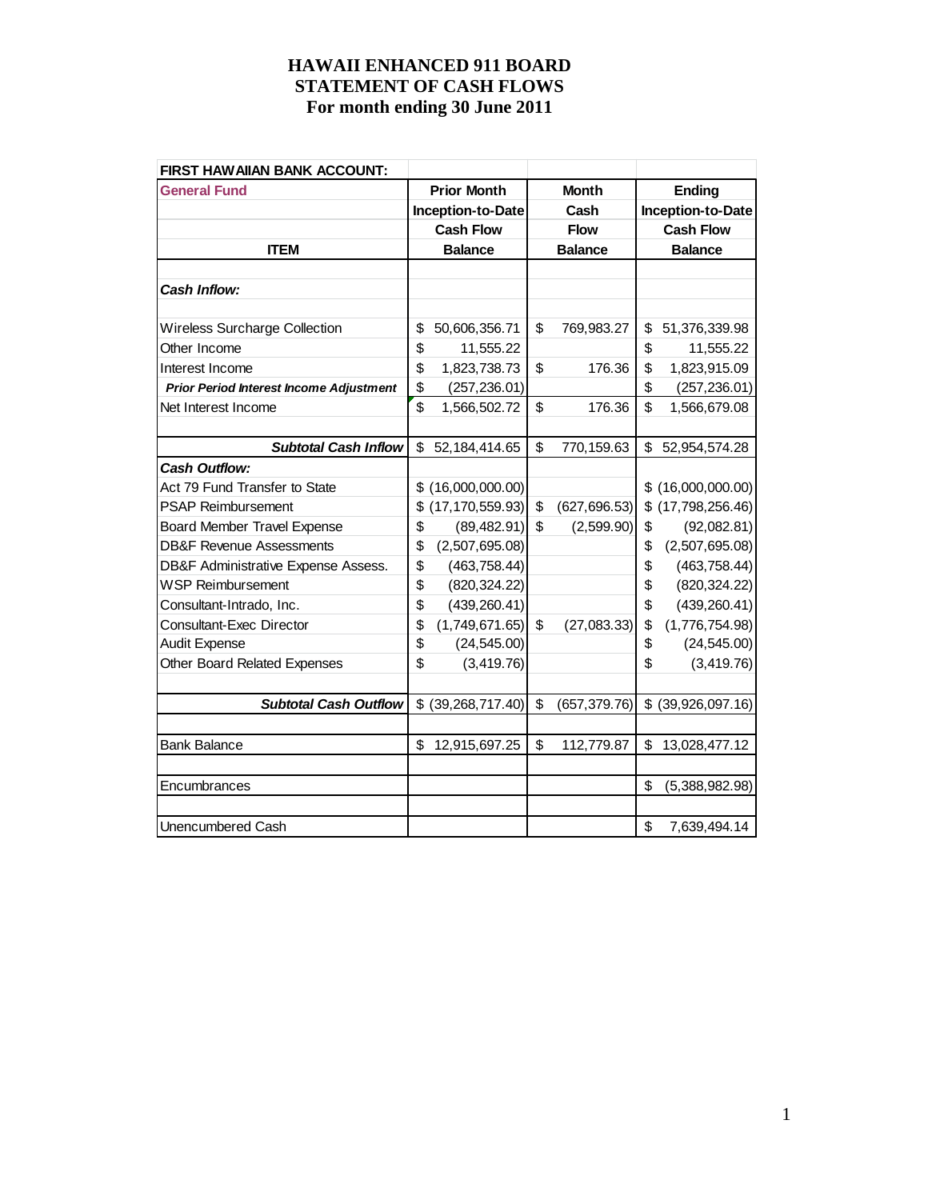# HAWAII ENHANCED 911 BOARD
# STATEMENT OF CASH FLOWS
# For month ending 30 June 2011

| FIRST HAWAIIAN BANK ACCOUNT: | | | |
|---|---|---|---|
| **General Fund** | **Prior Month Inception-to-Date Cash Flow Balance** | **Month Cash Flow Balance** | **Ending Inception-to-Date Cash Flow Balance** |
| **ITEM** | | | |
| ***Cash Inflow:*** | | | |
| Wireless Surcharge Collection | $ 50,606,356.71 | $ 769,983.27 | $ 51,376,339.98 |
| Other Income | $ 11,555.22 | | $ 11,555.22 |
| Interest Income | $ 1,823,738.73 | $ 176.36 | $ 1,823,915.09 |
| ***Prior Period Interest Income Adjustment*** | $ (257,236.01) | | $ (257,236.01) |
| Net Interest Income | $ 1,566,502.72 | $ 176.36 | $ 1,566,679.08 |
| ***Subtotal Cash Inflow*** | $ 52,184,414.65 | $ 770,159.63 | $ 52,954,574.28 |
| ***Cash Outflow:*** | | | |
| Act 79 Fund Transfer to State | $ (16,000,000.00) | | $ (16,000,000.00) |
| PSAP Reimbursement | $ (17,170,559.93) | $ (627,696.53) | $ (17,798,256.46) |
| Board Member Travel Expense | $ (89,482.91) | $ (2,599.90) | $ (92,082.81) |
| DB&F Revenue Assessments | $ (2,507,695.08) | | $ (2,507,695.08) |
| DB&F Administrative Expense Assess. | $ (463,758.44) | | $ (463,758.44) |
| WSP Reimbursement | $ (820,324.22) | | $ (820,324.22) |
| Consultant-Intrado, Inc. | $ (439,260.41) | | $ (439,260.41) |
| Consultant-Exec Director | $ (1,749,671.65) | $ (27,083.33) | $ (1,776,754.98) |
| Audit Expense | $ (24,545.00) | | $ (24,545.00) |
| Other Board Related Expenses | $ (3,419.76) | | $ (3,419.76) |
| ***Subtotal Cash Outflow*** | $ (39,268,717.40) | $ (657,379.76) | $ (39,926,097.16) |
| Bank Balance | $ 12,915,697.25 | $ 112,779.87 | $ 13,028,477.12 |
| Encumbrances | | | $ (5,388,982.98) |
| Unencumbered Cash | | | $ 7,639,494.14 |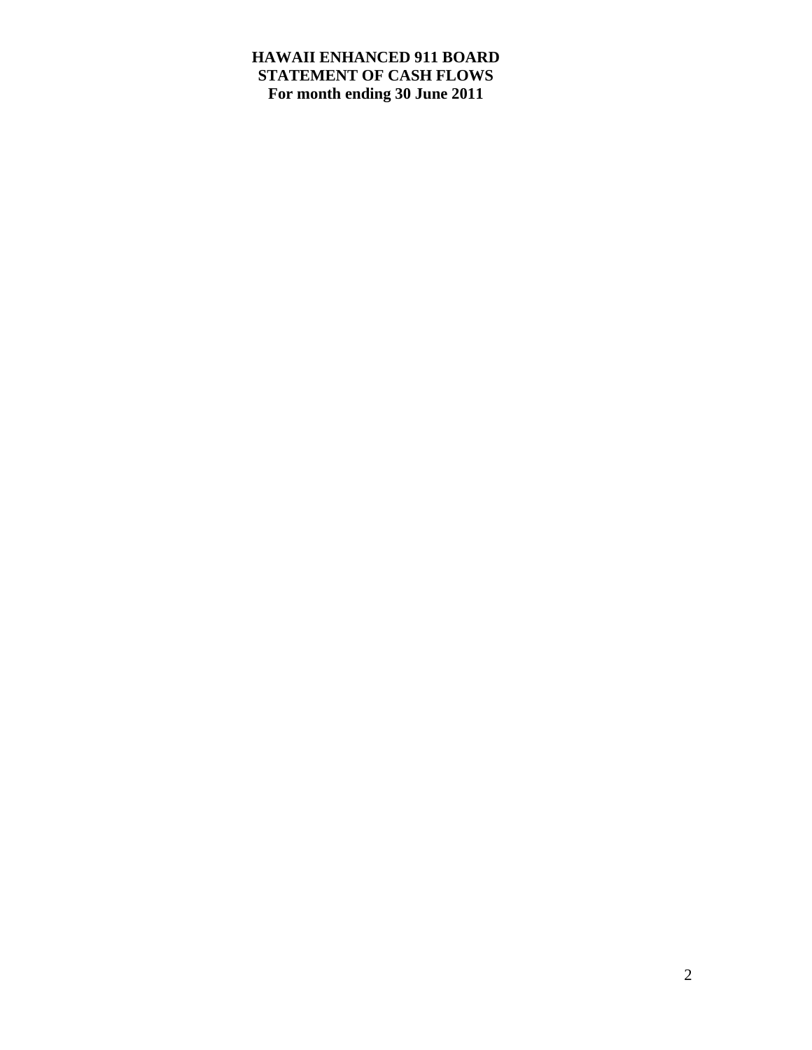**HAWAII ENHANCED 911 BOARD**
**STATEMENT OF CASH FLOWS**
**For month ending 30 June 2011**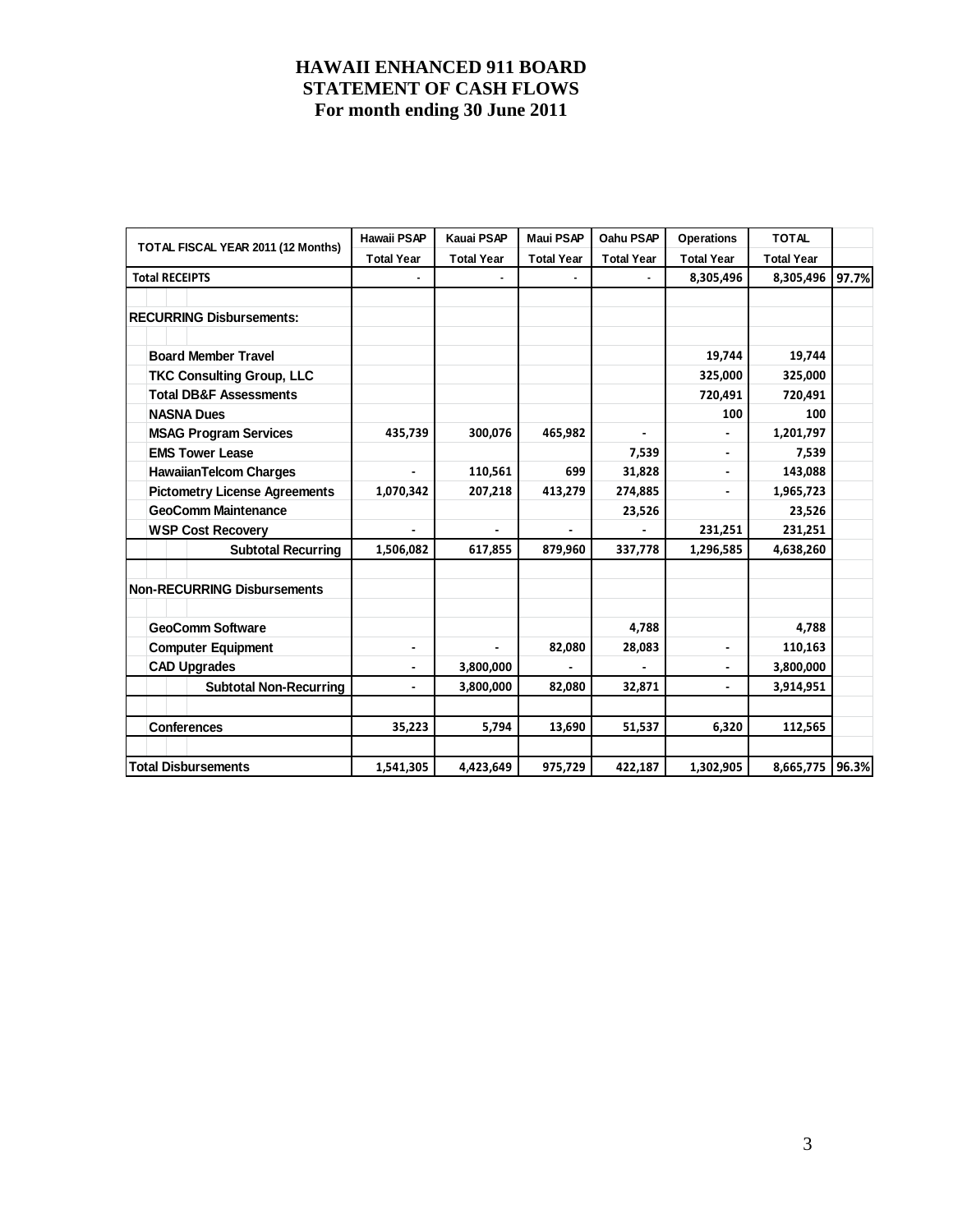# HAWAII ENHANCED 911 BOARD
# STATEMENT OF CASH FLOWS
# For month ending 30 June 2011

| TOTAL FISCAL YEAR 2011 (12 Months) | Hawaii PSAP | Kauai PSAP | Maui PSAP | Oahu PSAP | Operations | TOTAL | |
|---|---|---|---|---|---|---|---|
| | Total Year | Total Year | Total Year | Total Year | Total Year | Total Year | |
| **Total RECEIPTS** | - | - | - | - | 8,305,496 | 8,305,496 | 97.7% |
| | | | | | | | |
| **RECURRING Disbursements:** | | | | | | | |
| | | | | | | | |
| **Board Member Travel** | | | | | 19,744 | 19,744 | |
| **TKC Consulting Group, LLC** | | | | | 325,000 | 325,000 | |
| **Total DB&F Assessments** | | | | | 720,491 | 720,491 | |
| **NASNA Dues** | | | | | 100 | 100 | |
| **MSAG Program Services** | 435,739 | 300,076 | 465,982 | - | - | 1,201,797 | |
| **EMS Tower Lease** | | | | 7,539 | - | 7,539 | |
| **HawaiianTelcom Charges** | - | 110,561 | 699 | 31,828 | - | 143,088 | |
| **Pictometry License Agreements** | 1,070,342 | 207,218 | 413,279 | 274,885 | - | 1,965,723 | |
| **GeoComm Maintenance** | | | | 23,526 | | 23,526 | |
| **WSP Cost Recovery** | - | - | - | - | 231,251 | 231,251 | |
| **Subtotal Recurring** | 1,506,082 | 617,855 | 879,960 | 337,778 | 1,296,585 | 4,638,260 | |
| | | | | | | | |
| **Non-RECURRING Disbursements** | | | | | | | |
| | | | | | | | |
| **GeoComm Software** | | | | 4,788 | | 4,788 | |
| **Computer Equipment** | - | - | 82,080 | 28,083 | - | 110,163 | |
| **CAD Upgrades** | - | 3,800,000 | - | - | - | 3,800,000 | |
| **Subtotal Non-Recurring** | - | 3,800,000 | 82,080 | 32,871 | - | 3,914,951 | |
| | | | | | | | |
| **Conferences** | 35,223 | 5,794 | 13,690 | 51,537 | 6,320 | 112,565 | |
| | | | | | | | |
| **Total Disbursements** | 1,541,305 | 4,423,649 | 975,729 | 422,187 | 1,302,905 | 8,665,775 | 96.3% |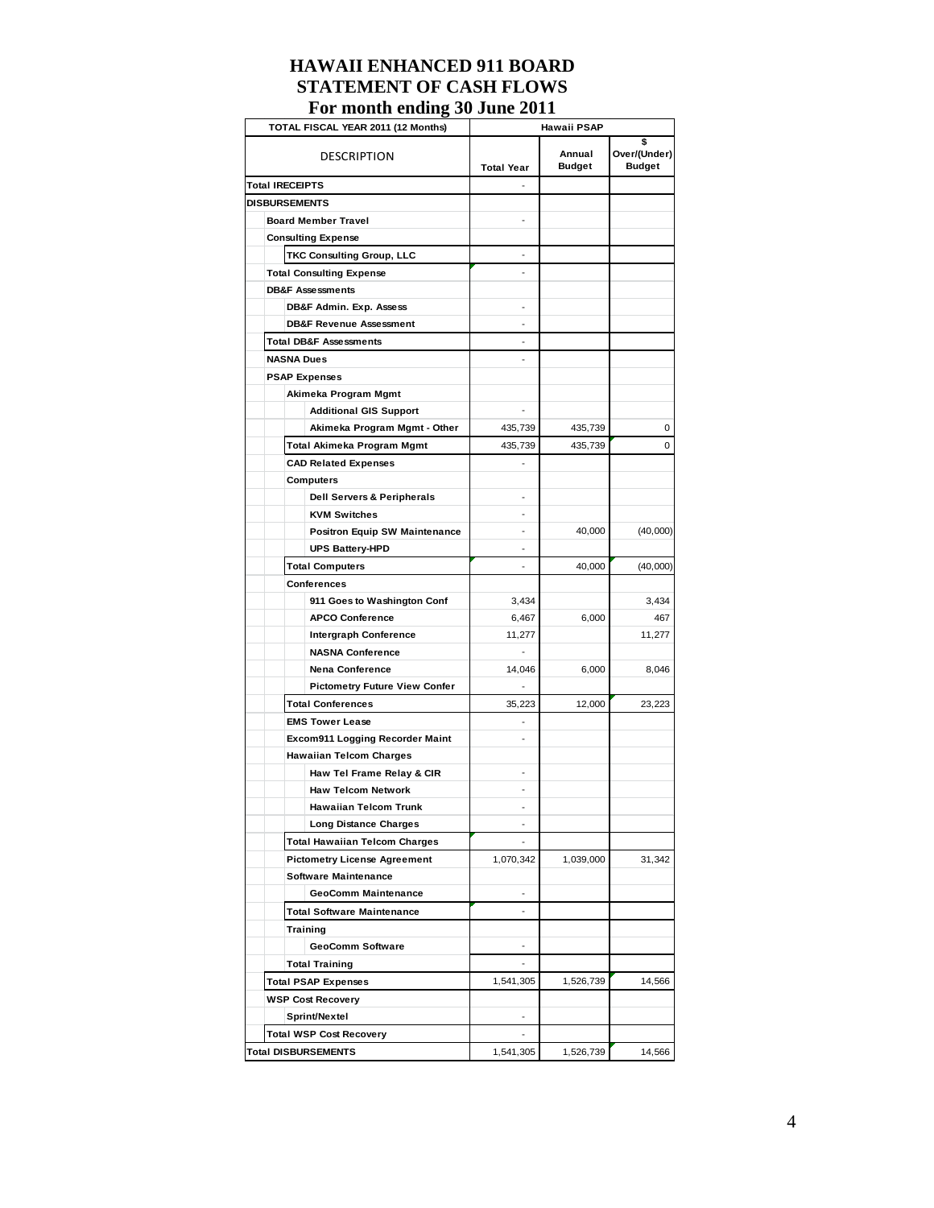# HAWAII ENHANCED 911 BOARD
# STATEMENT OF CASH FLOWS
# For month ending 30 June 2011

| TOTAL FISCAL YEAR 2011 (12 Months) | Hawaii PSAP | | |
|---|---|---|---|
| DESCRIPTION | Total Year | Annual Budget | $ Over/(Under) Budget |
| **Total IRECEIPTS** | - | | |
| **DISBURSEMENTS** | | | |
| Board Member Travel | - | | |
| Consulting Expense | | | |
| TKC Consulting Group, LLC | - | | |
| Total Consulting Expense | - | | |
| DB&F Assessments | | | |
| DB&F Admin. Exp. Assess | - | | |
| DB&F Revenue Assessment | - | | |
| Total DB&F Assessments | - | | |
| NASNA Dues | - | | |
| PSAP Expenses | | | |
| Akimeka Program Mgmt | | | |
| Additional GIS Support | - | | |
| Akimeka Program Mgmt - Other | 435,739 | 435,739 | 0 |
| Total Akimeka Program Mgmt | 435,739 | 435,739 | 0 |
| CAD Related Expenses | - | | |
| Computers | | | |
| Dell Servers & Peripherals | - | | |
| KVM Switches | - | | |
| Positron Equip SW Maintenance | - | 40,000 | (40,000) |
| UPS Battery-HPD | - | | |
| Total Computers | - | 40,000 | (40,000) |
| Conferences | | | |
| 911 Goes to Washington Conf | 3,434 | | 3,434 |
| APCO Conference | 6,467 | 6,000 | 467 |
| Intergraph Conference | 11,277 | | 11,277 |
| NASNA Conference | - | | |
| Nena Conference | 14,046 | 6,000 | 8,046 |
| Pictometry Future View Confer | - | | |
| Total Conferences | 35,223 | 12,000 | 23,223 |
| EMS Tower Lease | - | | |
| Excom911 Logging Recorder Maint | - | | |
| Hawaiian Telcom Charges | | | |
| Haw Tel Frame Relay & CIR | - | | |
| Haw Telcom Network | - | | |
| Hawaiian Telcom Trunk | - | | |
| Long Distance Charges | - | | |
| Total Hawaiian Telcom Charges | - | | |
| Pictometry License Agreement | 1,070,342 | 1,039,000 | 31,342 |
| Software Maintenance | | | |
| GeoComm Maintenance | - | | |
| Total Software Maintenance | - | | |
| Training | | | |
| GeoComm Software | - | | |
| Total Training | - | | |
| Total PSAP Expenses | 1,541,305 | 1,526,739 | 14,566 |
| WSP Cost Recovery | | | |
| Sprint/Nextel | - | | |
| Total WSP Cost Recovery | - | | |
| **Total DISBURSEMENTS** | 1,541,305 | 1,526,739 | 14,566 |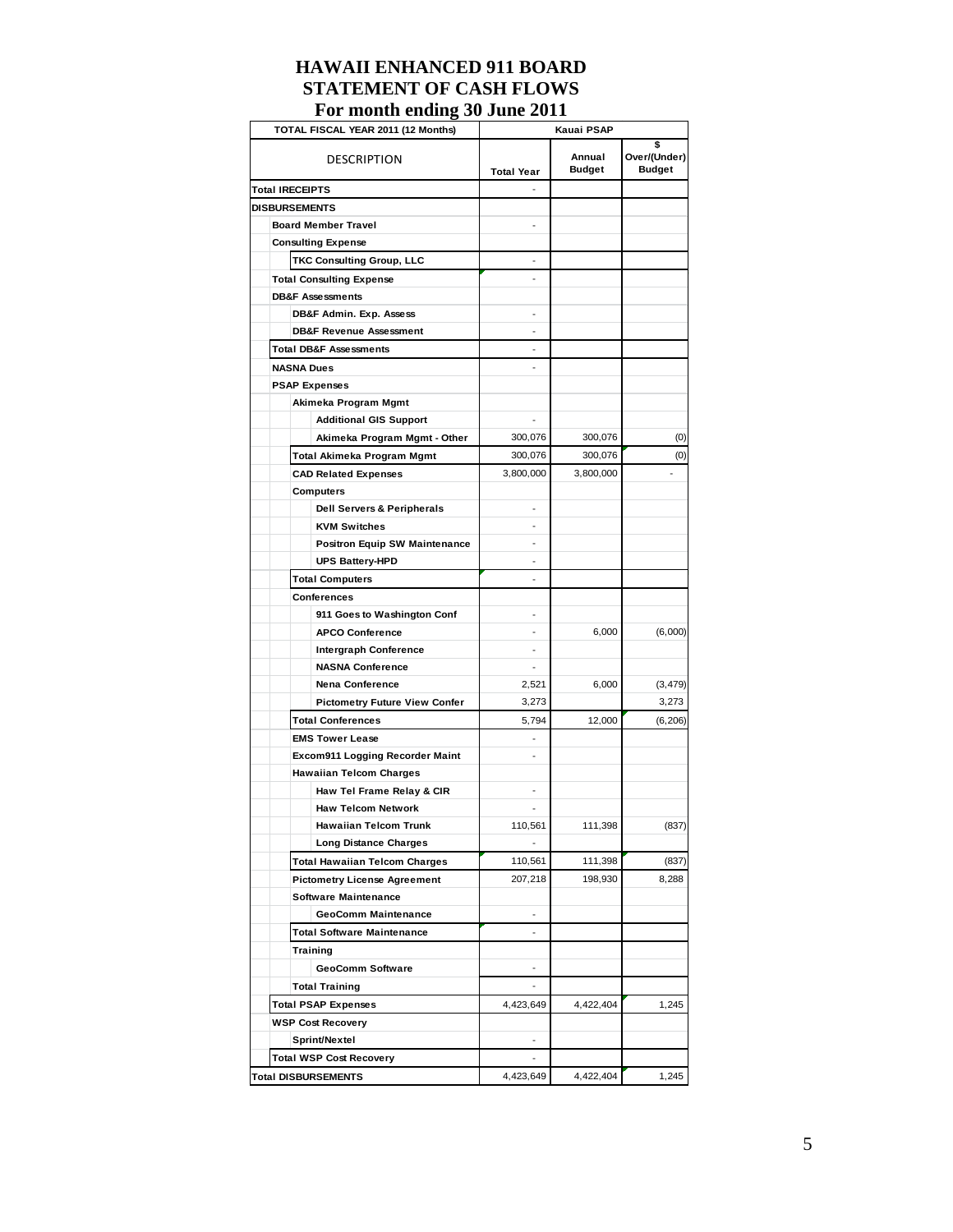# HAWAII ENHANCED 911 BOARD
# STATEMENT OF CASH FLOWS
# For month ending 30 June 2011

| TOTAL FISCAL YEAR 2011 (12 Months) | Kauai PSAP | | |
|---|---|---|---|
| DESCRIPTION | Total Year | Annual Budget | $ Over/(Under) Budget |
| **Total IRECEIPTS** | - | | |
| **DISBURSEMENTS** | | | |
| Board Member Travel | - | | |
| Consulting Expense | | | |
| TKC Consulting Group, LLC | - | | |
| Total Consulting Expense | - | | |
| DB&F Assessments | | | |
| DB&F Admin. Exp. Assess | - | | |
| DB&F Revenue Assessment | - | | |
| Total DB&F Assessments | - | | |
| NASNA Dues | - | | |
| PSAP Expenses | | | |
| Akimeka Program Mgmt | | | |
| Additional GIS Support | - | | |
| Akimeka Program Mgmt - Other | 300,076 | 300,076 | (0) |
| Total Akimeka Program Mgmt | 300,076 | 300,076 | (0) |
| CAD Related Expenses | 3,800,000 | 3,800,000 | - |
| Computers | | | |
| Dell Servers & Peripherals | - | | |
| KVM Switches | - | | |
| Positron Equip SW Maintenance | - | | |
| UPS Battery-HPD | - | | |
| Total Computers | - | | |
| Conferences | | | |
| 911 Goes to Washington Conf | - | | |
| APCO Conference | - | 6,000 | (6,000) |
| Intergraph Conference | - | | |
| NASNA Conference | - | | |
| Nena Conference | 2,521 | 6,000 | (3,479) |
| Pictometry Future View Confer | 3,273 | | 3,273 |
| Total Conferences | 5,794 | 12,000 | (6,206) |
| EMS Tower Lease | - | | |
| Excom911 Logging Recorder Maint | - | | |
| Hawaiian Telcom Charges | | | |
| Haw Tel Frame Relay & CIR | - | | |
| Haw Telcom Network | - | | |
| Hawaiian Telcom Trunk | 110,561 | 111,398 | (837) |
| Long Distance Charges | - | | |
| Total Hawaiian Telcom Charges | 110,561 | 111,398 | (837) |
| Pictometry License Agreement | 207,218 | 198,930 | 8,288 |
| Software Maintenance | | | |
| GeoComm Maintenance | - | | |
| Total Software Maintenance | - | | |
| Training | | | |
| GeoComm Software | - | | |
| Total Training | - | | |
| Total PSAP Expenses | 4,423,649 | 4,422,404 | 1,245 |
| WSP Cost Recovery | | | |
| Sprint/Nextel | - | | |
| Total WSP Cost Recovery | - | | |
| **Total DISBURSEMENTS** | 4,423,649 | 4,422,404 | 1,245 |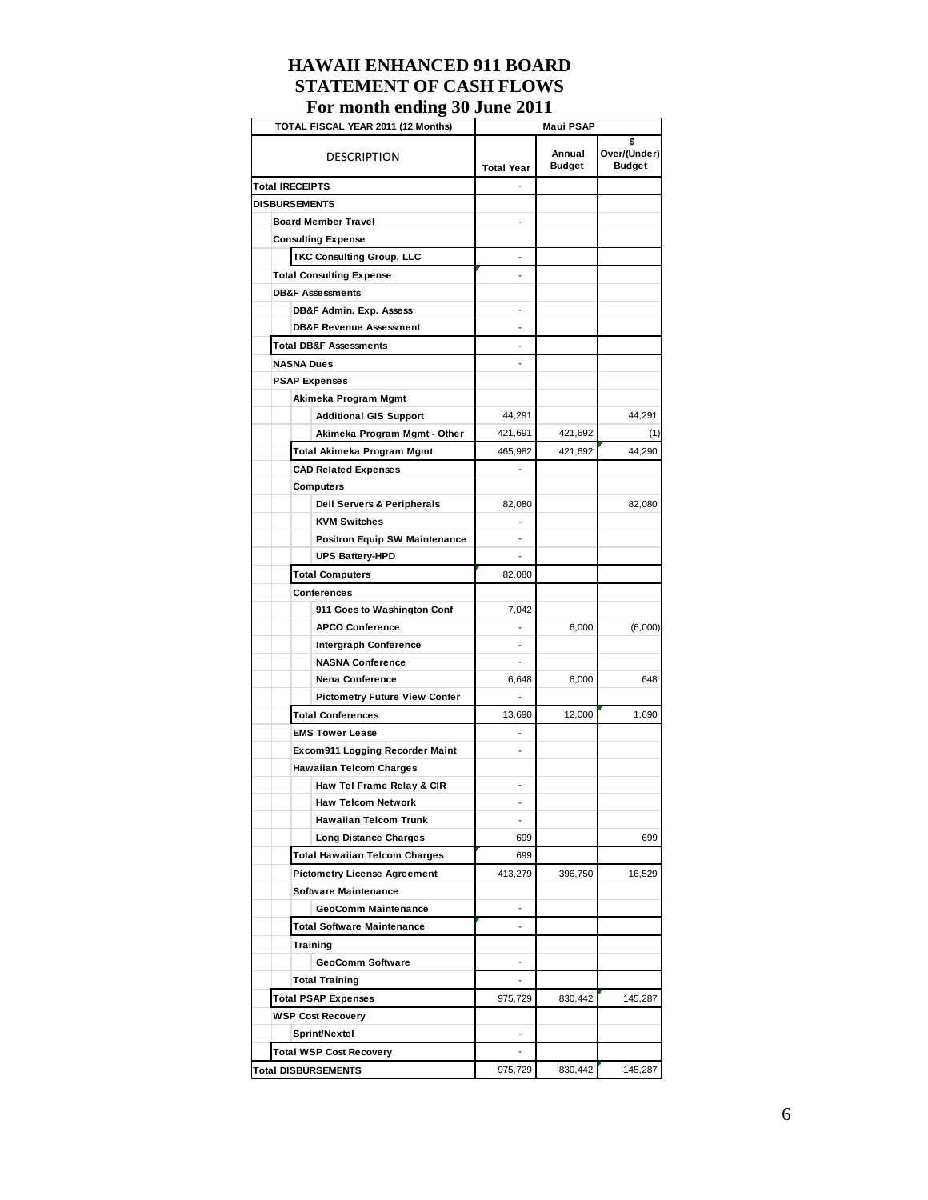# HAWAII ENHANCED 911 BOARD
## STATEMENT OF CASH FLOWS
## For month ending 30 June 2011

| TOTAL FISCAL YEAR 2011 (12 Months) | Maui PSAP | | |
|---|---|---|---|
| DESCRIPTION | Total Year | Annual Budget | $ Over/(Under) Budget |
| **Total IRECEIPTS** | - | | |
| **DISBURSEMENTS** | | | |
| Board Member Travel | - | | |
| Consulting Expense | | | |
| TKC Consulting Group, LLC | - | | |
| Total Consulting Expense | - | | |
| DB&F Assessments | | | |
| DB&F Admin. Exp. Assess | - | | |
| DB&F Revenue Assessment | - | | |
| Total DB&F Assessments | - | | |
| NASNA Dues | - | | |
| PSAP Expenses | | | |
| Akimeka Program Mgmt | | | |
| Additional GIS Support | 44,291 | | 44,291 |
| Akimeka Program Mgmt - Other | 421,691 | 421,692 | (1) |
| Total Akimeka Program Mgmt | 465,982 | 421,692 | 44,290 |
| CAD Related Expenses | - | | |
| Computers | | | |
| Dell Servers & Peripherals | 82,080 | | 82,080 |
| KVM Switches | - | | |
| Positron Equip SW Maintenance | - | | |
| UPS Battery-HPD | - | | |
| Total Computers | 82,080 | | |
| Conferences | | | |
| 911 Goes to Washington Conf | 7,042 | | |
| APCO Conference | - | 6,000 | (6,000) |
| Intergraph Conference | - | | |
| NASNA Conference | - | | |
| Nena Conference | 6,648 | 6,000 | 648 |
| Pictometry Future View Confer | - | | |
| Total Conferences | 13,690 | 12,000 | 1,690 |
| EMS Tower Lease | - | | |
| Excom911 Logging Recorder Maint | - | | |
| Hawaiian Telcom Charges | | | |
| Haw Tel Frame Relay & CIR | - | | |
| Haw Telcom Network | - | | |
| Hawaiian Telcom Trunk | - | | |
| Long Distance Charges | 699 | | 699 |
| Total Hawaiian Telcom Charges | 699 | | |
| Pictometry License Agreement | 413,279 | 396,750 | 16,529 |
| Software Maintenance | | | |
| GeoComm Maintenance | - | | |
| Total Software Maintenance | - | | |
| Training | | | |
| GeoComm Software | - | | |
| Total Training | - | | |
| Total PSAP Expenses | 975,729 | 830,442 | 145,287 |
| WSP Cost Recovery | | | |
| Sprint/Nextel | - | | |
| Total WSP Cost Recovery | - | | |
| **Total DISBURSEMENTS** | 975,729 | 830,442 | 145,287 |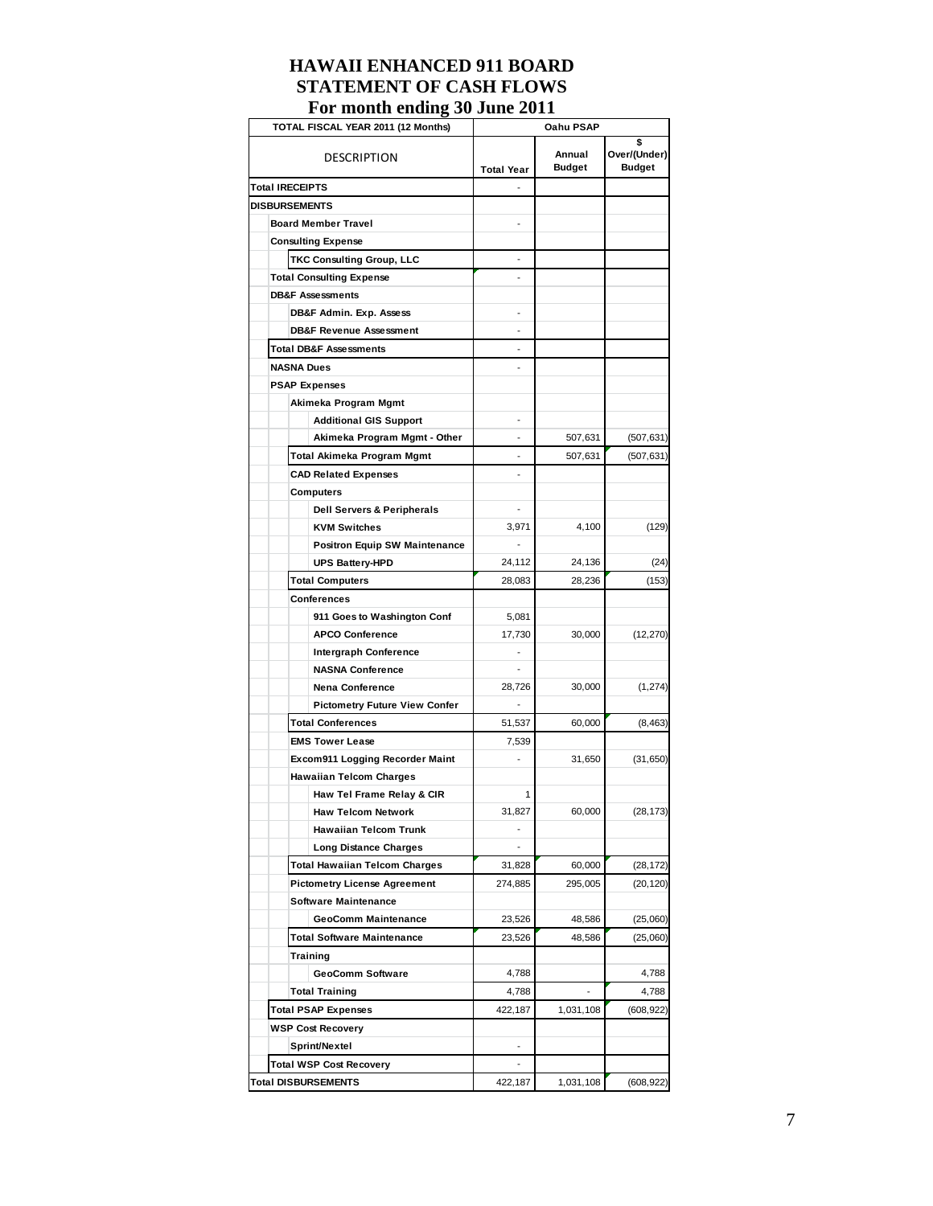# HAWAII ENHANCED 911 BOARD
# STATEMENT OF CASH FLOWS
# For month ending 30 June 2011

| TOTAL FISCAL YEAR 2011 (12 Months) | Oahu PSAP | | |
|---|---|---|---|
| DESCRIPTION | Total Year | Annual Budget | $ Over/(Under) Budget |
| **Total IRECEIPTS** | - | | |
| **DISBURSEMENTS** | | | |
| Board Member Travel | - | | |
| Consulting Expense | | | |
| TKC Consulting Group, LLC | - | | |
| Total Consulting Expense | - | | |
| DB&F Assessments | | | |
| DB&F Admin. Exp. Assess | - | | |
| DB&F Revenue Assessment | - | | |
| Total DB&F Assessments | - | | |
| NASNA Dues | - | | |
| PSAP Expenses | | | |
| Akimeka Program Mgmt | | | |
| Additional GIS Support | - | | |
| Akimeka Program Mgmt - Other | - | 507,631 | (507,631) |
| Total Akimeka Program Mgmt | - | 507,631 | (507,631) |
| CAD Related Expenses | - | | |
| Computers | | | |
| Dell Servers & Peripherals | - | | |
| KVM Switches | 3,971 | 4,100 | (129) |
| Positron Equip SW Maintenance | - | | |
| UPS Battery-HPD | 24,112 | 24,136 | (24) |
| Total Computers | 28,083 | 28,236 | (153) |
| Conferences | | | |
| 911 Goes to Washington Conf | 5,081 | | |
| APCO Conference | 17,730 | 30,000 | (12,270) |
| Intergraph Conference | - | | |
| NASNA Conference | - | | |
| Nena Conference | 28,726 | 30,000 | (1,274) |
| Pictometry Future View Confer | - | | |
| Total Conferences | 51,537 | 60,000 | (8,463) |
| EMS Tower Lease | 7,539 | | |
| Excom911 Logging Recorder Maint | - | 31,650 | (31,650) |
| Hawaiian Telcom Charges | | | |
| Haw Tel Frame Relay & CIR | 1 | | |
| Haw Telcom Network | 31,827 | 60,000 | (28,173) |
| Hawaiian Telcom Trunk | - | | |
| Long Distance Charges | - | | |
| Total Hawaiian Telcom Charges | 31,828 | 60,000 | (28,172) |
| Pictometry License Agreement | 274,885 | 295,005 | (20,120) |
| Software Maintenance | | | |
| GeoComm Maintenance | 23,526 | 48,586 | (25,060) |
| Total Software Maintenance | 23,526 | 48,586 | (25,060) |
| Training | | | |
| GeoComm Software | 4,788 | | 4,788 |
| Total Training | 4,788 | - | 4,788 |
| Total PSAP Expenses | 422,187 | 1,031,108 | (608,922) |
| WSP Cost Recovery | | | |
| Sprint/Nextel | - | | |
| Total WSP Cost Recovery | - | | |
| **Total DISBURSEMENTS** | 422,187 | 1,031,108 | (608,922) |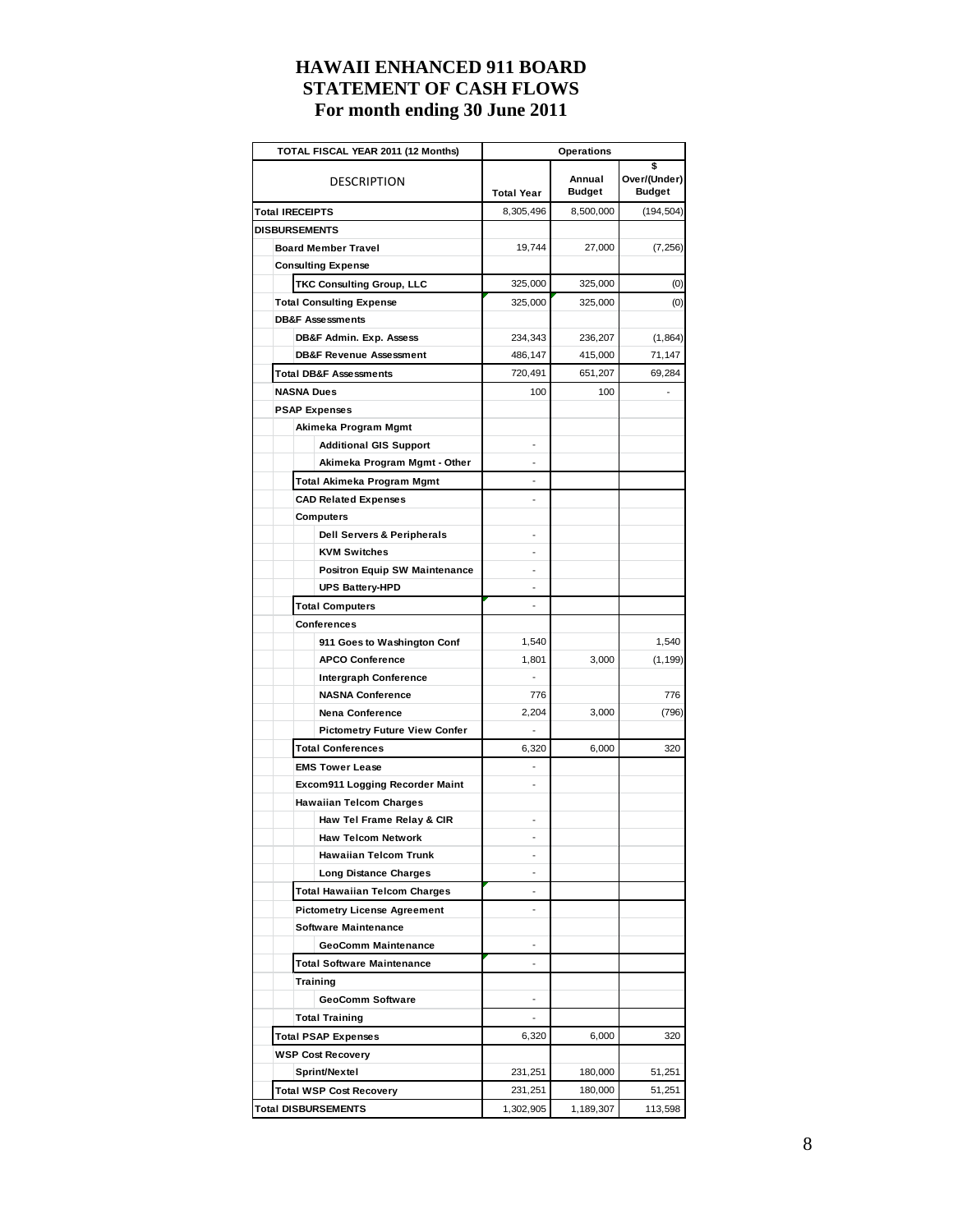# HAWAII ENHANCED 911 BOARD
# STATEMENT OF CASH FLOWS
# For month ending 30 June 2011

| TOTAL FISCAL YEAR 2011 (12 Months) | Operations | | |
|---|---|---|---|
| DESCRIPTION | Total Year | Annual Budget | $ Over/(Under) Budget |
| **Total IRECEIPTS** | 8,305,496 | 8,500,000 | (194,504) |
| **DISBURSEMENTS** | | | |
| Board Member Travel | 19,744 | 27,000 | (7,256) |
| Consulting Expense | | | |
| TKC Consulting Group, LLC | 325,000 | 325,000 | (0) |
| Total Consulting Expense | 325,000 | 325,000 | (0) |
| DB&F Assessments | | | |
| DB&F Admin. Exp. Assess | 234,343 | 236,207 | (1,864) |
| DB&F Revenue Assessment | 486,147 | 415,000 | 71,147 |
| Total DB&F Assessments | 720,491 | 651,207 | 69,284 |
| NASNA Dues | 100 | 100 | - |
| PSAP Expenses | | | |
| Akimeka Program Mgmt | | | |
| Additional GIS Support | - | | |
| Akimeka Program Mgmt - Other | - | | |
| Total Akimeka Program Mgmt | - | | |
| CAD Related Expenses | - | | |
| Computers | | | |
| Dell Servers & Peripherals | - | | |
| KVM Switches | - | | |
| Positron Equip SW Maintenance | - | | |
| UPS Battery-HPD | - | | |
| Total Computers | - | | |
| Conferences | | | |
| 911 Goes to Washington Conf | 1,540 | | 1,540 |
| APCO Conference | 1,801 | 3,000 | (1,199) |
| Intergraph Conference | - | | |
| NASNA Conference | 776 | | 776 |
| Nena Conference | 2,204 | 3,000 | (796) |
| Pictometry Future View Confer | - | | |
| Total Conferences | 6,320 | 6,000 | 320 |
| EMS Tower Lease | - | | |
| Excom911 Logging Recorder Maint | - | | |
| Hawaiian Telcom Charges | | | |
| Haw Tel Frame Relay & CIR | - | | |
| Haw Telcom Network | - | | |
| Hawaiian Telcom Trunk | - | | |
| Long Distance Charges | - | | |
| Total Hawaiian Telcom Charges | - | | |
| Pictometry License Agreement | - | | |
| Software Maintenance | | | |
| GeoComm Maintenance | - | | |
| Total Software Maintenance | - | | |
| Training | | | |
| GeoComm Software | - | | |
| Total Training | - | | |
| Total PSAP Expenses | 6,320 | 6,000 | 320 |
| WSP Cost Recovery | | | |
| Sprint/Nextel | 231,251 | 180,000 | 51,251 |
| Total WSP Cost Recovery | 231,251 | 180,000 | 51,251 |
| **Total DISBURSEMENTS** | 1,302,905 | 1,189,307 | 113,598 |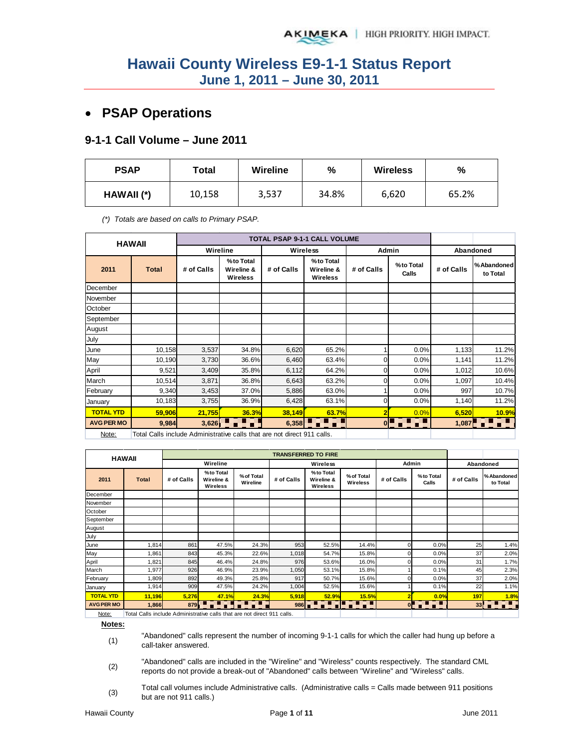# Hawaii County Wireless E9-1-1 Status Report
## June 1, 2011 – June 30, 2011

- ## PSAP Operations

### 9-1-1 Call Volume – June 2011

| PSAP | Total | Wireline | % | Wireless | % |
|---|---|---|---|---|---|
| HAWAII (*) | 10,158 | 3,537 | 34.8% | 6,620 | 65.2% |

*(\*) Totals are based on calls to Primary PSAP.*

| HAWAII | | TOTAL PSAP 9-1-1 CALL VOLUME | | | | | | | |
|---|---|---|---|---|---|---|---|---|---|
| | | Wireline | | Wireless | | Admin | | Abandoned | |
| 2011 | Total | # of Calls | % to Total Wireline & Wireless | # of Calls | % to Total Wireline & Wireless | # of Calls | % to Total Calls | # of Calls | % Abandoned to Total |
| December | | | | | | | | | |
| November | | | | | | | | | |
| October | | | | | | | | | |
| September | | | | | | | | | |
| August | | | | | | | | | |
| July | | | | | | | | | |
| June | 10,158 | 3,537 | 34.8% | 6,620 | 65.2% | 1 | 0.0% | 1,133 | 11.2% |
| May | 10,190 | 3,730 | 36.6% | 6,460 | 63.4% | 0 | 0.0% | 1,141 | 11.2% |
| April | 9,521 | 3,409 | 35.8% | 6,112 | 64.2% | 0 | 0.0% | 1,012 | 10.6% |
| March | 10,514 | 3,871 | 36.8% | 6,643 | 63.2% | 0 | 0.0% | 1,097 | 10.4% |
| February | 9,340 | 3,453 | 37.0% | 5,886 | 63.0% | 1 | 0.0% | 997 | 10.7% |
| January | 10,183 | 3,755 | 36.9% | 6,428 | 63.1% | 0 | 0.0% | 1,140 | 11.2% |
| TOTAL YTD | 59,906 | 21,755 | 36.3% | 38,149 | 63.7% | 2 | 0.0% | 6,520 | 10.9% |
| AVG PER MO | 9,984 | 3,626 | | 6,358 | | 0 | | 1,087 | |

Note: Total Calls include Administrative calls that are not direct 911 calls.

| HAWAII | | TRANSFERRED TO FIRE | | | | | | | | | |
|---|---|---|---|---|---|---|---|---|---|---|---|
| | | Wireline | | | Wireless | | | Admin | | Abandoned | |
| 2011 | Total | # of Calls | % to Total Wireline & Wireless | % of Total Wireline | # of Calls | % to Total Wireline & Wireless | % of Total Wireless | # of Calls | % to Total Calls | # of Calls | % Abandoned to Total |
| December | | | | | | | | | | | |
| November | | | | | | | | | | | |
| October | | | | | | | | | | | |
| September | | | | | | | | | | | |
| August | | | | | | | | | | | |
| July | | | | | | | | | | | |
| June | 1,814 | 861 | 47.5% | 24.3% | 953 | 52.5% | 14.4% | 0 | 0.0% | 25 | 1.4% |
| May | 1,861 | 843 | 45.3% | 22.6% | 1,018 | 54.7% | 15.8% | 0 | 0.0% | 37 | 2.0% |
| April | 1,821 | 845 | 46.4% | 24.8% | 976 | 53.6% | 16.0% | 0 | 0.0% | 31 | 1.7% |
| March | 1,977 | 926 | 46.9% | 23.9% | 1,050 | 53.1% | 15.8% | 1 | 0.1% | 45 | 2.3% |
| February | 1,809 | 892 | 49.3% | 25.8% | 917 | 50.7% | 15.6% | 0 | 0.0% | 37 | 2.0% |
| January | 1,914 | 909 | 47.5% | 24.2% | 1,004 | 52.5% | 15.6% | 1 | 0.1% | 22 | 1.1% |
| TOTAL YTD | 11,196 | 5,276 | 47.1% | 24.3% | 5,918 | 52.9% | 15.5% | 2 | 0.0% | 197 | 1.8% |
| AVG PER MO | 1,866 | 879 | | | 986 | | | 0 | | 33 | |

Note: Total Calls include Administrative calls that are not direct 911 calls.

**Notes:**

(1) "Abandoned" calls represent the number of incoming 9-1-1 calls for which the caller had hung up before a call-taker answered.

(2) "Abandoned" calls are included in the "Wireline" and "Wireless" counts respectively. The standard CML reports do not provide a break-out of "Abandoned" calls between "Wireline" and "Wireless" calls.

(3) Total call volumes include Administrative calls. (Administrative calls = Calls made between 911 positions but are not 911 calls.)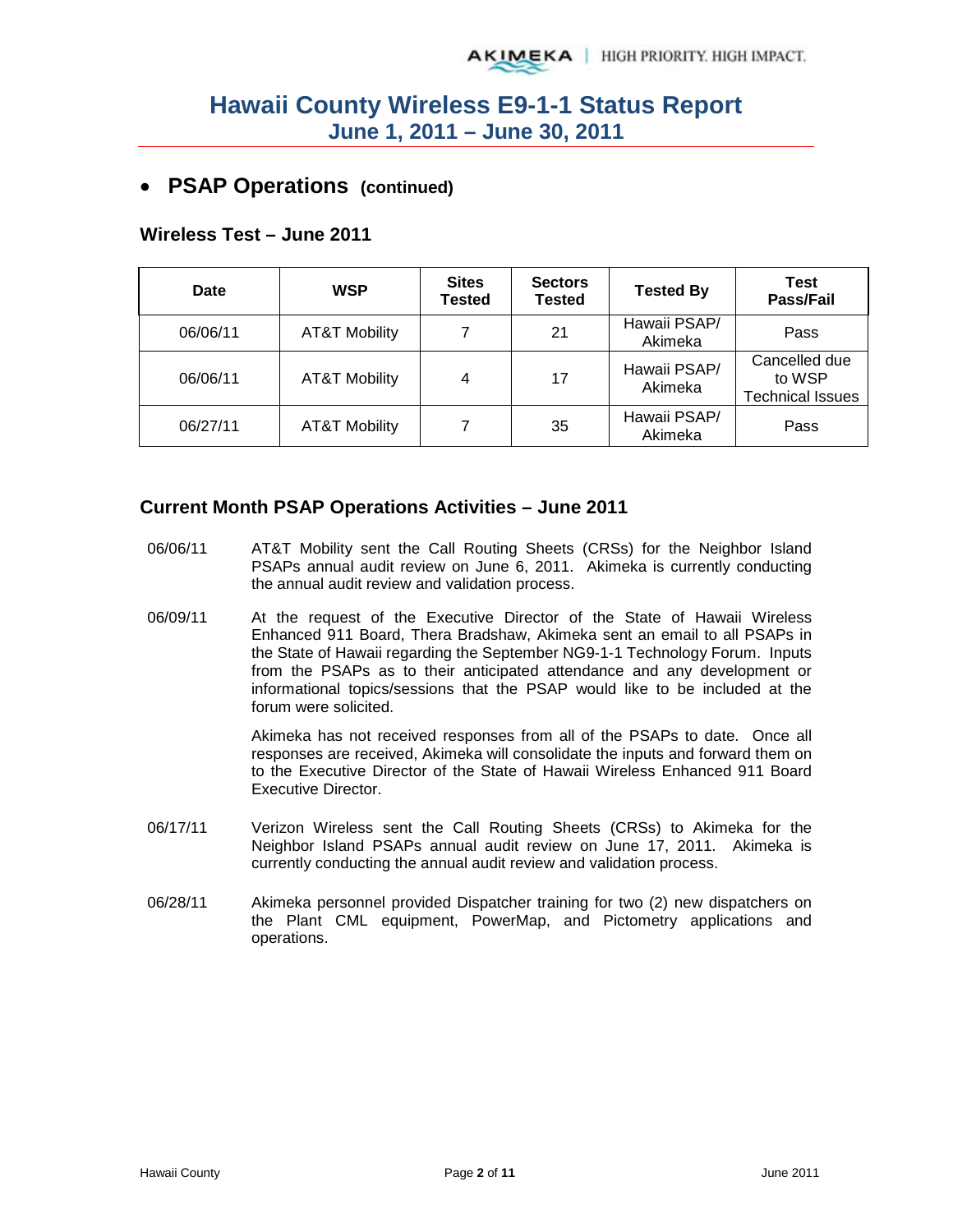# Hawaii County Wireless E9-1-1 Status Report
## June 1, 2011 – June 30, 2011

- **PSAP Operations (continued)**

### Wireless Test – June 2011

| Date | WSP | Sites Tested | Sectors Tested | Tested By | Test Pass/Fail |
|---|---|---|---|---|---|
| 06/06/11 | AT&T Mobility | 7 | 21 | Hawaii PSAP/ Akimeka | Pass |
| 06/06/11 | AT&T Mobility | 4 | 17 | Hawaii PSAP/ Akimeka | Cancelled due to WSP Technical Issues |
| 06/27/11 | AT&T Mobility | 7 | 35 | Hawaii PSAP/ Akimeka | Pass |

### Current Month PSAP Operations Activities – June 2011

06/06/11 AT&T Mobility sent the Call Routing Sheets (CRSs) for the Neighbor Island PSAPs annual audit review on June 6, 2011. Akimeka is currently conducting the annual audit review and validation process.

06/09/11 At the request of the Executive Director of the State of Hawaii Wireless Enhanced 911 Board, Thera Bradshaw, Akimeka sent an email to all PSAPs in the State of Hawaii regarding the September NG9-1-1 Technology Forum. Inputs from the PSAPs as to their anticipated attendance and any development or informational topics/sessions that the PSAP would like to be included at the forum were solicited.

Akimeka has not received responses from all of the PSAPs to date. Once all responses are received, Akimeka will consolidate the inputs and forward them on to the Executive Director of the State of Hawaii Wireless Enhanced 911 Board Executive Director.

06/17/11 Verizon Wireless sent the Call Routing Sheets (CRSs) to Akimeka for the Neighbor Island PSAPs annual audit review on June 17, 2011. Akimeka is currently conducting the annual audit review and validation process.

06/28/11 Akimeka personnel provided Dispatcher training for two (2) new dispatchers on the Plant CML equipment, PowerMap, and Pictometry applications and operations.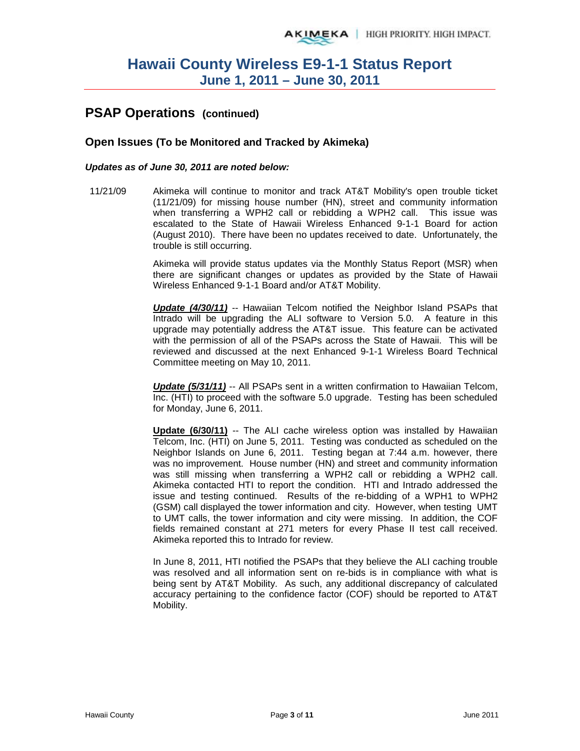## PSAP Operations (continued)

### Open Issues (To be Monitored and Tracked by Akimeka)

***Updates as of June 30, 2011 are noted below:***

11/21/09 Akimeka will continue to monitor and track AT&T Mobility's open trouble ticket (11/21/09) for missing house number (HN), street and community information when transferring a WPH2 call or rebidding a WPH2 call. This issue was escalated to the State of Hawaii Wireless Enhanced 9-1-1 Board for action (August 2010). There have been no updates received to date. Unfortunately, the trouble is still occurring.

Akimeka will provide status updates via the Monthly Status Report (MSR) when there are significant changes or updates as provided by the State of Hawaii Wireless Enhanced 9-1-1 Board and/or AT&T Mobility.

***Update (4/30/11)*** -- Hawaiian Telcom notified the Neighbor Island PSAPs that Intrado will be upgrading the ALI software to Version 5.0. A feature in this upgrade may potentially address the AT&T issue. This feature can be activated with the permission of all of the PSAPs across the State of Hawaii. This will be reviewed and discussed at the next Enhanced 9-1-1 Wireless Board Technical Committee meeting on May 10, 2011.

***Update (5/31/11)*** -- All PSAPs sent in a written confirmation to Hawaiian Telcom, Inc. (HTI) to proceed with the software 5.0 upgrade. Testing has been scheduled for Monday, June 6, 2011.

**Update (6/30/11)** -- The ALI cache wireless option was installed by Hawaiian Telcom, Inc. (HTI) on June 5, 2011. Testing was conducted as scheduled on the Neighbor Islands on June 6, 2011. Testing began at 7:44 a.m. however, there was no improvement. House number (HN) and street and community information was still missing when transferring a WPH2 call or rebidding a WPH2 call. Akimeka contacted HTI to report the condition. HTI and Intrado addressed the issue and testing continued. Results of the re-bidding of a WPH1 to WPH2 (GSM) call displayed the tower information and city. However, when testing UMT to UMT calls, the tower information and city were missing. In addition, the COF fields remained constant at 271 meters for every Phase II test call received. Akimeka reported this to Intrado for review.

In June 8, 2011, HTI notified the PSAPs that they believe the ALI caching trouble was resolved and all information sent on re-bids is in compliance with what is being sent by AT&T Mobility. As such, any additional discrepancy of calculated accuracy pertaining to the confidence factor (COF) should be reported to AT&T Mobility.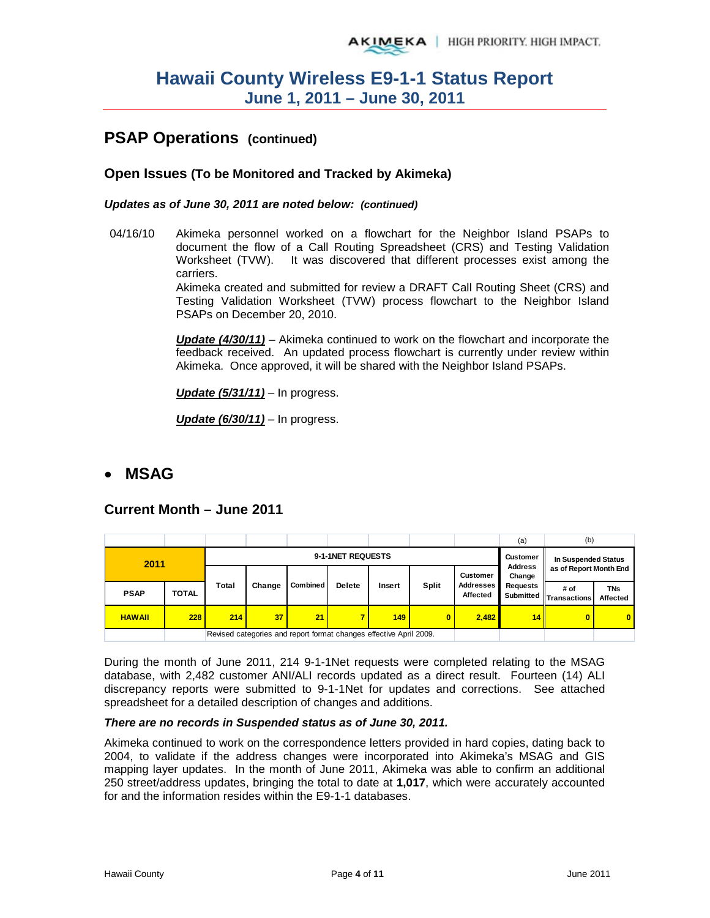# Hawaii County Wireless E9-1-1 Status Report
## June 1, 2011 – June 30, 2011

## PSAP Operations (continued)

### Open Issues (To be Monitored and Tracked by Akimeka)

***Updates as of June 30, 2011 are noted below: (continued)***

04/16/10 Akimeka personnel worked on a flowchart for the Neighbor Island PSAPs to document the flow of a Call Routing Spreadsheet (CRS) and Testing Validation Worksheet (TVW). It was discovered that different processes exist among the carriers.

Akimeka created and submitted for review a DRAFT Call Routing Sheet (CRS) and Testing Validation Worksheet (TVW) process flowchart to the Neighbor Island PSAPs on December 20, 2010.

***Update (4/30/11)*** – Akimeka continued to work on the flowchart and incorporate the feedback received. An updated process flowchart is currently under review within Akimeka. Once approved, it will be shared with the Neighbor Island PSAPs.

***Update (5/31/11)*** – In progress.

***Update (6/30/11)*** – In progress.

- **MSAG**

### Current Month – June 2011

| 2011 | | 9-1-1NET REQUESTS | | | | | | | (a) Customer Address Change Requests Submitted | (b) In Suspended Status as of Report Month End | |
|---|---|---|---|---|---|---|---|---|---|---|---|
| PSAP | TOTAL | Total | Change | Combined | Delete | Insert | Split | Customer Addresses Affected | | # of Transactions | TNs Affected |
| HAWAII | 228 | 214 | 37 | 21 | 7 | 149 | 0 | 2,482 | 14 | 0 | 0 |
| | | Revised categories and report format changes effective April 2009. | | | | | | | | | |

During the month of June 2011, 214 9-1-1Net requests were completed relating to the MSAG database, with 2,482 customer ANI/ALI records updated as a direct result. Fourteen (14) ALI discrepancy reports were submitted to 9-1-1Net for updates and corrections. See attached spreadsheet for a detailed description of changes and additions.

***There are no records in Suspended status as of June 30, 2011.***

Akimeka continued to work on the correspondence letters provided in hard copies, dating back to 2004, to validate if the address changes were incorporated into Akimeka's MSAG and GIS mapping layer updates. In the month of June 2011, Akimeka was able to confirm an additional 250 street/address updates, bringing the total to date at **1,017**, which were accurately accounted for and the information resides within the E9-1-1 databases.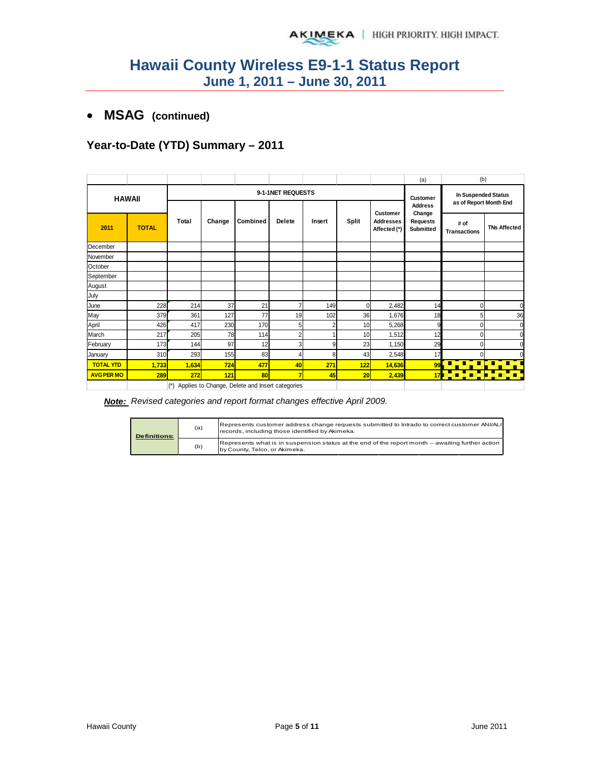# Hawaii County Wireless E9-1-1 Status Report
## June 1, 2011 – June 30, 2011

- **MSAG (continued)**

### Year-to-Date (YTD) Summary – 2011

| HAWAII | | 9-1-1NET REQUESTS | | | | | | | (a) Customer Address Change Requests Submitted | (b) In Suspended Status as of Report Month End | |
|---|---|---|---|---|---|---|---|---|---|---|---|
| 2011 | TOTAL | Total | Change | Combined | Delete | Insert | Split | Customer Addresses Affected (*) | | # of Transactions | TNs Affected |
| December | | | | | | | | | | | |
| November | | | | | | | | | | | |
| October | | | | | | | | | | | |
| September | | | | | | | | | | | |
| August | | | | | | | | | | | |
| July | | | | | | | | | | | |
| June | 228 | 214 | 37 | 21 | 7 | 149 | 0 | 2,482 | 14 | 0 | 0 |
| May | 379 | 361 | 127 | 77 | 19 | 102 | 36 | 1,676 | 18 | 5 | 36 |
| April | 426 | 417 | 230 | 170 | 5 | 2 | 10 | 5,268 | 9 | 0 | 0 |
| March | 217 | 205 | 78 | 114 | 2 | 1 | 10 | 1,512 | 12 | 0 | 0 |
| February | 173 | 144 | 97 | 12 | 3 | 9 | 23 | 1,150 | 29 | 0 | 0 |
| January | 310 | 293 | 155 | 83 | 4 | 8 | 43 | 2,548 | 17 | 0 | 0 |
| **TOTAL YTD** | **1,733** | **1,634** | **724** | **477** | **40** | **271** | **122** | **14,636** | **99** | | |
| **AVG PER MO** | **289** | **272** | **121** | **80** | **7** | **45** | **20** | **2,439** | **17** | | |

(*) Applies to Change, Delete and Insert categories

***Note:*** *Revised categories and report format changes effective April 2009.*

| Definitions: | | |
|---|---|---|
| | (a) | Represents customer address change requests submitted to Intrado to correct customer ANI/ALI records, including those identified by Akimeka. |
| | (b) | Represents what is in suspension status at the end of the report month -- awaiting further action by County, Telco, or Akimeka. |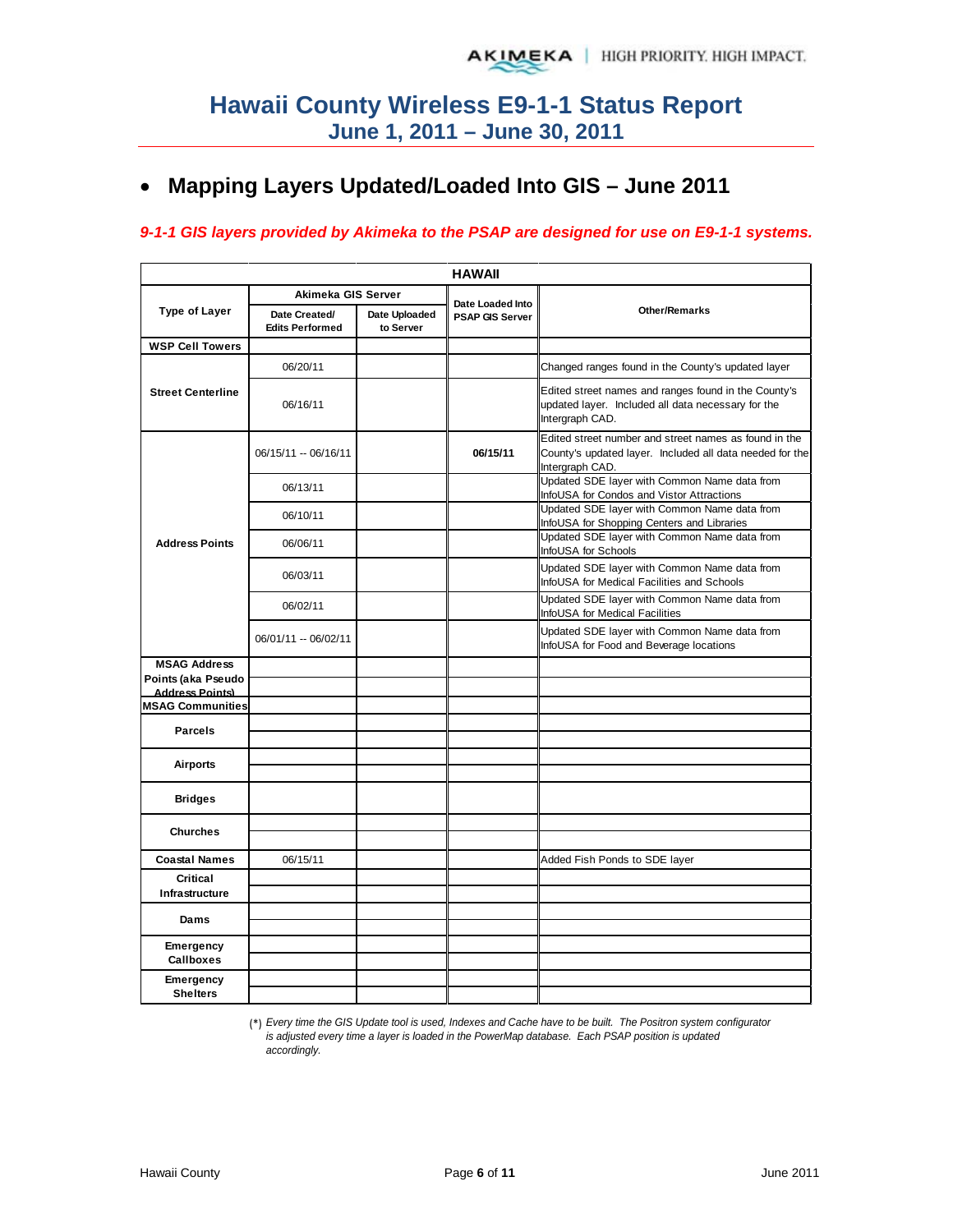# Hawaii County Wireless E9-1-1 Status Report
## June 1, 2011 – June 30, 2011

- **Mapping Layers Updated/Loaded Into GIS – June 2011**

***9-1-1 GIS layers provided by Akimeka to the PSAP are designed for use on E9-1-1 systems.***

| HAWAII | | | | |
|---|---|---|---|---|
| **Type of Layer** | **Akimeka GIS Server** | | **Date Loaded Into PSAP GIS Server** | **Other/Remarks** |
| | **Date Created/ Edits Performed** | **Date Uploaded to Server** | | |
| **WSP Cell Towers** | | | | |
| **Street Centerline** | 06/20/11 | | | Changed ranges found in the County's updated layer |
| | 06/16/11 | | | Edited street names and ranges found in the County's updated layer. Included all data necessary for the Intergraph CAD. |
| **Address Points** | 06/15/11 -- 06/16/11 | | **06/15/11** | Edited street number and street names as found in the County's updated layer. Included all data needed for the Intergraph CAD. |
| | 06/13/11 | | | Updated SDE layer with Common Name data from InfoUSA for Condos and Vistor Attractions |
| | 06/10/11 | | | Updated SDE layer with Common Name data from InfoUSA for Shopping Centers and Libraries |
| | 06/06/11 | | | Updated SDE layer with Common Name data from InfoUSA for Schools |
| | 06/03/11 | | | Updated SDE layer with Common Name data from InfoUSA for Medical Facilities and Schools |
| | 06/02/11 | | | Updated SDE layer with Common Name data from InfoUSA for Medical Facilities |
| | 06/01/11 -- 06/02/11 | | | Updated SDE layer with Common Name data from InfoUSA for Food and Beverage locations |
| **MSAG Address Points (aka Pseudo Address Points)** | | | | |
| | | | | |
| **MSAG Communities** | | | | |
| **Parcels** | | | | |
| | | | | |
| **Airports** | | | | |
| | | | | |
| **Bridges** | | | | |
| **Churches** | | | | |
| | | | | |
| **Coastal Names** | 06/15/11 | | | Added Fish Ponds to SDE layer |
| **Critical Infrastructure** | | | | |
| | | | | |
| **Dams** | | | | |
| | | | | |
| **Emergency Callboxes** | | | | |
| | | | | |
| **Emergency Shelters** | | | | |
| | | | | |

(*) *Every time the GIS Update tool is used, Indexes and Cache have to be built. The Positron system configurator is adjusted every time a layer is loaded in the PowerMap database. Each PSAP position is updated accordingly.*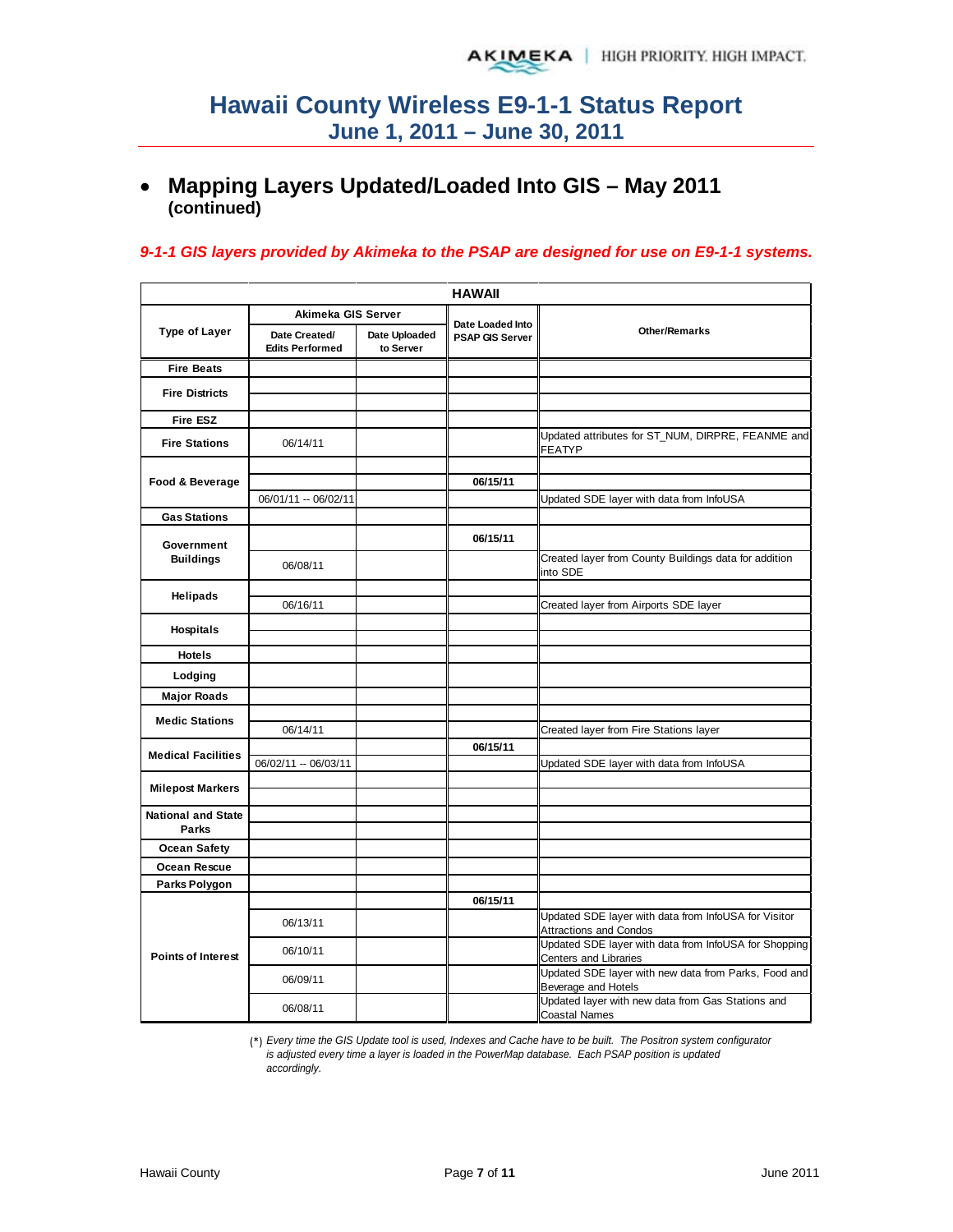# Hawaii County Wireless E9-1-1 Status Report
## June 1, 2011 – June 30, 2011

- **Mapping Layers Updated/Loaded Into GIS – May 2011 (continued)**

*9-1-1 GIS layers provided by Akimeka to the PSAP are designed for use on E9-1-1 systems.*

| HAWAII | | | | |
|---|---|---|---|---|
| Type of Layer | Akimeka GIS Server | | Date Loaded Into PSAP GIS Server | Other/Remarks |
| | Date Created/ Edits Performed | Date Uploaded to Server | | |
| Fire Beats | | | | |
| Fire Districts | | | | |
| | | | | |
| Fire ESZ | | | | |
| Fire Stations | 06/14/11 | | | Updated attributes for ST_NUM, DIRPRE, FEANME and FEATYP |
| Food & Beverage | | | | |
| | | | 06/15/11 | |
| | 06/01/11 -- 06/02/11 | | | Updated SDE layer with data from InfoUSA |
| Gas Stations | | | | |
| Government Buildings | | | 06/15/11 | |
| | 06/08/11 | | | Created layer from County Buildings data for addition into SDE |
| Helipads | | | | |
| | 06/16/11 | | | Created layer from Airports SDE layer |
| Hospitals | | | | |
| | | | | |
| Hotels | | | | |
| Lodging | | | | |
| Major Roads | | | | |
| Medic Stations | | | | |
| | 06/14/11 | | | Created layer from Fire Stations layer |
| Medical Facilities | | | 06/15/11 | |
| | 06/02/11 -- 06/03/11 | | | Updated SDE layer with data from InfoUSA |
| Milepost Markers | | | | |
| | | | | |
| National and State Parks | | | | |
| | | | | |
| Ocean Safety | | | | |
| Ocean Rescue | | | | |
| Parks Polygon | | | | |
| Points of Interest | | | 06/15/11 | |
| | 06/13/11 | | | Updated SDE layer with data from InfoUSA for Visitor Attractions and Condos |
| | 06/10/11 | | | Updated SDE layer with data from InfoUSA for Shopping Centers and Libraries |
| | 06/09/11 | | | Updated SDE layer with new data from Parks, Food and Beverage and Hotels |
| | 06/08/11 | | | Updated layer with new data from Gas Stations and Coastal Names |

(*) *Every time the GIS Update tool is used, Indexes and Cache have to be built. The Positron system configurator is adjusted every time a layer is loaded in the PowerMap database. Each PSAP position is updated accordingly.*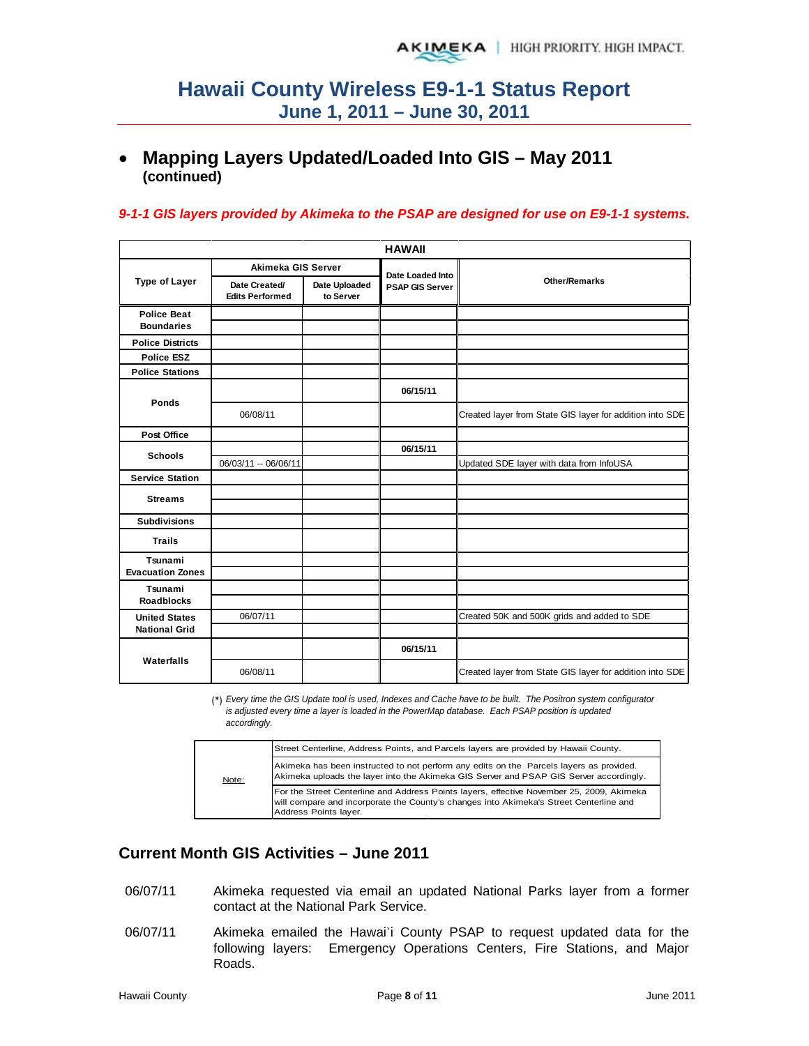# Hawaii County Wireless E9-1-1 Status Report
## June 1, 2011 – June 30, 2011

- **Mapping Layers Updated/Loaded Into GIS – May 2011 (continued)**

*9-1-1 GIS layers provided by Akimeka to the PSAP are designed for use on E9-1-1 systems.*

| HAWAII | | | | |
|---|---|---|---|---|
| Type of Layer | Akimeka GIS Server | | Date Loaded Into PSAP GIS Server | Other/Remarks |
| | Date Created/ Edits Performed | Date Uploaded to Server | | |
| Police Beat Boundaries | | | | |
| | | | | |
| Police Districts | | | | |
| Police ESZ | | | | |
| Police Stations | | | | |
| Ponds | | | 06/15/11 | |
| | 06/08/11 | | | Created layer from State GIS layer for addition into SDE |
| Post Office | | | | |
| Schools | | | 06/15/11 | |
| | 06/03/11 -- 06/06/11 | | | Updated SDE layer with data from InfoUSA |
| Service Station | | | | |
| Streams | | | | |
| | | | | |
| Subdivisions | | | | |
| Trails | | | | |
| Tsunami Evacuation Zones | | | | |
| | | | | |
| Tsunami Roadblocks | | | | |
| | | | | |
| United States National Grid | 06/07/11 | | | Created 50K and 500K grids and added to SDE |
| | | | | |
| Waterfalls | | | 06/15/11 | |
| | 06/08/11 | | | Created layer from State GIS layer for addition into SDE |

(*) *Every time the GIS Update tool is used, Indexes and Cache have to be built. The Positron system configurator is adjusted every time a layer is loaded in the PowerMap database. Each PSAP position is updated accordingly.*

| Note: | |
|---|---|
| | Street Centerline, Address Points, and Parcels layers are provided by Hawaii County. |
| | Akimeka has been instructed to not perform any edits on the Parcels layers as provided. Akimeka uploads the layer into the Akimeka GIS Server and PSAP GIS Server accordingly. |
| | For the Street Centerline and Address Points layers, effective November 25, 2009, Akimeka will compare and incorporate the County's changes into Akimeka's Street Centerline and Address Points layer. |

## Current Month GIS Activities – June 2011

06/07/11 Akimeka requested via email an updated National Parks layer from a former contact at the National Park Service.

06/07/11 Akimeka emailed the Hawai`i County PSAP to request updated data for the following layers: Emergency Operations Centers, Fire Stations, and Major Roads.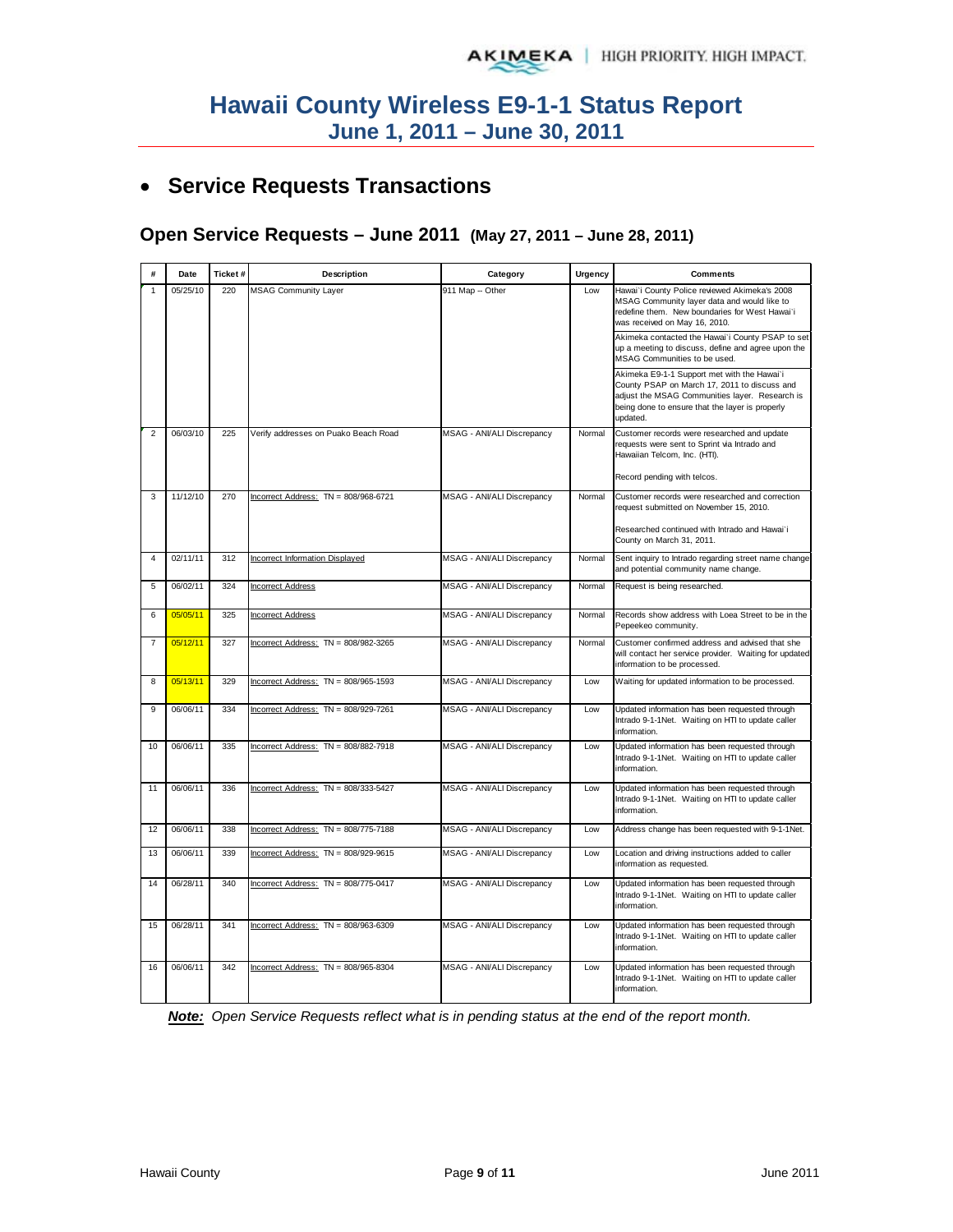# Hawaii County Wireless E9-1-1 Status Report
## June 1, 2011 – June 30, 2011

- **Service Requests Transactions**

### Open Service Requests – June 2011 (May 27, 2011 – June 28, 2011)

| # | Date | Ticket # | Description | Category | Urgency | Comments |
|---|---|---|---|---|---|---|
| 1 | 05/25/10 | 220 | MSAG Community Layer | 911 Map -- Other | Low | Hawai`i County Police reviewed Akimeka's 2008 MSAG Community layer data and would like to redefine them. New boundaries for West Hawai`i was received on May 16, 2010.<br>Akimeka contacted the Hawai`i County PSAP to set up a meeting to discuss, define and agree upon the MSAG Communities to be used.<br>Akimeka E9-1-1 Support met with the Hawai`i County PSAP on March 17, 2011 to discuss and adjust the MSAG Communities layer. Research is being done to ensure that the layer is properly updated. |
| 2 | 06/03/10 | 225 | Verify addresses on Puako Beach Road | MSAG - ANI/ALI Discrepancy | Normal | Customer records were researched and update requests were sent to Sprint via Intrado and Hawaiian Telcom, Inc. (HTI).<br><br>Record pending with telcos. |
| 3 | 11/12/10 | 270 | Incorrect Address: TN = 808/968-6721 | MSAG - ANI/ALI Discrepancy | Normal | Customer records were researched and correction request submitted on November 15, 2010.<br><br>Researched continued with Intrado and Hawai`i County on March 31, 2011. |
| 4 | 02/11/11 | 312 | Incorrect Information Displayed | MSAG - ANI/ALI Discrepancy | Normal | Sent inquiry to Intrado regarding street name change and potential community name change. |
| 5 | 06/02/11 | 324 | Incorrect Address | MSAG - ANI/ALI Discrepancy | Normal | Request is being researched. |
| 6 | 05/05/11 | 325 | Incorrect Address | MSAG - ANI/ALI Discrepancy | Normal | Records show address with Loea Street to be in the Pepeekeo community. |
| 7 | 05/12/11 | 327 | Incorrect Address: TN = 808/982-3265 | MSAG - ANI/ALI Discrepancy | Normal | Customer confirmed address and advised that she will contact her service provider. Waiting for updated information to be processed. |
| 8 | 05/13/11 | 329 | Incorrect Address: TN = 808/965-1593 | MSAG - ANI/ALI Discrepancy | Low | Waiting for updated information to be processed. |
| 9 | 06/06/11 | 334 | Incorrect Address: TN = 808/929-7261 | MSAG - ANI/ALI Discrepancy | Low | Updated information has been requested through Intrado 9-1-1Net. Waiting on HTI to update caller information. |
| 10 | 06/06/11 | 335 | Incorrect Address: TN = 808/882-7918 | MSAG - ANI/ALI Discrepancy | Low | Updated information has been requested through Intrado 9-1-1Net. Waiting on HTI to update caller information. |
| 11 | 06/06/11 | 336 | Incorrect Address: TN = 808/333-5427 | MSAG - ANI/ALI Discrepancy | Low | Updated information has been requested through Intrado 9-1-1Net. Waiting on HTI to update caller information. |
| 12 | 06/06/11 | 338 | Incorrect Address: TN = 808/775-7188 | MSAG - ANI/ALI Discrepancy | Low | Address change has been requested with 9-1-1Net. |
| 13 | 06/06/11 | 339 | Incorrect Address: TN = 808/929-9615 | MSAG - ANI/ALI Discrepancy | Low | Location and driving instructions added to caller information as requested. |
| 14 | 06/28/11 | 340 | Incorrect Address: TN = 808/775-0417 | MSAG - ANI/ALI Discrepancy | Low | Updated information has been requested through Intrado 9-1-1Net. Waiting on HTI to update caller information. |
| 15 | 06/28/11 | 341 | Incorrect Address: TN = 808/963-6309 | MSAG - ANI/ALI Discrepancy | Low | Updated information has been requested through Intrado 9-1-1Net. Waiting on HTI to update caller information. |
| 16 | 06/06/11 | 342 | Incorrect Address: TN = 808/965-8304 | MSAG - ANI/ALI Discrepancy | Low | Updated information has been requested through Intrado 9-1-1Net. Waiting on HTI to update caller information. |

***Note:*** *Open Service Requests reflect what is in pending status at the end of the report month.*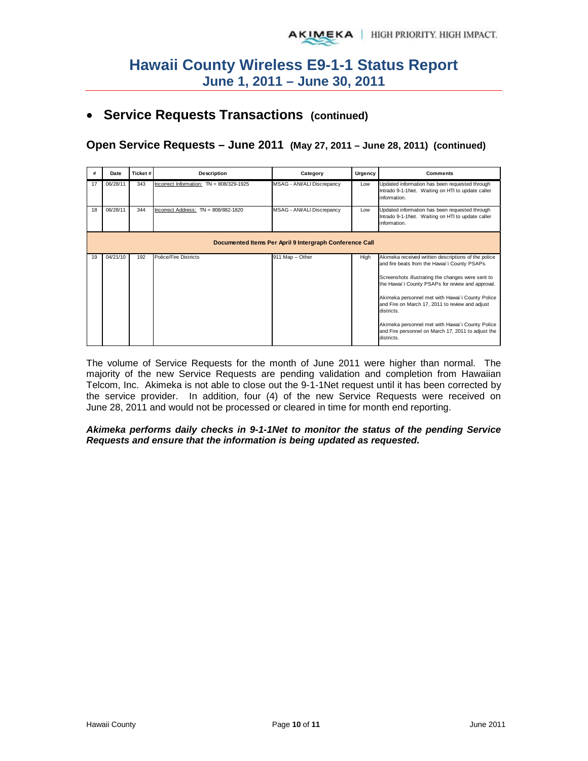# Hawaii County Wireless E9-1-1 Status Report
## June 1, 2011 – June 30, 2011

- **Service Requests Transactions (continued)**

### Open Service Requests – June 2011 (May 27, 2011 – June 28, 2011) (continued)

| # | Date | Ticket # | Description | Category | Urgency | Comments |
|---|---|---|---|---|---|---|
| 17 | 06/28/11 | 343 | Incorrect Information: TN = 808/329-1925 | MSAG - ANI/ALI Discrepancy | Low | Updated information has been requested through Intrado 9-1-1Net. Waiting on HTI to update caller information. |
| 18 | 06/28/11 | 344 | Incorrect Address: TN = 808/882-1820 | MSAG - ANI/ALI Discrepancy | Low | Updated information has been requested through Intrado 9-1-1Net. Waiting on HTI to update caller information. |
| **Documented Items Per April 9 Intergraph Conference Call** | | | | | | |
| 19 | 04/21/10 | 192 | Police/Fire Districts | 911 Map -- Other | High | Akimeka received written descriptions of the police and fire beats from the Hawai`i County PSAPs.<br><br>Screenshots illustrating the changes were sent to the Hawai`i County PSAPs for review and approval.<br><br>Akimeka personnel met with Hawai`i County Police and Fire on March 17, 2011 to review and adjust districts.<br><br>Akimeka personnel met with Hawai`i County Police and Fire personnel on March 17, 2011 to adjust the districts. |

The volume of Service Requests for the month of June 2011 were higher than normal. The majority of the new Service Requests are pending validation and completion from Hawaiian Telcom, Inc. Akimeka is not able to close out the 9-1-1Net request until it has been corrected by the service provider. In addition, four (4) of the new Service Requests were received on June 28, 2011 and would not be processed or cleared in time for month end reporting.

***Akimeka performs daily checks in 9-1-1Net to monitor the status of the pending Service Requests and ensure that the information is being updated as requested.***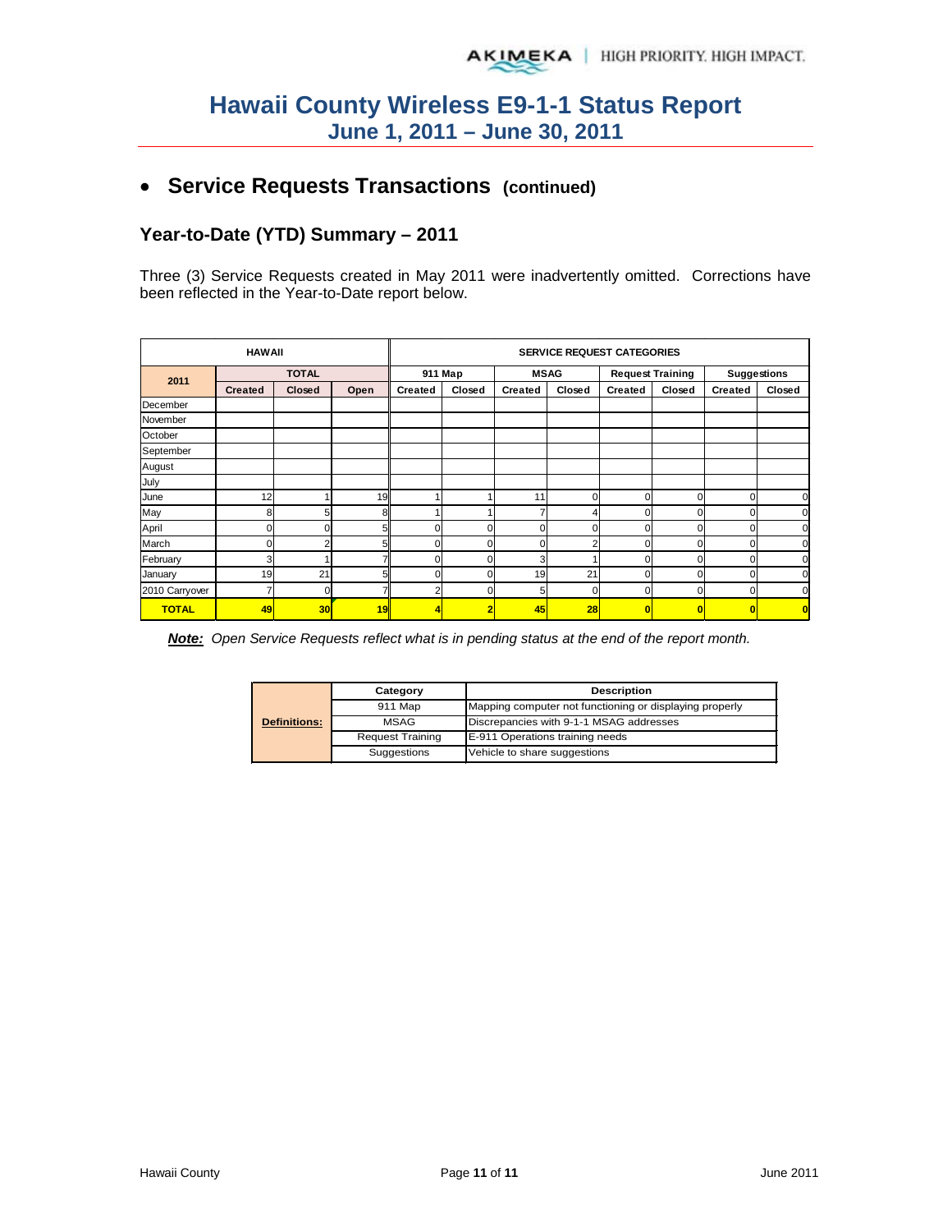# Hawaii County Wireless E9-1-1 Status Report
## June 1, 2011 – June 30, 2011

- **Service Requests Transactions (continued)**

### Year-to-Date (YTD) Summary – 2011

Three (3) Service Requests created in May 2011 were inadvertently omitted. Corrections have been reflected in the Year-to-Date report below.

| HAWAII | | | | SERVICE REQUEST CATEGORIES | | | | | | | |
|---|---|---|---|---|---|---|---|---|---|---|---|
| 2011 | TOTAL | | | 911 Map | | MSAG | | Request Training | | Suggestions | |
| | Created | Closed | Open | Created | Closed | Created | Closed | Created | Closed | Created | Closed |
| December | | | | | | | | | | | |
| November | | | | | | | | | | | |
| October | | | | | | | | | | | |
| September | | | | | | | | | | | |
| August | | | | | | | | | | | |
| July | | | | | | | | | | | |
| June | 12 | 1 | 19 | 1 | 1 | 11 | 0 | 0 | 0 | 0 | 0 |
| May | 8 | 5 | 8 | 1 | 1 | 7 | 4 | 0 | 0 | 0 | 0 |
| April | 0 | 0 | 5 | 0 | 0 | 0 | 0 | 0 | 0 | 0 | 0 |
| March | 0 | 2 | 5 | 0 | 0 | 0 | 2 | 0 | 0 | 0 | 0 |
| February | 3 | 1 | 7 | 0 | 0 | 3 | 1 | 0 | 0 | 0 | 0 |
| January | 19 | 21 | 5 | 0 | 0 | 19 | 21 | 0 | 0 | 0 | 0 |
| 2010 Carryover | 7 | 0 | 7 | 2 | 0 | 5 | 0 | 0 | 0 | 0 | 0 |
| **TOTAL** | **49** | **30** | **19** | **4** | **2** | **45** | **28** | **0** | **0** | **0** | **0** |

***Note:*** *Open Service Requests reflect what is in pending status at the end of the report month.*

| Definitions: | Category | Description |
|---|---|---|
| | 911 Map | Mapping computer not functioning or displaying properly |
| | MSAG | Discrepancies with 9-1-1 MSAG addresses |
| | Request Training | E-911 Operations training needs |
| | Suggestions | Vehicle to share suggestions |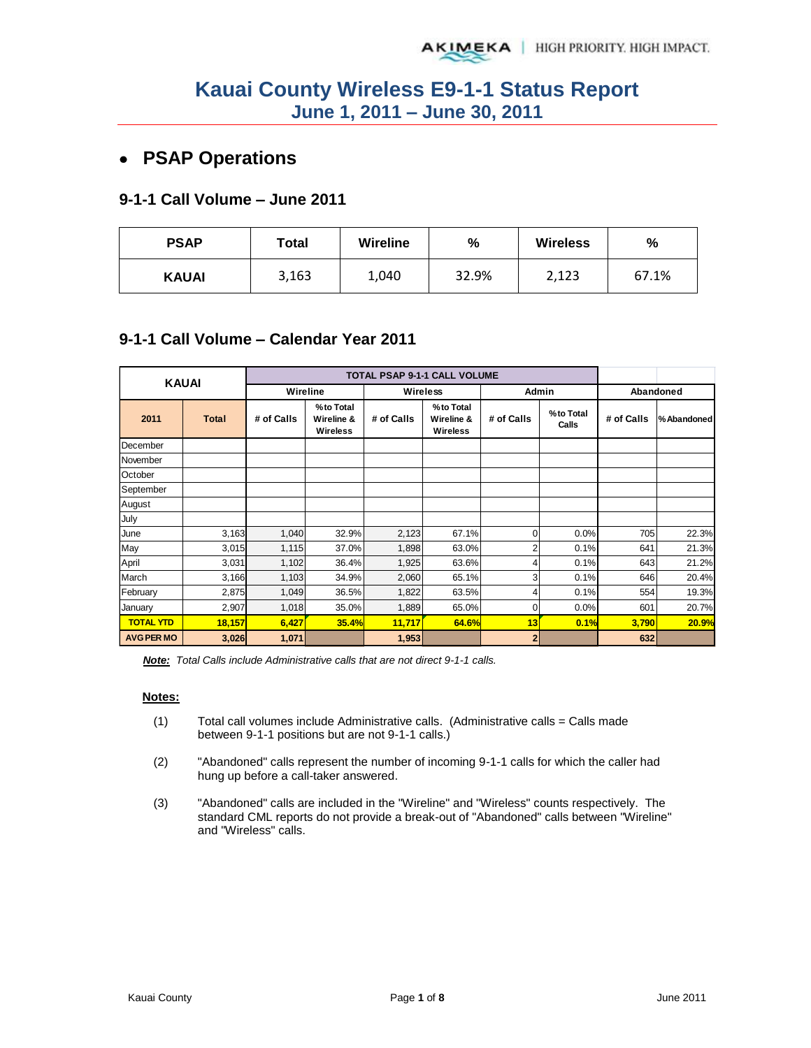# Kauai County Wireless E9-1-1 Status Report
## June 1, 2011 – June 30, 2011

- ## PSAP Operations

### 9-1-1 Call Volume – June 2011

| PSAP | Total | Wireline | % | Wireless | % |
|---|---|---|---|---|---|
| KAUAI | 3,163 | 1,040 | 32.9% | 2,123 | 67.1% |

### 9-1-1 Call Volume – Calendar Year 2011

| KAUAI | | TOTAL PSAP 9-1-1 CALL VOLUME | | | | | | | |
|---|---|---|---|---|---|---|---|---|---|
| | | Wireline | | Wireless | | Admin | | Abandoned | |
| 2011 | Total | # of Calls | % to Total Wireline & Wireless | # of Calls | % to Total Wireline & Wireless | # of Calls | % to Total Calls | # of Calls | % Abandoned |
| December | | | | | | | | | |
| November | | | | | | | | | |
| October | | | | | | | | | |
| September | | | | | | | | | |
| August | | | | | | | | | |
| July | | | | | | | | | |
| June | 3,163 | 1,040 | 32.9% | 2,123 | 67.1% | 0 | 0.0% | 705 | 22.3% |
| May | 3,015 | 1,115 | 37.0% | 1,898 | 63.0% | 2 | 0.1% | 641 | 21.3% |
| April | 3,031 | 1,102 | 36.4% | 1,925 | 63.6% | 4 | 0.1% | 643 | 21.2% |
| March | 3,166 | 1,103 | 34.9% | 2,060 | 65.1% | 3 | 0.1% | 646 | 20.4% |
| February | 2,875 | 1,049 | 36.5% | 1,822 | 63.5% | 4 | 0.1% | 554 | 19.3% |
| January | 2,907 | 1,018 | 35.0% | 1,889 | 65.0% | 0 | 0.0% | 601 | 20.7% |
| **TOTAL YTD** | **18,157** | **6,427** | **35.4%** | **11,717** | **64.6%** | **13** | **0.1%** | **3,790** | **20.9%** |
| **AVG PER MO** | **3,026** | **1,071** | | **1,953** | | **2** | | **632** | |

***Note:*** *Total Calls include Administrative calls that are not direct 9-1-1 calls.*

**Notes:**

(1) Total call volumes include Administrative calls. (Administrative calls = Calls made between 9-1-1 positions but are not 9-1-1 calls.)

(2) "Abandoned" calls represent the number of incoming 9-1-1 calls for which the caller had hung up before a call-taker answered.

(3) "Abandoned" calls are included in the "Wireline" and "Wireless" counts respectively. The standard CML reports do not provide a break-out of "Abandoned" calls between "Wireline" and "Wireless" calls.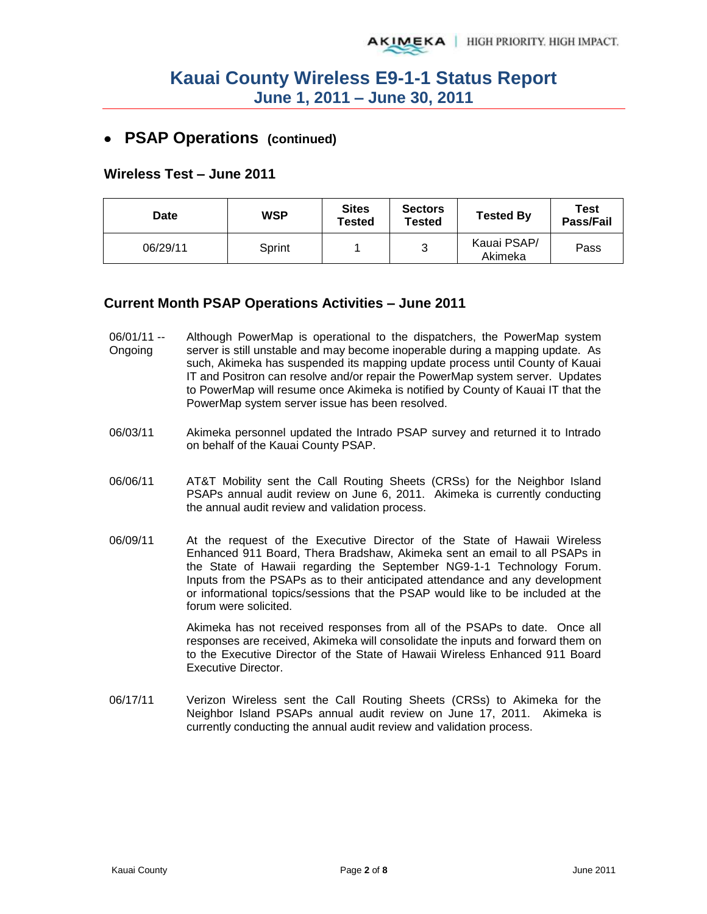# Kauai County Wireless E9-1-1 Status Report
## June 1, 2011 – June 30, 2011

- **PSAP Operations (continued)**

### Wireless Test – June 2011

| Date | WSP | Sites Tested | Sectors Tested | Tested By | Test Pass/Fail |
|---|---|---|---|---|---|
| 06/29/11 | Sprint | 1 | 3 | Kauai PSAP/ Akimeka | Pass |

### Current Month PSAP Operations Activities – June 2011

06/01/11 -- Ongoing: Although PowerMap is operational to the dispatchers, the PowerMap system server is still unstable and may become inoperable during a mapping update. As such, Akimeka has suspended its mapping update process until County of Kauai IT and Positron can resolve and/or repair the PowerMap system server. Updates to PowerMap will resume once Akimeka is notified by County of Kauai IT that the PowerMap system server issue has been resolved.

06/03/11: Akimeka personnel updated the Intrado PSAP survey and returned it to Intrado on behalf of the Kauai County PSAP.

06/06/11: AT&T Mobility sent the Call Routing Sheets (CRSs) for the Neighbor Island PSAPs annual audit review on June 6, 2011. Akimeka is currently conducting the annual audit review and validation process.

06/09/11: At the request of the Executive Director of the State of Hawaii Wireless Enhanced 911 Board, Thera Bradshaw, Akimeka sent an email to all PSAPs in the State of Hawaii regarding the September NG9-1-1 Technology Forum. Inputs from the PSAPs as to their anticipated attendance and any development or informational topics/sessions that the PSAP would like to be included at the forum were solicited.

Akimeka has not received responses from all of the PSAPs to date. Once all responses are received, Akimeka will consolidate the inputs and forward them on to the Executive Director of the State of Hawaii Wireless Enhanced 911 Board Executive Director.

06/17/11: Verizon Wireless sent the Call Routing Sheets (CRSs) to Akimeka for the Neighbor Island PSAPs annual audit review on June 17, 2011. Akimeka is currently conducting the annual audit review and validation process.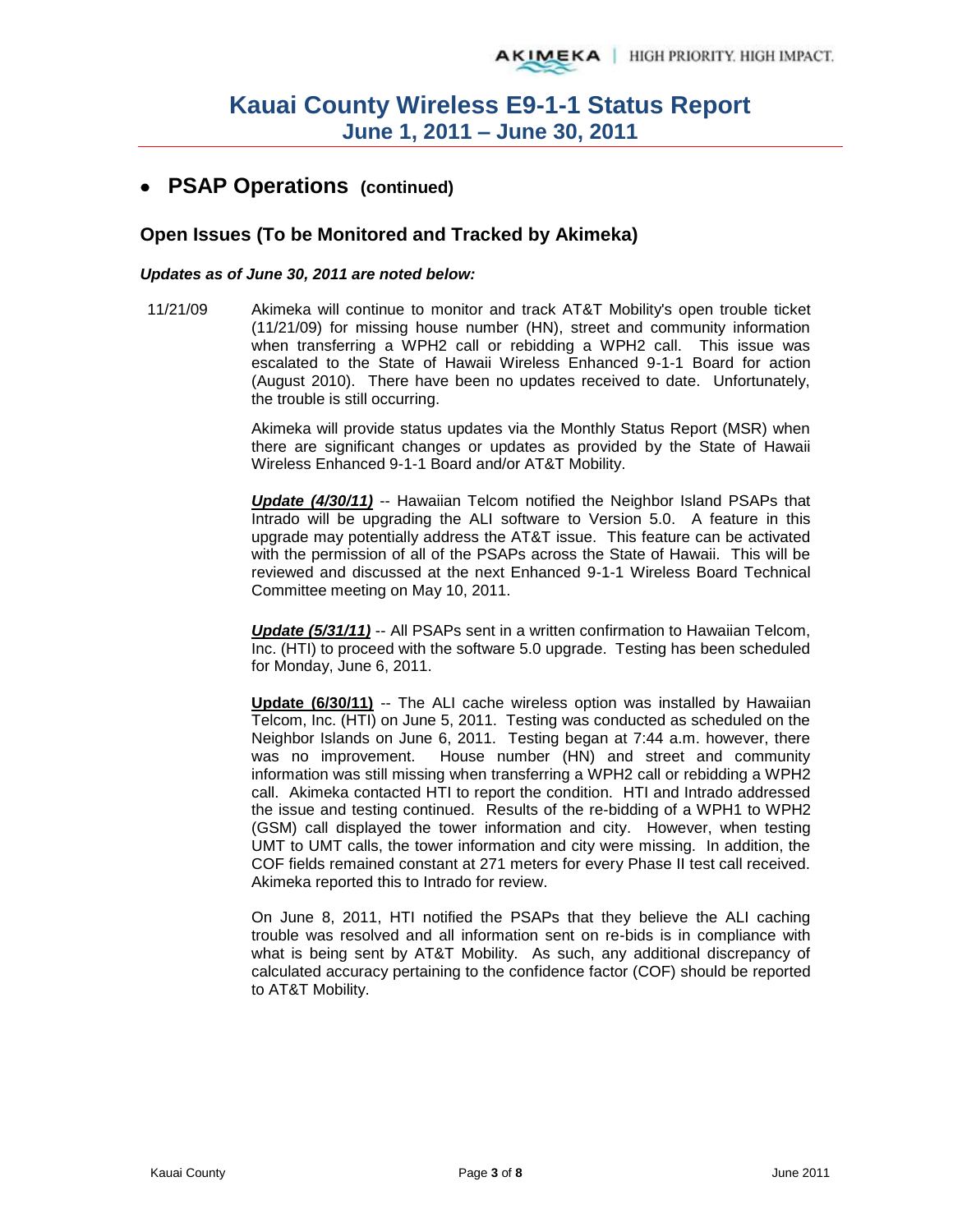# Kauai County Wireless E9-1-1 Status Report
## June 1, 2011 – June 30, 2011

- ## PSAP Operations (continued)

### Open Issues (To be Monitored and Tracked by Akimeka)

***Updates as of June 30, 2011 are noted below:***

11/21/09 Akimeka will continue to monitor and track AT&T Mobility's open trouble ticket (11/21/09) for missing house number (HN), street and community information when transferring a WPH2 call or rebidding a WPH2 call. This issue was escalated to the State of Hawaii Wireless Enhanced 9-1-1 Board for action (August 2010). There have been no updates received to date. Unfortunately, the trouble is still occurring.

Akimeka will provide status updates via the Monthly Status Report (MSR) when there are significant changes or updates as provided by the State of Hawaii Wireless Enhanced 9-1-1 Board and/or AT&T Mobility.

***Update (4/30/11)*** -- Hawaiian Telcom notified the Neighbor Island PSAPs that Intrado will be upgrading the ALI software to Version 5.0. A feature in this upgrade may potentially address the AT&T issue. This feature can be activated with the permission of all of the PSAPs across the State of Hawaii. This will be reviewed and discussed at the next Enhanced 9-1-1 Wireless Board Technical Committee meeting on May 10, 2011.

***Update (5/31/11)*** -- All PSAPs sent in a written confirmation to Hawaiian Telcom, Inc. (HTI) to proceed with the software 5.0 upgrade. Testing has been scheduled for Monday, June 6, 2011.

**Update (6/30/11)** -- The ALI cache wireless option was installed by Hawaiian Telcom, Inc. (HTI) on June 5, 2011. Testing was conducted as scheduled on the Neighbor Islands on June 6, 2011. Testing began at 7:44 a.m. however, there was no improvement. House number (HN) and street and community information was still missing when transferring a WPH2 call or rebidding a WPH2 call. Akimeka contacted HTI to report the condition. HTI and Intrado addressed the issue and testing continued. Results of the re-bidding of a WPH1 to WPH2 (GSM) call displayed the tower information and city. However, when testing UMT to UMT calls, the tower information and city were missing. In addition, the COF fields remained constant at 271 meters for every Phase II test call received. Akimeka reported this to Intrado for review.

On June 8, 2011, HTI notified the PSAPs that they believe the ALI caching trouble was resolved and all information sent on re-bids is in compliance with what is being sent by AT&T Mobility. As such, any additional discrepancy of calculated accuracy pertaining to the confidence factor (COF) should be reported to AT&T Mobility.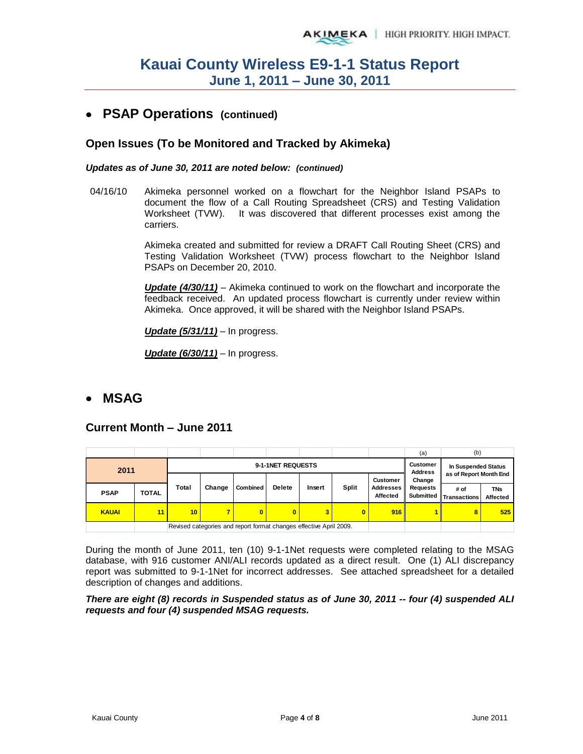# Kauai County Wireless E9-1-1 Status Report
## June 1, 2011 – June 30, 2011

- ## PSAP Operations (continued)

### Open Issues (To be Monitored and Tracked by Akimeka)

***Updates as of June 30, 2011 are noted below: (continued)***

04/16/10 Akimeka personnel worked on a flowchart for the Neighbor Island PSAPs to document the flow of a Call Routing Spreadsheet (CRS) and Testing Validation Worksheet (TVW). It was discovered that different processes exist among the carriers.

Akimeka created and submitted for review a DRAFT Call Routing Sheet (CRS) and Testing Validation Worksheet (TVW) process flowchart to the Neighbor Island PSAPs on December 20, 2010.

***Update (4/30/11)*** – Akimeka continued to work on the flowchart and incorporate the feedback received. An updated process flowchart is currently under review within Akimeka. Once approved, it will be shared with the Neighbor Island PSAPs.

***Update (5/31/11)*** – In progress.

***Update (6/30/11)*** – In progress.

- ## MSAG

### Current Month – June 2011

| 2011 | | 9-1-1NET REQUESTS | | | | | | | (a) Customer Address Change Requests Submitted | (b) In Suspended Status as of Report Month End | |
|---|---|---|---|---|---|---|---|---|---|---|---|
| PSAP | TOTAL | Total | Change | Combined | Delete | Insert | Split | Customer Addresses Affected | | # of Transactions | TNs Affected |
| KAUAI | 11 | 10 | 7 | 0 | 0 | 3 | 0 | 916 | 1 | 8 | 525 |
| | | Revised categories and report format changes effective April 2009. | | | | | | | | | |

During the month of June 2011, ten (10) 9-1-1Net requests were completed relating to the MSAG database, with 916 customer ANI/ALI records updated as a direct result. One (1) ALI discrepancy report was submitted to 9-1-1Net for incorrect addresses. See attached spreadsheet for a detailed description of changes and additions.

***There are eight (8) records in Suspended status as of June 30, 2011 -- four (4) suspended ALI requests and four (4) suspended MSAG requests.***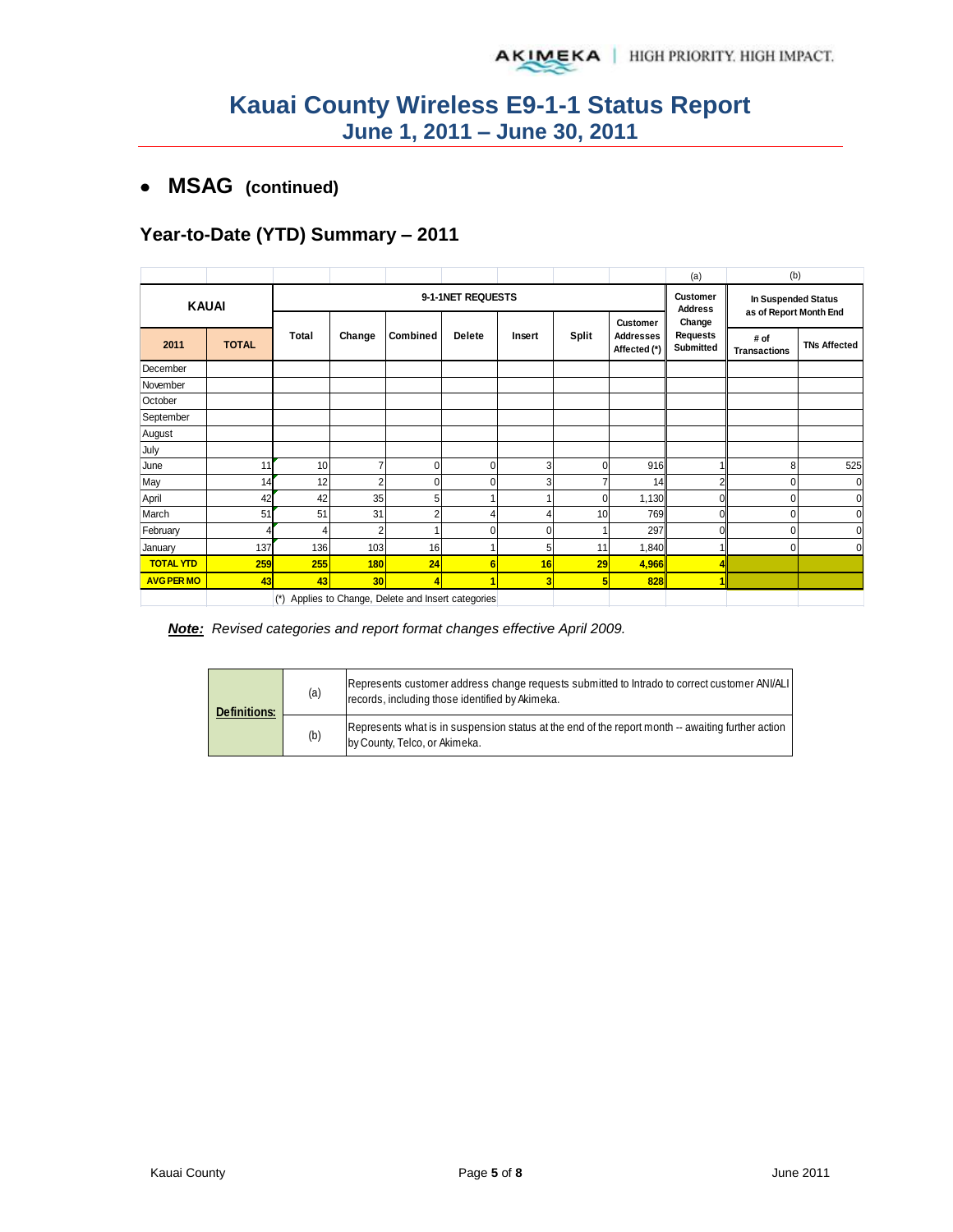# Kauai County Wireless E9-1-1 Status Report
## June 1, 2011 – June 30, 2011

- **MSAG (continued)**

### Year-to-Date (YTD) Summary – 2011

| KAUAI | | 9-1-1NET REQUESTS | | | | | | | (a) Customer Address Change Requests Submitted | (b) In Suspended Status as of Report Month End | |
|---|---|---|---|---|---|---|---|---|---|---|---|
| 2011 | TOTAL | Total | Change | Combined | Delete | Insert | Split | Customer Addresses Affected (*) | | # of Transactions | TNs Affected |
| December | | | | | | | | | | | |
| November | | | | | | | | | | | |
| October | | | | | | | | | | | |
| September | | | | | | | | | | | |
| August | | | | | | | | | | | |
| July | | | | | | | | | | | |
| June | 11 | 10 | 7 | 0 | 0 | 3 | 0 | 916 | 1 | 8 | 525 |
| May | 14 | 12 | 2 | 0 | 0 | 3 | 7 | 14 | 2 | 0 | 0 |
| April | 42 | 42 | 35 | 5 | 1 | 1 | 0 | 1,130 | 0 | 0 | 0 |
| March | 51 | 51 | 31 | 2 | 4 | 4 | 10 | 769 | 0 | 0 | 0 |
| February | 4 | 4 | 2 | 1 | 0 | 0 | 1 | 297 | 0 | 0 | 0 |
| January | 137 | 136 | 103 | 16 | 1 | 5 | 11 | 1,840 | 1 | 0 | 0 |
| **TOTAL YTD** | **259** | **255** | **180** | **24** | **6** | **16** | **29** | **4,966** | **4** | | |
| **AVG PER MO** | **43** | **43** | **30** | **4** | **1** | **3** | **5** | **828** | **1** | | |

(*) Applies to Change, Delete and Insert categories

***Note:*** *Revised categories and report format changes effective April 2009.*

| Definitions: | | |
|---|---|---|
| | (a) | Represents customer address change requests submitted to Intrado to correct customer ANI/ALI records, including those identified by Akimeka. |
| | (b) | Represents what is in suspension status at the end of the report month -- awaiting further action by County, Telco, or Akimeka. |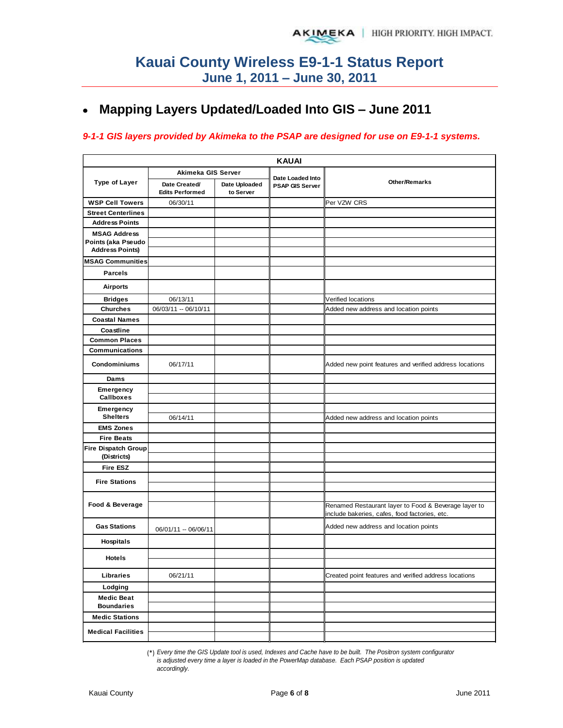# Kauai County Wireless E9-1-1 Status Report
## June 1, 2011 – June 30, 2011

- **Mapping Layers Updated/Loaded Into GIS – June 2011**

***9-1-1 GIS layers provided by Akimeka to the PSAP are designed for use on E9-1-1 systems.***

| KAUAI | | | | |
|---|---|---|---|---|
| **Type of Layer** | **Akimeka GIS Server** | | **Date Loaded Into PSAP GIS Server** | **Other/Remarks** |
| | **Date Created/ Edits Performed** | **Date Uploaded to Server** | | |
| **WSP Cell Towers** | 06/30/11 | | | Per VZW CRS |
| **Street Centerlines** | | | | |
| **Address Points** | | | | |
| **MSAG Address Points (aka Pseudo Address Points)** | | | | |
| **MSAG Communities** | | | | |
| **Parcels** | | | | |
| **Airports** | | | | |
| **Bridges** | 06/13/11 | | | Verified locations |
| **Churches** | 06/03/11 -- 06/10/11 | | | Added new address and location points |
| **Coastal Names** | | | | |
| **Coastline** | | | | |
| **Common Places** | | | | |
| **Communications** | | | | |
| **Condominiums** | 06/17/11 | | | Added new point features and verified address locations |
| **Dams** | | | | |
| **Emergency Callboxes** | | | | |
| **Emergency Shelters** | 06/14/11 | | | Added new address and location points |
| **EMS Zones** | | | | |
| **Fire Beats** | | | | |
| **Fire Dispatch Group (Districts)** | | | | |
| **Fire ESZ** | | | | |
| **Fire Stations** | | | | |
| **Food & Beverage** | | | | Renamed Restaurant layer to Food & Beverage layer to include bakeries, cafes, food factories, etc. |
| **Gas Stations** | 06/01/11 -- 06/06/11 | | | Added new address and location points |
| **Hospitals** | | | | |
| **Hotels** | | | | |
| **Libraries** | 06/21/11 | | | Created point features and verified address locations |
| **Lodging** | | | | |
| **Medic Beat Boundaries** | | | | |
| **Medic Stations** | | | | |
| **Medical Facilities** | | | | |

(*) *Every time the GIS Update tool is used, Indexes and Cache have to be built. The Positron system configurator is adjusted every time a layer is loaded in the PowerMap database. Each PSAP position is updated accordingly.*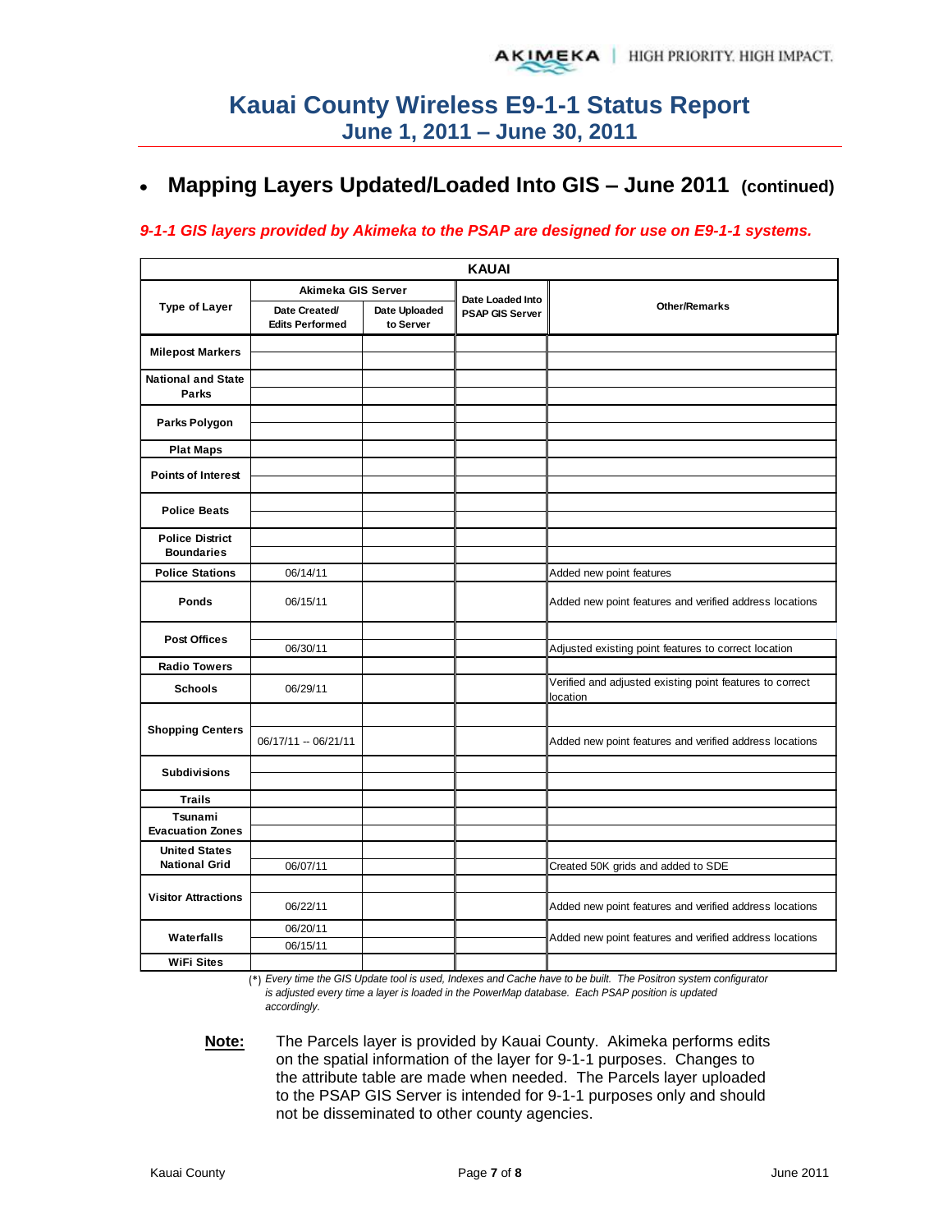# Kauai County Wireless E9-1-1 Status Report
## June 1, 2011 – June 30, 2011

- **Mapping Layers Updated/Loaded Into GIS – June 2011 (continued)**

***9-1-1 GIS layers provided by Akimeka to the PSAP are designed for use on E9-1-1 systems.***

| KAUAI | | | | |
|---|---|---|---|---|
| **Type of Layer** | **Akimeka GIS Server** | | **Date Loaded Into PSAP GIS Server** | **Other/Remarks** |
| | **Date Created/ Edits Performed** | **Date Uploaded to Server** | | |
| **Milepost Markers** | | | | |
| | | | | |
| **National and State Parks** | | | | |
| | | | | |
| **Parks Polygon** | | | | |
| | | | | |
| **Plat Maps** | | | | |
| **Points of Interest** | | | | |
| | | | | |
| **Police Beats** | | | | |
| | | | | |
| **Police District Boundaries** | | | | |
| | | | | |
| **Police Stations** | 06/14/11 | | | Added new point features |
| **Ponds** | 06/15/11 | | | Added new point features and verified address locations |
| **Post Offices** | | | | |
| | 06/30/11 | | | Adjusted existing point features to correct location |
| **Radio Towers** | | | | |
| **Schools** | 06/29/11 | | | Verified and adjusted existing point features to correct location |
| **Shopping Centers** | | | | |
| | 06/17/11 -- 06/21/11 | | | Added new point features and verified address locations |
| **Subdivisions** | | | | |
| | | | | |
| **Trails** | | | | |
| **Tsunami Evacuation Zones** | | | | |
| | | | | |
| **United States National Grid** | | | | |
| | 06/07/11 | | | Created 50K grids and added to SDE |
| **Visitor Attractions** | | | | |
| | 06/22/11 | | | Added new point features and verified address locations |
| **Waterfalls** | 06/20/11 | | | Added new point features and verified address locations |
| | 06/15/11 | | | |
| **WiFi Sites** | | | | |

(*) *Every time the GIS Update tool is used, Indexes and Cache have to be built. The Positron system configurator is adjusted every time a layer is loaded in the PowerMap database. Each PSAP position is updated accordingly.*

**Note:** The Parcels layer is provided by Kauai County. Akimeka performs edits on the spatial information of the layer for 9-1-1 purposes. Changes to the attribute table are made when needed. The Parcels layer uploaded to the PSAP GIS Server is intended for 9-1-1 purposes only and should not be disseminated to other county agencies.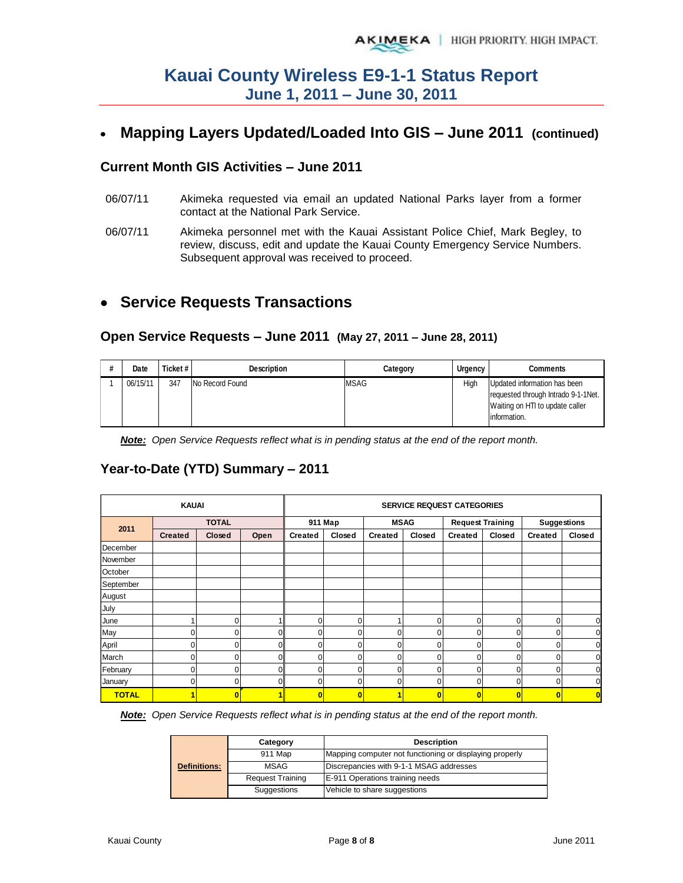# Kauai County Wireless E9-1-1 Status Report
## June 1, 2011 – June 30, 2011

- ## Mapping Layers Updated/Loaded Into GIS – June 2011 (continued)

### Current Month GIS Activities – June 2011

06/07/11 Akimeka requested via email an updated National Parks layer from a former contact at the National Park Service.

06/07/11 Akimeka personnel met with the Kauai Assistant Police Chief, Mark Begley, to review, discuss, edit and update the Kauai County Emergency Service Numbers. Subsequent approval was received to proceed.

- ## Service Requests Transactions

### Open Service Requests – June 2011 (May 27, 2011 – June 28, 2011)

| # | Date | Ticket # | Description | Category | Urgency | Comments |
|---|---|---|---|---|---|---|
| 1 | 06/15/11 | 347 | No Record Found | MSAG | High | Updated information has been requested through Intrado 9-1-1Net. Waiting on HTI to update caller information. |

***Note:*** *Open Service Requests reflect what is in pending status at the end of the report month.*

### Year-to-Date (YTD) Summary – 2011

| KAUAI | | | | SERVICE REQUEST CATEGORIES | | | | | | | |
|---|---|---|---|---|---|---|---|---|---|---|---|
| 2011 | TOTAL | | | 911 Map | | MSAG | | Request Training | | Suggestions | |
| | Created | Closed | Open | Created | Closed | Created | Closed | Created | Closed | Created | Closed |
| December | | | | | | | | | | | |
| November | | | | | | | | | | | |
| October | | | | | | | | | | | |
| September | | | | | | | | | | | |
| August | | | | | | | | | | | |
| July | | | | | | | | | | | |
| June | 1 | 0 | 1 | 0 | 0 | 1 | 0 | 0 | 0 | 0 | 0 |
| May | 0 | 0 | 0 | 0 | 0 | 0 | 0 | 0 | 0 | 0 | 0 |
| April | 0 | 0 | 0 | 0 | 0 | 0 | 0 | 0 | 0 | 0 | 0 |
| March | 0 | 0 | 0 | 0 | 0 | 0 | 0 | 0 | 0 | 0 | 0 |
| February | 0 | 0 | 0 | 0 | 0 | 0 | 0 | 0 | 0 | 0 | 0 |
| January | 0 | 0 | 0 | 0 | 0 | 0 | 0 | 0 | 0 | 0 | 0 |
| **TOTAL** | **1** | **0** | **1** | **0** | **0** | **1** | **0** | **0** | **0** | **0** | **0** |

***Note:*** *Open Service Requests reflect what is in pending status at the end of the report month.*

| | Category | Description |
|---|---|---|
| **Definitions:** | 911 Map | Mapping computer not functioning or displaying properly |
| | MSAG | Discrepancies with 9-1-1 MSAG addresses |
| | Request Training | E-911 Operations training needs |
| | Suggestions | Vehicle to share suggestions |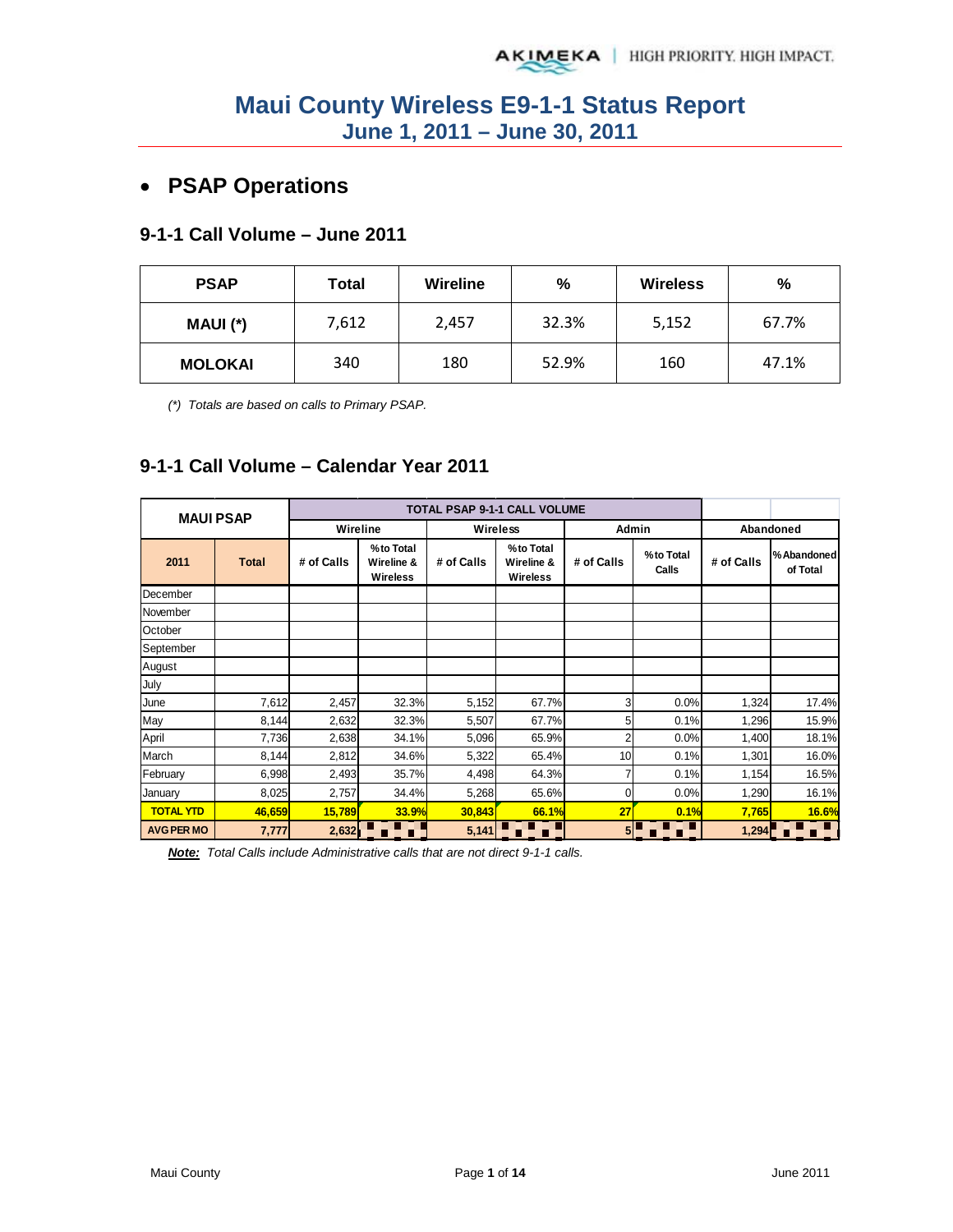# Maui County Wireless E9-1-1 Status Report
## June 1, 2011 – June 30, 2011

- **PSAP Operations**

### 9-1-1 Call Volume – June 2011

| PSAP | Total | Wireline | % | Wireless | % |
|---|---|---|---|---|---|
| **MAUI (*)** | 7,612 | 2,457 | 32.3% | 5,152 | 67.7% |
| **MOLOKAI** | 340 | 180 | 52.9% | 160 | 47.1% |

*(*) Totals are based on calls to Primary PSAP.*

### 9-1-1 Call Volume – Calendar Year 2011

| MAUI PSAP | | TOTAL PSAP 9-1-1 CALL VOLUME | | | | | | | |
|---|---|---|---|---|---|---|---|---|---|
| | | Wireline | | Wireless | | Admin | | Abandoned | |
| 2011 | Total | # of Calls | % to Total Wireline & Wireless | # of Calls | % to Total Wireline & Wireless | # of Calls | % to Total Calls | # of Calls | % Abandoned of Total |
| December | | | | | | | | | |
| November | | | | | | | | | |
| October | | | | | | | | | |
| September | | | | | | | | | |
| August | | | | | | | | | |
| July | | | | | | | | | |
| June | 7,612 | 2,457 | 32.3% | 5,152 | 67.7% | 3 | 0.0% | 1,324 | 17.4% |
| May | 8,144 | 2,632 | 32.3% | 5,507 | 67.7% | 5 | 0.1% | 1,296 | 15.9% |
| April | 7,736 | 2,638 | 34.1% | 5,096 | 65.9% | 2 | 0.0% | 1,400 | 18.1% |
| March | 8,144 | 2,812 | 34.6% | 5,322 | 65.4% | 10 | 0.1% | 1,301 | 16.0% |
| February | 6,998 | 2,493 | 35.7% | 4,498 | 64.3% | 7 | 0.1% | 1,154 | 16.5% |
| January | 8,025 | 2,757 | 34.4% | 5,268 | 65.6% | 0 | 0.0% | 1,290 | 16.1% |
| **TOTAL YTD** | **46,659** | **15,789** | **33.9%** | **30,843** | **66.1%** | **27** | **0.1%** | **7,765** | **16.6%** |
| **AVG PER MO** | **7,777** | **2,632** | | **5,141** | | **5** | | **1,294** | |

***Note:*** *Total Calls include Administrative calls that are not direct 9-1-1 calls.*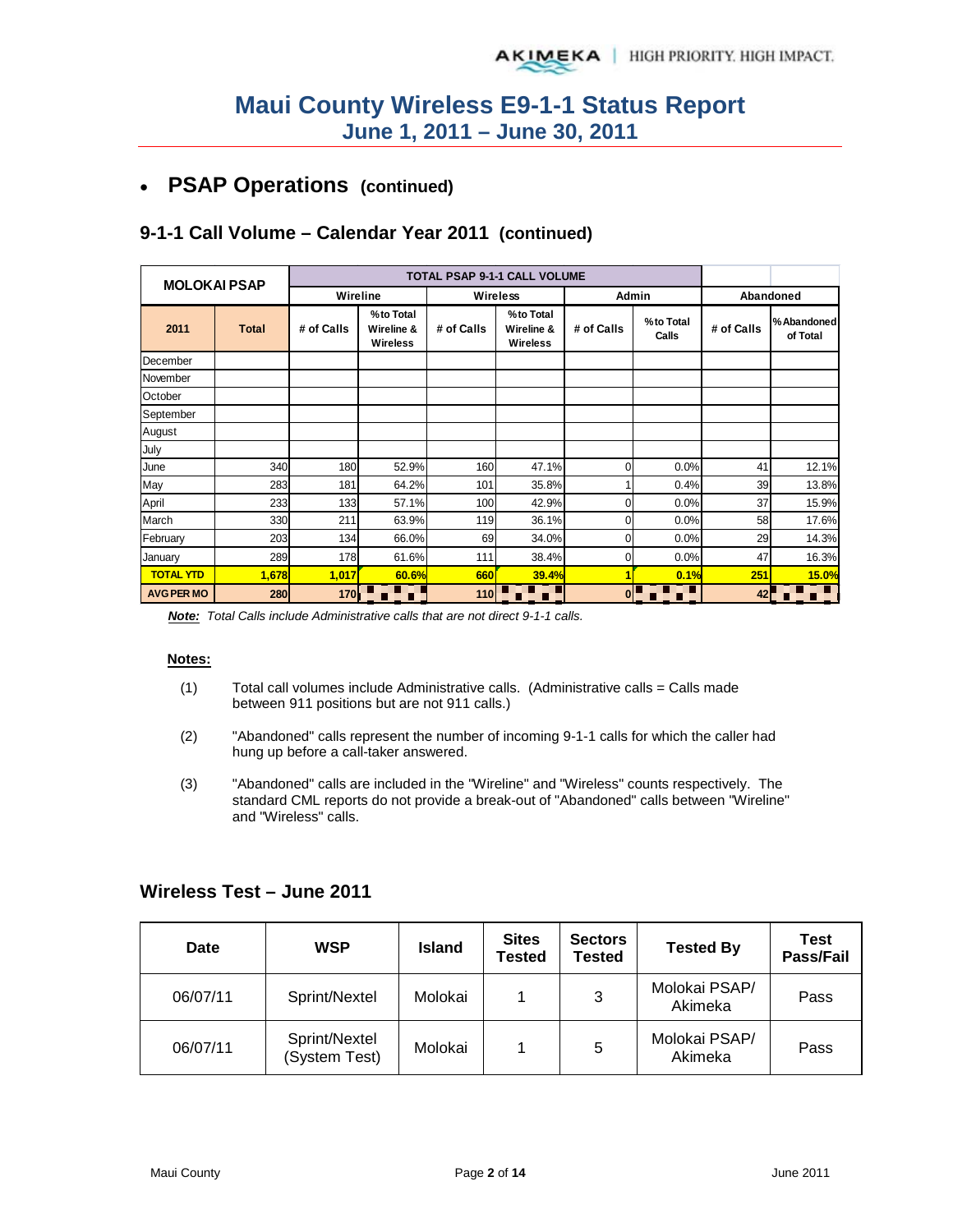# Maui County Wireless E9-1-1 Status Report
## June 1, 2011 – June 30, 2011

- **PSAP Operations (continued)**

### 9-1-1 Call Volume – Calendar Year 2011 (continued)

| MOLOKAI PSAP | | TOTAL PSAP 9-1-1 CALL VOLUME | | | | | | | |
|---|---|---|---|---|---|---|---|---|---|
| | | Wireline | | Wireless | | Admin | | Abandoned | |
| 2011 | Total | # of Calls | % to Total Wireline & Wireless | # of Calls | % to Total Wireline & Wireless | # of Calls | % to Total Calls | # of Calls | % Abandoned of Total |
| December | | | | | | | | | |
| November | | | | | | | | | |
| October | | | | | | | | | |
| September | | | | | | | | | |
| August | | | | | | | | | |
| July | | | | | | | | | |
| June | 340 | 180 | 52.9% | 160 | 47.1% | 0 | 0.0% | 41 | 12.1% |
| May | 283 | 181 | 64.2% | 101 | 35.8% | 1 | 0.4% | 39 | 13.8% |
| April | 233 | 133 | 57.1% | 100 | 42.9% | 0 | 0.0% | 37 | 15.9% |
| March | 330 | 211 | 63.9% | 119 | 36.1% | 0 | 0.0% | 58 | 17.6% |
| February | 203 | 134 | 66.0% | 69 | 34.0% | 0 | 0.0% | 29 | 14.3% |
| January | 289 | 178 | 61.6% | 111 | 38.4% | 0 | 0.0% | 47 | 16.3% |
| **TOTAL YTD** | **1,678** | **1,017** | **60.6%** | **660** | **39.4%** | **1** | **0.1%** | **251** | **15.0%** |
| **AVG PER MO** | **280** | **170** | | **110** | | **0** | | **42** | |

***Note:*** *Total Calls include Administrative calls that are not direct 9-1-1 calls.*

**Notes:**

(1) Total call volumes include Administrative calls. (Administrative calls = Calls made between 911 positions but are not 911 calls.)

(2) "Abandoned" calls represent the number of incoming 9-1-1 calls for which the caller had hung up before a call-taker answered.

(3) "Abandoned" calls are included in the "Wireline" and "Wireless" counts respectively. The standard CML reports do not provide a break-out of "Abandoned" calls between "Wireline" and "Wireless" calls.

### Wireless Test – June 2011

| Date | WSP | Island | Sites Tested | Sectors Tested | Tested By | Test Pass/Fail |
|---|---|---|---|---|---|---|
| 06/07/11 | Sprint/Nextel | Molokai | 1 | 3 | Molokai PSAP/ Akimeka | Pass |
| 06/07/11 | Sprint/Nextel (System Test) | Molokai | 1 | 5 | Molokai PSAP/ Akimeka | Pass |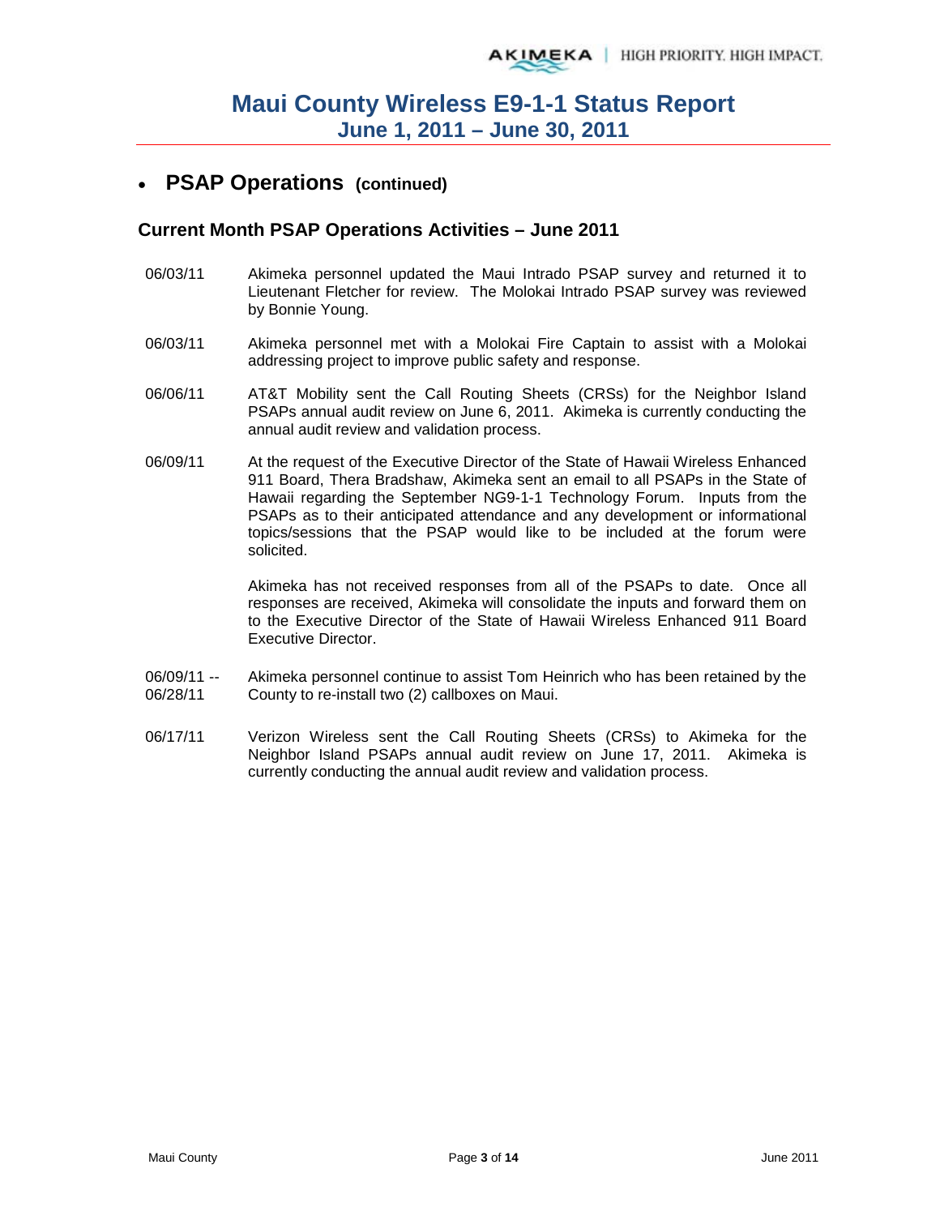# Maui County Wireless E9-1-1 Status Report
## June 1, 2011 – June 30, 2011

- **PSAP Operations (continued)**

### Current Month PSAP Operations Activities – June 2011

| Date | Activity |
|---|---|
| 06/03/11 | Akimeka personnel updated the Maui Intrado PSAP survey and returned it to Lieutenant Fletcher for review. The Molokai Intrado PSAP survey was reviewed by Bonnie Young. |
| 06/03/11 | Akimeka personnel met with a Molokai Fire Captain to assist with a Molokai addressing project to improve public safety and response. |
| 06/06/11 | AT&T Mobility sent the Call Routing Sheets (CRSs) for the Neighbor Island PSAPs annual audit review on June 6, 2011. Akimeka is currently conducting the annual audit review and validation process. |
| 06/09/11 | At the request of the Executive Director of the State of Hawaii Wireless Enhanced 911 Board, Thera Bradshaw, Akimeka sent an email to all PSAPs in the State of Hawaii regarding the September NG9-1-1 Technology Forum. Inputs from the PSAPs as to their anticipated attendance and any development or informational topics/sessions that the PSAP would like to be included at the forum were solicited.<br><br>Akimeka has not received responses from all of the PSAPs to date. Once all responses are received, Akimeka will consolidate the inputs and forward them on to the Executive Director of the State of Hawaii Wireless Enhanced 911 Board Executive Director. |
| 06/09/11 -- 06/28/11 | Akimeka personnel continue to assist Tom Heinrich who has been retained by the County to re-install two (2) callboxes on Maui. |
| 06/17/11 | Verizon Wireless sent the Call Routing Sheets (CRSs) to Akimeka for the Neighbor Island PSAPs annual audit review on June 17, 2011. Akimeka is currently conducting the annual audit review and validation process. |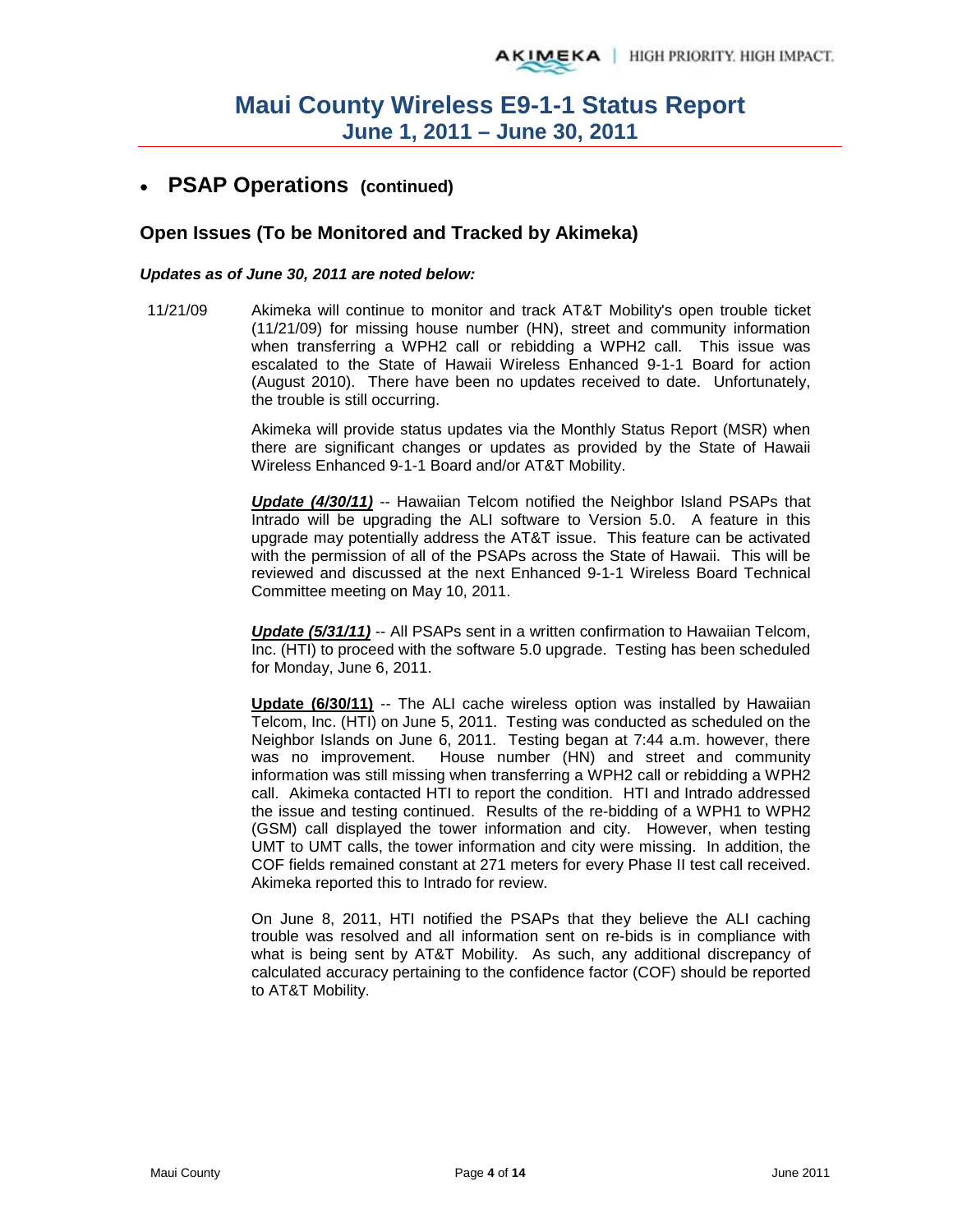# Maui County Wireless E9-1-1 Status Report
## June 1, 2011 – June 30, 2011

- **PSAP Operations (continued)**

### Open Issues (To be Monitored and Tracked by Akimeka)

***Updates as of June 30, 2011 are noted below:***

11/21/09 Akimeka will continue to monitor and track AT&T Mobility's open trouble ticket (11/21/09) for missing house number (HN), street and community information when transferring a WPH2 call or rebidding a WPH2 call. This issue was escalated to the State of Hawaii Wireless Enhanced 9-1-1 Board for action (August 2010). There have been no updates received to date. Unfortunately, the trouble is still occurring.

Akimeka will provide status updates via the Monthly Status Report (MSR) when there are significant changes or updates as provided by the State of Hawaii Wireless Enhanced 9-1-1 Board and/or AT&T Mobility.

***Update (4/30/11)*** -- Hawaiian Telcom notified the Neighbor Island PSAPs that Intrado will be upgrading the ALI software to Version 5.0. A feature in this upgrade may potentially address the AT&T issue. This feature can be activated with the permission of all of the PSAPs across the State of Hawaii. This will be reviewed and discussed at the next Enhanced 9-1-1 Wireless Board Technical Committee meeting on May 10, 2011.

***Update (5/31/11)*** -- All PSAPs sent in a written confirmation to Hawaiian Telcom, Inc. (HTI) to proceed with the software 5.0 upgrade. Testing has been scheduled for Monday, June 6, 2011.

**Update (6/30/11)** -- The ALI cache wireless option was installed by Hawaiian Telcom, Inc. (HTI) on June 5, 2011. Testing was conducted as scheduled on the Neighbor Islands on June 6, 2011. Testing began at 7:44 a.m. however, there was no improvement. House number (HN) and street and community information was still missing when transferring a WPH2 call or rebidding a WPH2 call. Akimeka contacted HTI to report the condition. HTI and Intrado addressed the issue and testing continued. Results of the re-bidding of a WPH1 to WPH2 (GSM) call displayed the tower information and city. However, when testing UMT to UMT calls, the tower information and city were missing. In addition, the COF fields remained constant at 271 meters for every Phase II test call received. Akimeka reported this to Intrado for review.

On June 8, 2011, HTI notified the PSAPs that they believe the ALI caching trouble was resolved and all information sent on re-bids is in compliance with what is being sent by AT&T Mobility. As such, any additional discrepancy of calculated accuracy pertaining to the confidence factor (COF) should be reported to AT&T Mobility.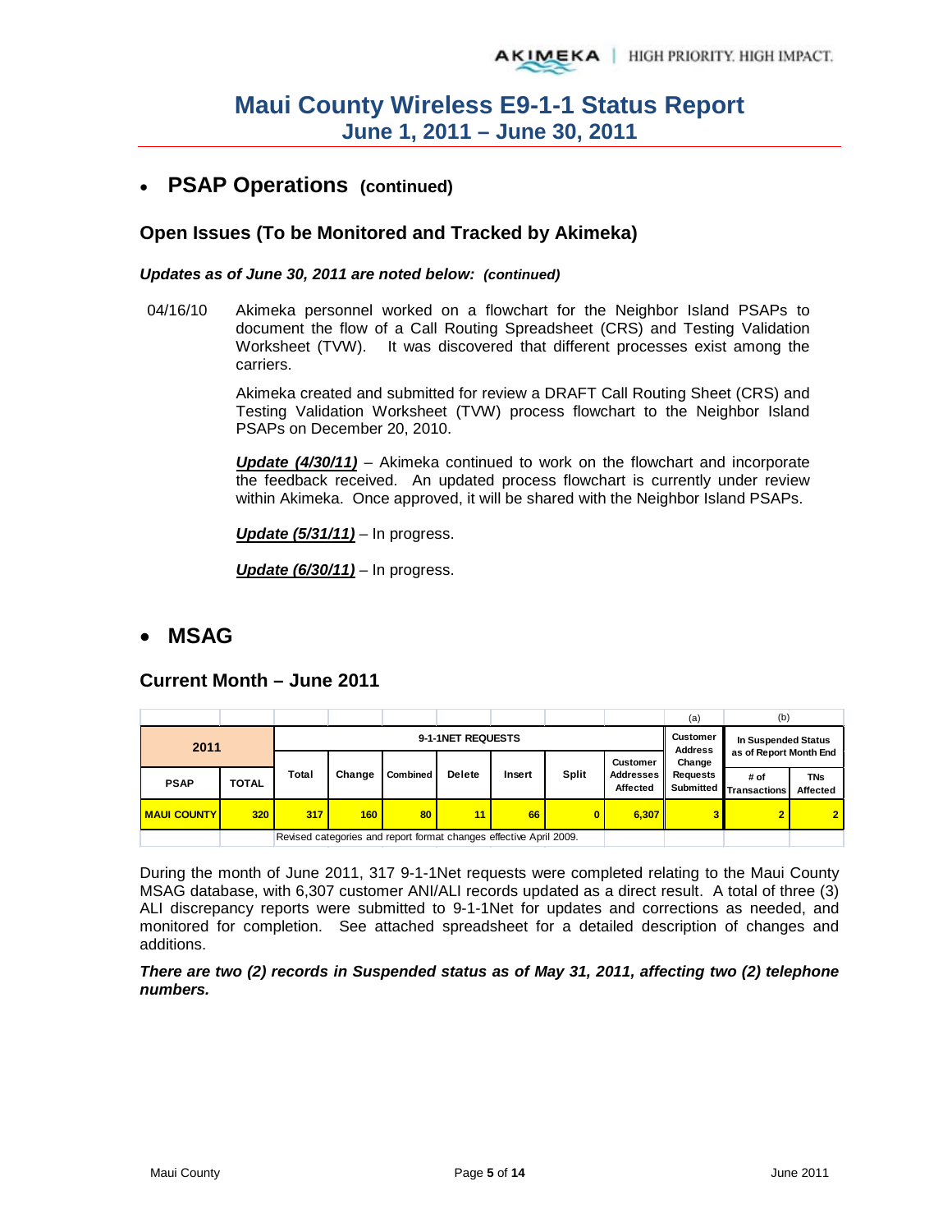# Maui County Wireless E9-1-1 Status Report
## June 1, 2011 – June 30, 2011

- ## PSAP Operations (continued)

### Open Issues (To be Monitored and Tracked by Akimeka)

***Updates as of June 30, 2011 are noted below: (continued)***

04/16/10 Akimeka personnel worked on a flowchart for the Neighbor Island PSAPs to document the flow of a Call Routing Spreadsheet (CRS) and Testing Validation Worksheet (TVW). It was discovered that different processes exist among the carriers.

Akimeka created and submitted for review a DRAFT Call Routing Sheet (CRS) and Testing Validation Worksheet (TVW) process flowchart to the Neighbor Island PSAPs on December 20, 2010.

***Update (4/30/11)*** – Akimeka continued to work on the flowchart and incorporate the feedback received. An updated process flowchart is currently under review within Akimeka. Once approved, it will be shared with the Neighbor Island PSAPs.

***Update (5/31/11)*** – In progress.

***Update (6/30/11)*** – In progress.

- ## MSAG

### Current Month – June 2011

| 2011 | | 9-1-1NET REQUESTS | | | | | | | (a) Customer Address Change Requests Submitted | (b) In Suspended Status as of Report Month End | |
|---|---|---|---|---|---|---|---|---|---|---|---|
| PSAP | TOTAL | Total | Change | Combined | Delete | Insert | Split | Customer Addresses Affected | | # of Transactions | TNs Affected |
| MAUI COUNTY | 320 | 317 | 160 | 80 | 11 | 66 | 0 | 6,307 | 3 | 2 | 2 |
| | | Revised categories and report format changes effective April 2009. | | | | | | | | | |

During the month of June 2011, 317 9-1-1Net requests were completed relating to the Maui County MSAG database, with 6,307 customer ANI/ALI records updated as a direct result. A total of three (3) ALI discrepancy reports were submitted to 9-1-1Net for updates and corrections as needed, and monitored for completion. See attached spreadsheet for a detailed description of changes and additions.

***There are two (2) records in Suspended status as of May 31, 2011, affecting two (2) telephone numbers.***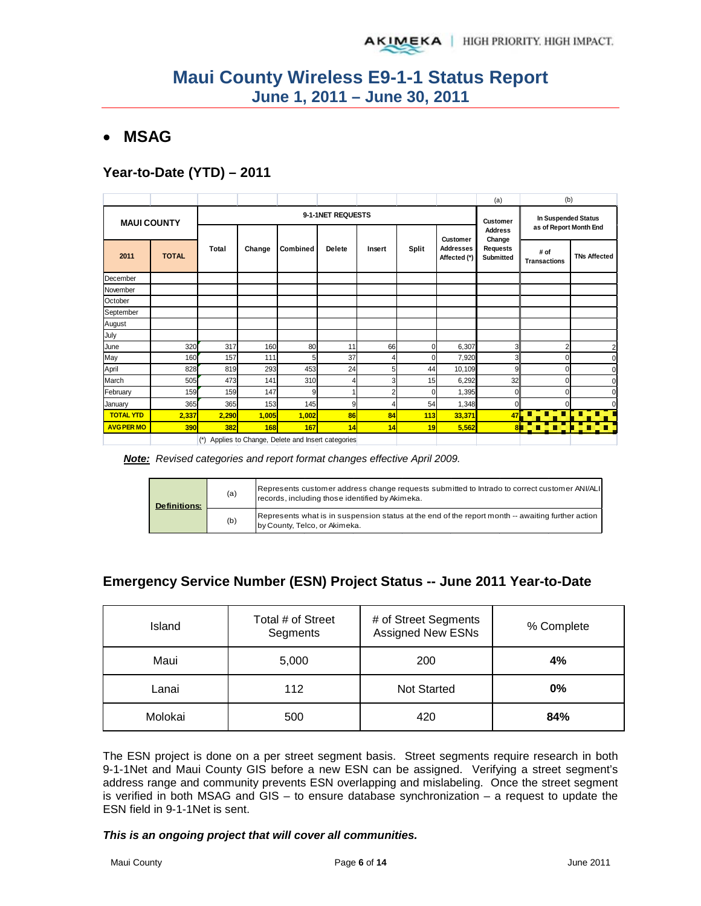# Maui County Wireless E9-1-1 Status Report
## June 1, 2011 – June 30, 2011

- **MSAG**

### Year-to-Date (YTD) – 2011

| MAUI COUNTY | | 9-1-1NET REQUESTS | | | | | | | (a) Customer Address Change Requests Submitted | (b) In Suspended Status as of Report Month End | |
|---|---|---|---|---|---|---|---|---|---|---|---|
| 2011 | TOTAL | Total | Change | Combined | Delete | Insert | Split | Customer Addresses Affected (*) | | # of Transactions | TNs Affected |
| December | | | | | | | | | | | |
| November | | | | | | | | | | | |
| October | | | | | | | | | | | |
| September | | | | | | | | | | | |
| August | | | | | | | | | | | |
| July | | | | | | | | | | | |
| June | 320 | 317 | 160 | 80 | 11 | 66 | 0 | 6,307 | 3 | 2 | 2 |
| May | 160 | 157 | 111 | 5 | 37 | 4 | 0 | 7,920 | 3 | 0 | 0 |
| April | 828 | 819 | 293 | 453 | 24 | 5 | 44 | 10,109 | 9 | 0 | 0 |
| March | 505 | 473 | 141 | 310 | 4 | 3 | 15 | 6,292 | 32 | 0 | 0 |
| February | 159 | 159 | 147 | 9 | 1 | 2 | 0 | 1,395 | 0 | 0 | 0 |
| January | 365 | 365 | 153 | 145 | 9 | 4 | 54 | 1,348 | 0 | 0 | 0 |
| TOTAL YTD | 2,337 | 2,290 | 1,005 | 1,002 | 86 | 84 | 113 | 33,371 | 47 | | |
| AVG PER MO | 390 | 382 | 168 | 167 | 14 | 14 | 19 | 5,562 | 8 | | |

(*) Applies to Change, Delete and Insert categories

***Note:*** *Revised categories and report format changes effective April 2009.*

| Definitions: | | |
|---|---|---|
| | (a) | Represents customer address change requests submitted to Intrado to correct customer ANI/ALI records, including those identified by Akimeka. |
| | (b) | Represents what is in suspension status at the end of the report month -- awaiting further action by County, Telco, or Akimeka. |

### Emergency Service Number (ESN) Project Status -- June 2011 Year-to-Date

| Island | Total # of Street Segments | # of Street Segments Assigned New ESNs | % Complete |
|---|---|---|---|
| Maui | 5,000 | 200 | **4%** |
| Lanai | 112 | Not Started | **0%** |
| Molokai | 500 | 420 | **84%** |

The ESN project is done on a per street segment basis. Street segments require research in both 9-1-1Net and Maui County GIS before a new ESN can be assigned. Verifying a street segment's address range and community prevents ESN overlapping and mislabeling. Once the street segment is verified in both MSAG and GIS – to ensure database synchronization – a request to update the ESN field in 9-1-1Net is sent.

***This is an ongoing project that will cover all communities.***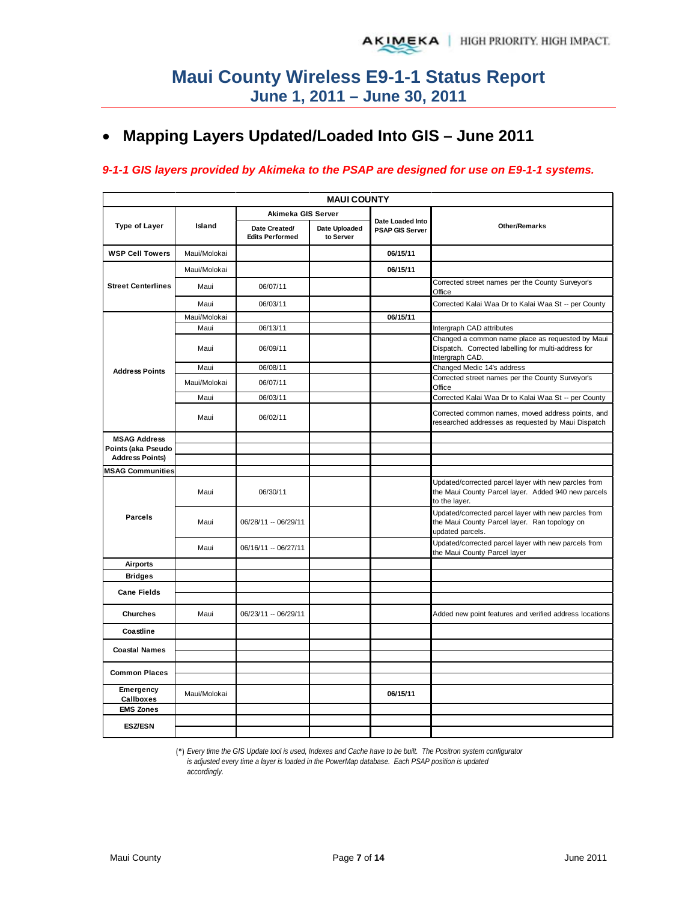# Maui County Wireless E9-1-1 Status Report
## June 1, 2011 – June 30, 2011

- **Mapping Layers Updated/Loaded Into GIS – June 2011**

*9-1-1 GIS layers provided by Akimeka to the PSAP are designed for use on E9-1-1 systems.*

| MAUI COUNTY | | | | | |
|---|---|---|---|---|---|
| Type of Layer | Island | Akimeka GIS Server | | Date Loaded Into PSAP GIS Server | Other/Remarks |
| | | Date Created/ Edits Performed | Date Uploaded to Server | | |
| **WSP Cell Towers** | Maui/Molokai | | | **06/15/11** | |
| **Street Centerlines** | Maui/Molokai | | | **06/15/11** | |
| | Maui | 06/07/11 | | | Corrected street names per the County Surveyor's Office |
| | Maui | 06/03/11 | | | Corrected Kalai Waa Dr to Kalai Waa St -- per County |
| **Address Points** | Maui/Molokai | | | **06/15/11** | |
| | Maui | 06/13/11 | | | Intergraph CAD attributes |
| | Maui | 06/09/11 | | | Changed a common name place as requested by Maui Dispatch. Corrected labelling for multi-address for Intergraph CAD. |
| | Maui | 06/08/11 | | | Changed Medic 14's address |
| | Maui/Molokai | 06/07/11 | | | Corrected street names per the County Surveyor's Office |
| | Maui | 06/03/11 | | | Corrected Kalai Waa Dr to Kalai Waa St -- per County |
| | Maui | 06/02/11 | | | Corrected common names, moved address points, and researched addresses as requested by Maui Dispatch |
| **MSAG Address Points (aka Pseudo Address Points)** | | | | | |
| **MSAG Communities** | | | | | |
| **Parcels** | Maui | 06/30/11 | | | Updated/corrected parcel layer with new parcels from the Maui County Parcel layer. Added 940 new parcels to the layer. |
| | Maui | 06/28/11 -- 06/29/11 | | | Updated/corrected parcel layer with new parcels from the Maui County Parcel layer. Ran topology on updated parcels. |
| | Maui | 06/16/11 -- 06/27/11 | | | Updated/corrected parcel layer with new parcels from the Maui County Parcel layer |
| **Airports** | | | | | |
| **Bridges** | | | | | |
| **Cane Fields** | | | | | |
| **Churches** | Maui | 06/23/11 -- 06/29/11 | | | Added new point features and verified address locations |
| **Coastline** | | | | | |
| **Coastal Names** | | | | | |
| **Common Places** | | | | | |
| **Emergency Callboxes** | Maui/Molokai | | | **06/15/11** | |
| **EMS Zones** | | | | | |
| **ESZ/ESN** | | | | | |

(*) *Every time the GIS Update tool is used, Indexes and Cache have to be built. The Positron system configurator is adjusted every time a layer is loaded in the PowerMap database. Each PSAP position is updated accordingly.*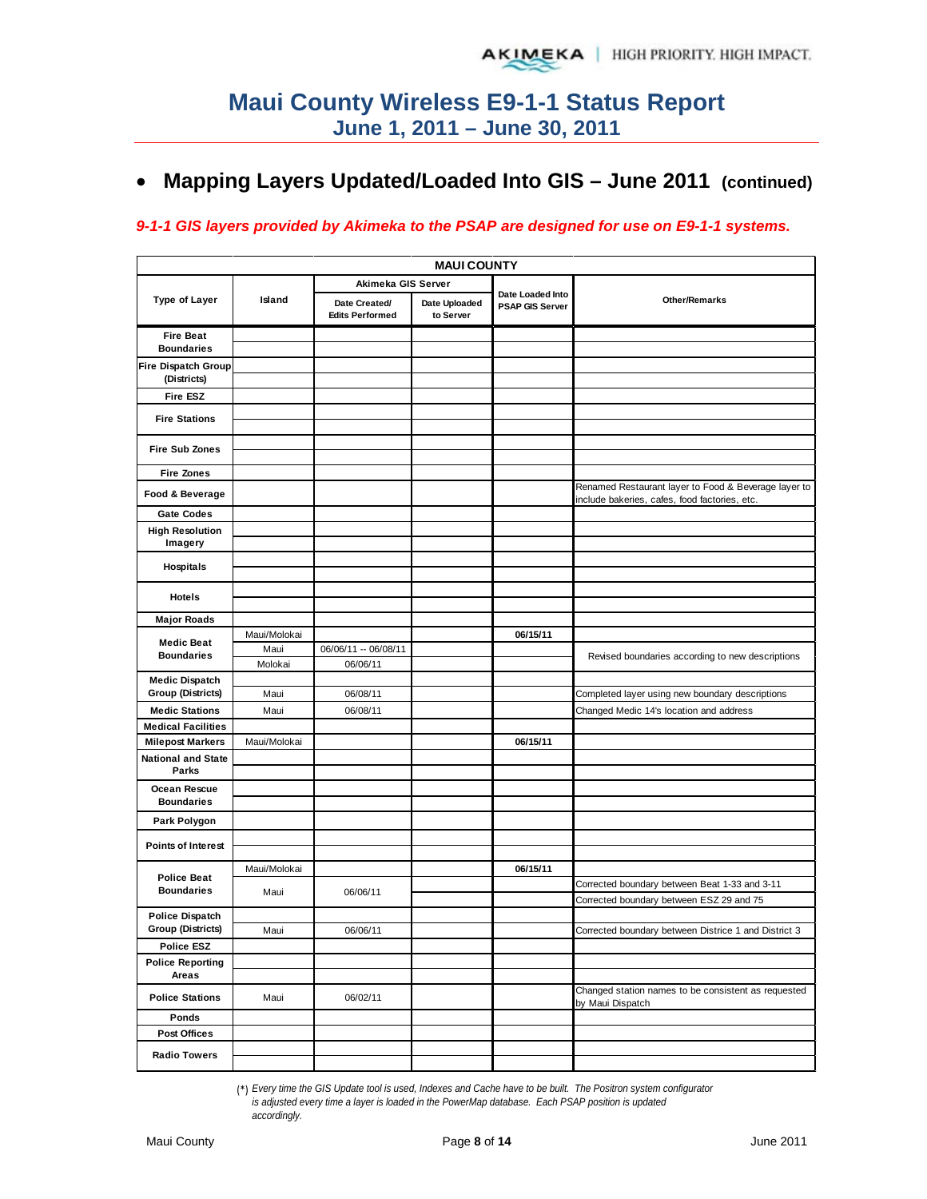# Maui County Wireless E9-1-1 Status Report
## June 1, 2011 – June 30, 2011

- **Mapping Layers Updated/Loaded Into GIS – June 2011 (continued)**

***9-1-1 GIS layers provided by Akimeka to the PSAP are designed for use on E9-1-1 systems.***

| MAUI COUNTY | | | | | |
|---|---|---|---|---|---|
| Type of Layer | Island | Akimeka GIS Server | | Date Loaded Into PSAP GIS Server | Other/Remarks |
| | | Date Created/ Edits Performed | Date Uploaded to Server | | |
| Fire Beat Boundaries | | | | | |
| Fire Dispatch Group (Districts) | | | | | |
| Fire ESZ | | | | | |
| Fire Stations | | | | | |
| Fire Sub Zones | | | | | |
| Fire Zones | | | | | |
| Food & Beverage | | | | | Renamed Restaurant layer to Food & Beverage layer to include bakeries, cafes, food factories, etc. |
| Gate Codes | | | | | |
| High Resolution Imagery | | | | | |
| Hospitals | | | | | |
| Hotels | | | | | |
| Major Roads | | | | | |
| Medic Beat Boundaries | Maui/Molokai | | | 06/15/11 | |
| | Maui | 06/06/11 -- 06/08/11 | | | Revised boundaries according to new descriptions |
| | Molokai | 06/06/11 | | | |
| Medic Dispatch Group (Districts) | Maui | 06/08/11 | | | Completed layer using new boundary descriptions |
| Medic Stations | Maui | 06/08/11 | | | Changed Medic 14's location and address |
| Medical Facilities | | | | | |
| Milepost Markers | Maui/Molokai | | | 06/15/11 | |
| National and State Parks | | | | | |
| Ocean Rescue Boundaries | | | | | |
| Park Polygon | | | | | |
| Points of Interest | | | | | |
| Police Beat Boundaries | Maui/Molokai | | | 06/15/11 | |
| | Maui | 06/06/11 | | | Corrected boundary between Beat 1-33 and 3-11 |
| | | | | | Corrected boundary between ESZ 29 and 75 |
| Police Dispatch Group (Districts) | Maui | 06/06/11 | | | Corrected boundary between Districe 1 and District 3 |
| Police ESZ | | | | | |
| Police Reporting Areas | | | | | |
| Police Stations | Maui | 06/02/11 | | | Changed station names to be consistent as requested by Maui Dispatch |
| Ponds | | | | | |
| Post Offices | | | | | |
| Radio Towers | | | | | |

(*) *Every time the GIS Update tool is used, Indexes and Cache have to be built. The Positron system configurator is adjusted every time a layer is loaded in the PowerMap database. Each PSAP position is updated accordingly.*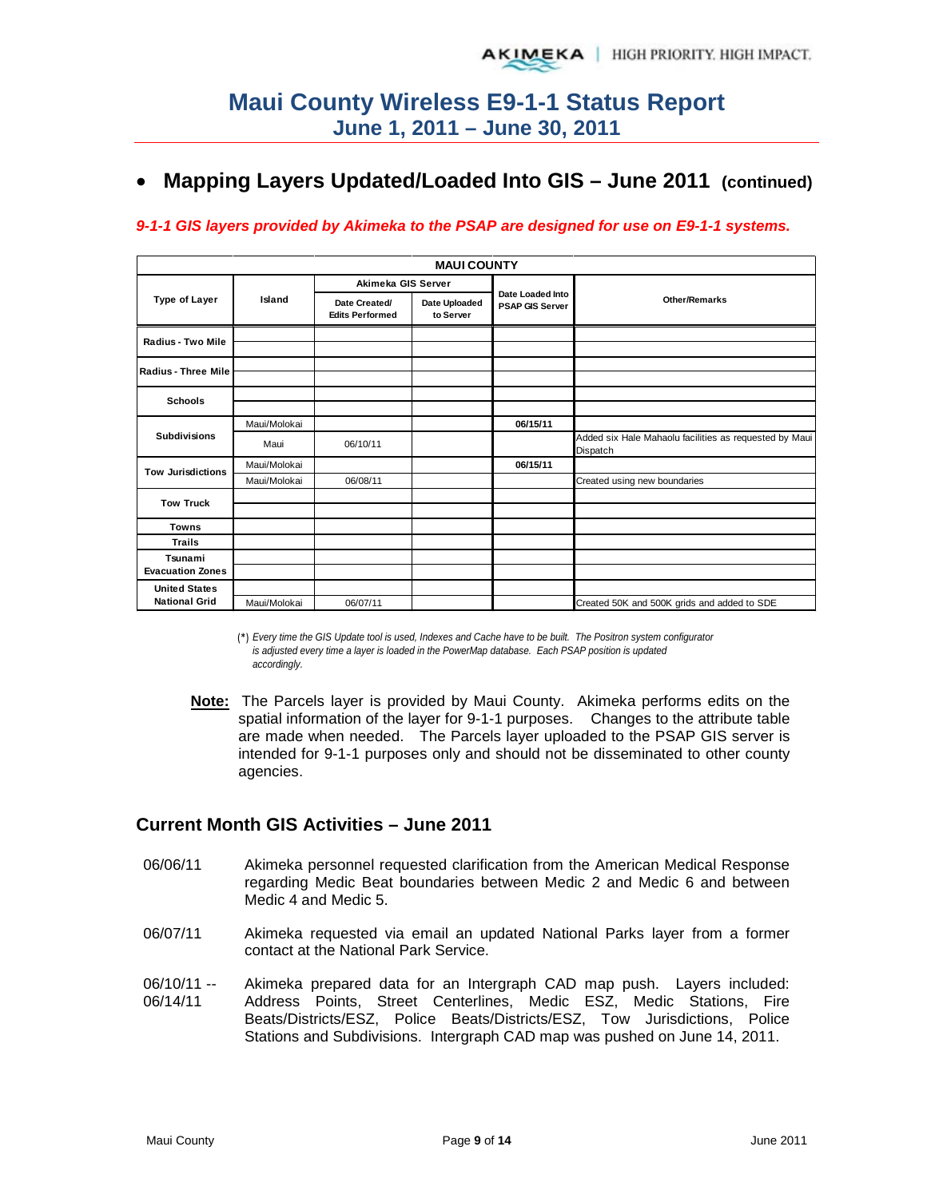# Maui County Wireless E9-1-1 Status Report
## June 1, 2011 – June 30, 2011

- ## Mapping Layers Updated/Loaded Into GIS – June 2011 (continued)

*9-1-1 GIS layers provided by Akimeka to the PSAP are designed for use on E9-1-1 systems.*

| MAUI COUNTY | | | | | |
|---|---|---|---|---|---|
| Type of Layer | Island | Akimeka GIS Server | | Date Loaded Into PSAP GIS Server | Other/Remarks |
| | | Date Created/ Edits Performed | Date Uploaded to Server | | |
| Radius - Two Mile | | | | | |
| | | | | | |
| Radius - Three Mile | | | | | |
| | | | | | |
| Schools | | | | | |
| | | | | | |
| Subdivisions | Maui/Molokai | | | 06/15/11 | |
| | Maui | 06/10/11 | | | Added six Hale Mahaolu facilities as requested by Maui Dispatch |
| Tow Jurisdictions | Maui/Molokai | | | 06/15/11 | |
| | Maui/Molokai | 06/08/11 | | | Created using new boundaries |
| Tow Truck | | | | | |
| | | | | | |
| Towns | | | | | |
| Trails | | | | | |
| Tsunami Evacuation Zones | | | | | |
| | | | | | |
| United States National Grid | | | | | |
| | Maui/Molokai | 06/07/11 | | | Created 50K and 500K grids and added to SDE |

(*) *Every time the GIS Update tool is used, Indexes and Cache have to be built. The Positron system configurator is adjusted every time a layer is loaded in the PowerMap database. Each PSAP position is updated accordingly.*

**Note:** The Parcels layer is provided by Maui County. Akimeka performs edits on the spatial information of the layer for 9-1-1 purposes. Changes to the attribute table are made when needed. The Parcels layer uploaded to the PSAP GIS server is intended for 9-1-1 purposes only and should not be disseminated to other county agencies.

## Current Month GIS Activities – June 2011

06/06/11 Akimeka personnel requested clarification from the American Medical Response regarding Medic Beat boundaries between Medic 2 and Medic 6 and between Medic 4 and Medic 5.

06/07/11 Akimeka requested via email an updated National Parks layer from a former contact at the National Park Service.

06/10/11 -- 06/14/11 Akimeka prepared data for an Intergraph CAD map push. Layers included: Address Points, Street Centerlines, Medic ESZ, Medic Stations, Fire Beats/Districts/ESZ, Police Beats/Districts/ESZ, Tow Jurisdictions, Police Stations and Subdivisions. Intergraph CAD map was pushed on June 14, 2011.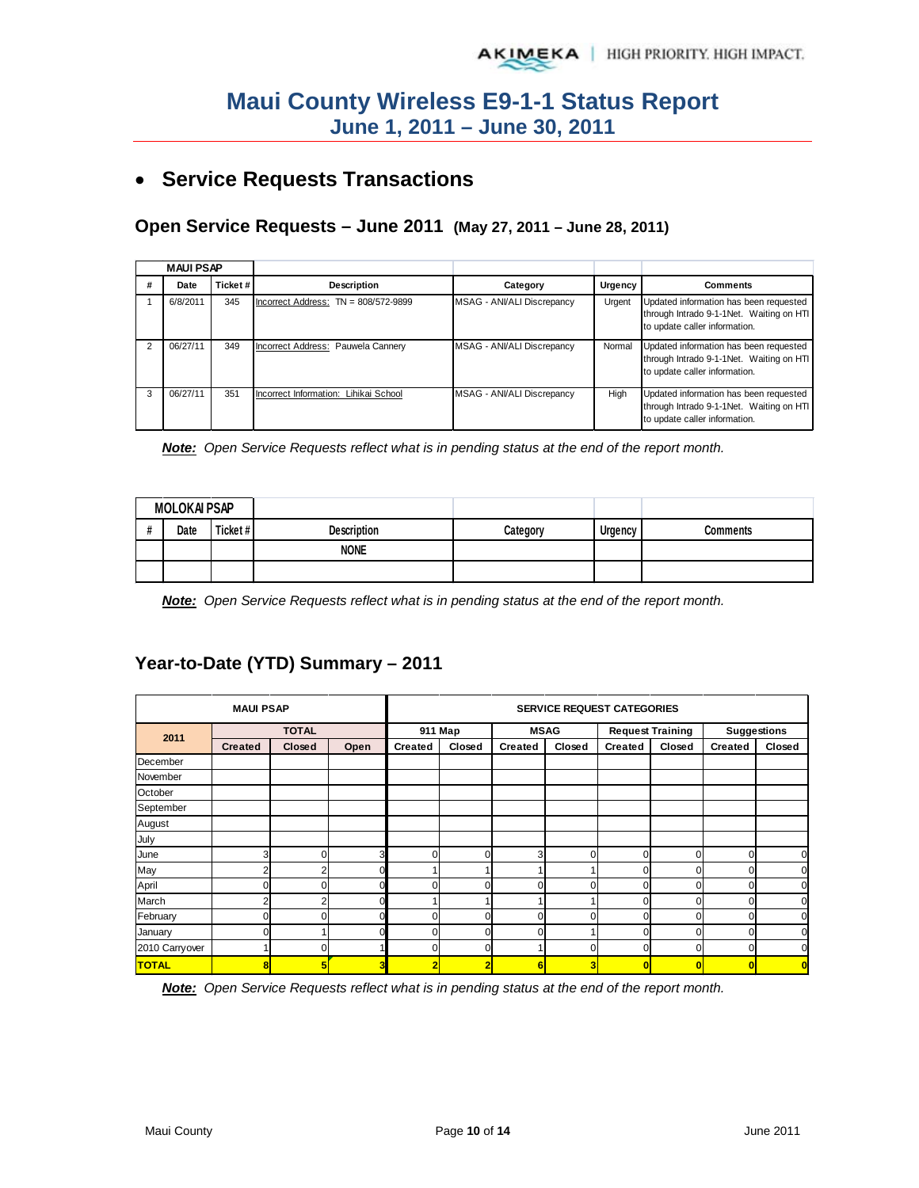# Maui County Wireless E9-1-1 Status Report
## June 1, 2011 – June 30, 2011

- ## Service Requests Transactions

### Open Service Requests – June 2011 (May 27, 2011 – June 28, 2011)

| MAUI PSAP | | | | | | |
|---|---|---|---|---|---|---|
| # | Date | Ticket # | Description | Category | Urgency | Comments |
| 1 | 6/8/2011 | 345 | Incorrect Address: TN = 808/572-9899 | MSAG - ANI/ALI Discrepancy | Urgent | Updated information has been requested through Intrado 9-1-1Net. Waiting on HTI to update caller information. |
| 2 | 06/27/11 | 349 | Incorrect Address: Pauwela Cannery | MSAG - ANI/ALI Discrepancy | Normal | Updated information has been requested through Intrado 9-1-1Net. Waiting on HTI to update caller information. |
| 3 | 06/27/11 | 351 | Incorrect Information: Lihikai School | MSAG - ANI/ALI Discrepancy | High | Updated information has been requested through Intrado 9-1-1Net. Waiting on HTI to update caller information. |

***Note:*** *Open Service Requests reflect what is in pending status at the end of the report month.*

| MOLOKAI PSAP | | | | | | |
|---|---|---|---|---|---|---|
| # | Date | Ticket # | Description | Category | Urgency | Comments |
| | | | NONE | | | |
| | | | | | | |

***Note:*** *Open Service Requests reflect what is in pending status at the end of the report month.*

### Year-to-Date (YTD) Summary – 2011

| MAUI PSAP | | | | SERVICE REQUEST CATEGORIES | | | | | | | |
|---|---|---|---|---|---|---|---|---|---|---|---|
| 2011 | TOTAL | | | 911 Map | | MSAG | | Request Training | | Suggestions | |
| | Created | Closed | Open | Created | Closed | Created | Closed | Created | Closed | Created | Closed |
| December | | | | | | | | | | | |
| November | | | | | | | | | | | |
| October | | | | | | | | | | | |
| September | | | | | | | | | | | |
| August | | | | | | | | | | | |
| July | | | | | | | | | | | |
| June | 3 | 0 | 3 | 0 | 0 | 3 | 0 | 0 | 0 | 0 | 0 |
| May | 2 | 2 | 0 | 1 | 1 | 1 | 1 | 0 | 0 | 0 | 0 |
| April | 0 | 0 | 0 | 0 | 0 | 0 | 0 | 0 | 0 | 0 | 0 |
| March | 2 | 2 | 0 | 1 | 1 | 1 | 1 | 0 | 0 | 0 | 0 |
| February | 0 | 0 | 0 | 0 | 0 | 0 | 0 | 0 | 0 | 0 | 0 |
| January | 0 | 1 | 0 | 0 | 0 | 0 | 1 | 0 | 0 | 0 | 0 |
| 2010 Carryover | 1 | 0 | 1 | 0 | 0 | 1 | 0 | 0 | 0 | 0 | 0 |
| **TOTAL** | **8** | **5** | **3** | **2** | **2** | **6** | **3** | **0** | **0** | **0** | **0** |

***Note:*** *Open Service Requests reflect what is in pending status at the end of the report month.*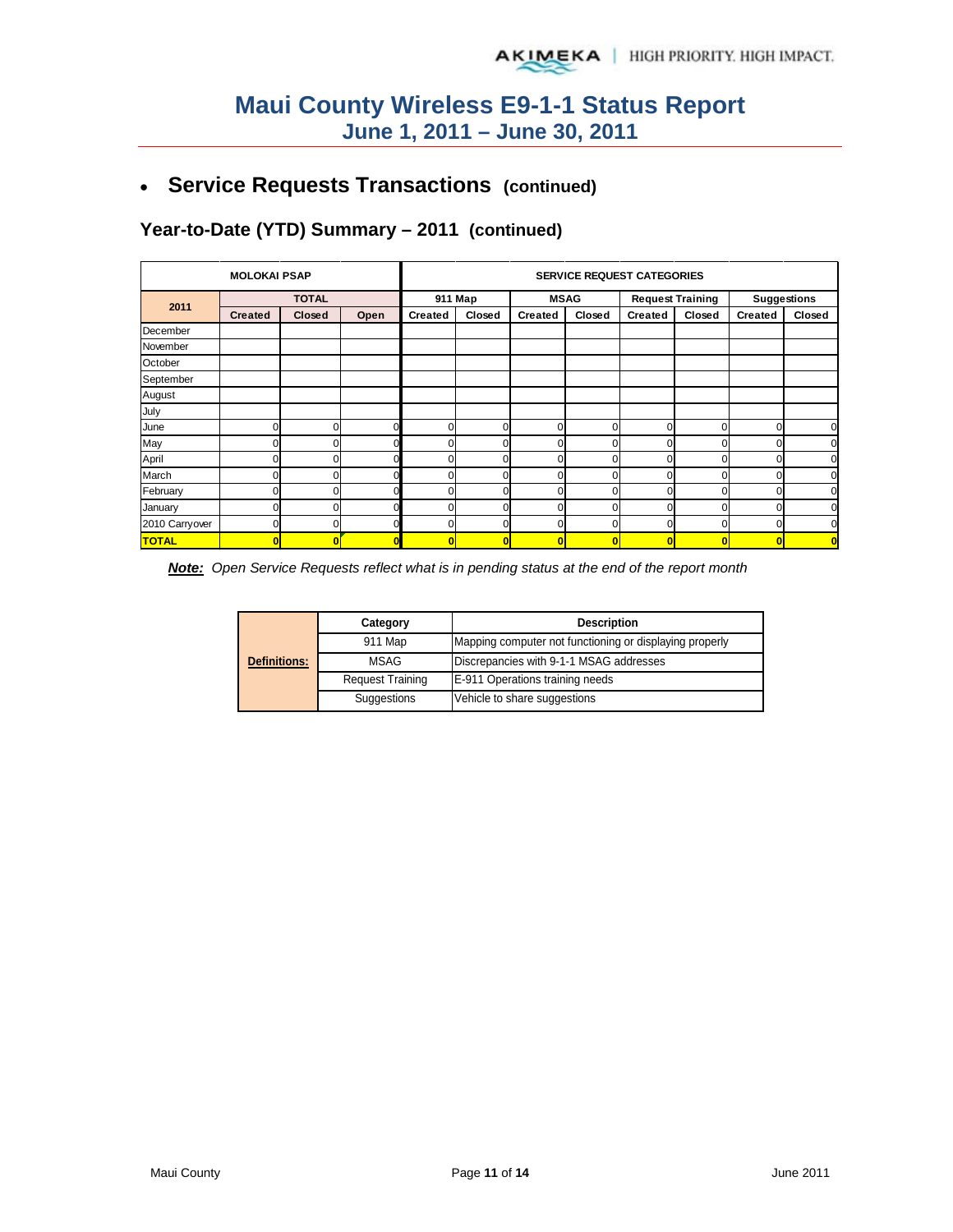# Maui County Wireless E9-1-1 Status Report
## June 1, 2011 – June 30, 2011

- ## Service Requests Transactions (continued)

### Year-to-Date (YTD) Summary – 2011 (continued)

| MOLOKAI PSAP | | | | SERVICE REQUEST CATEGORIES | | | | | | | |
|---|---|---|---|---|---|---|---|---|---|---|---|
| 2011 | TOTAL | | | 911 Map | | MSAG | | Request Training | | Suggestions | |
| | Created | Closed | Open | Created | Closed | Created | Closed | Created | Closed | Created | Closed |
| December | | | | | | | | | | | |
| November | | | | | | | | | | | |
| October | | | | | | | | | | | |
| September | | | | | | | | | | | |
| August | | | | | | | | | | | |
| July | | | | | | | | | | | |
| June | 0 | 0 | 0 | 0 | 0 | 0 | 0 | 0 | 0 | 0 | 0 |
| May | 0 | 0 | 0 | 0 | 0 | 0 | 0 | 0 | 0 | 0 | 0 |
| April | 0 | 0 | 0 | 0 | 0 | 0 | 0 | 0 | 0 | 0 | 0 |
| March | 0 | 0 | 0 | 0 | 0 | 0 | 0 | 0 | 0 | 0 | 0 |
| February | 0 | 0 | 0 | 0 | 0 | 0 | 0 | 0 | 0 | 0 | 0 |
| January | 0 | 0 | 0 | 0 | 0 | 0 | 0 | 0 | 0 | 0 | 0 |
| 2010 Carryover | 0 | 0 | 0 | 0 | 0 | 0 | 0 | 0 | 0 | 0 | 0 |
| **TOTAL** | **0** | **0** | **0** | **0** | **0** | **0** | **0** | **0** | **0** | **0** | **0** |

***Note:*** *Open Service Requests reflect what is in pending status at the end of the report month*

| **Definitions:** | Category | Description |
|---|---|---|
| | 911 Map | Mapping computer not functioning or displaying properly |
| | MSAG | Discrepancies with 9-1-1 MSAG addresses |
| | Request Training | E-911 Operations training needs |
| | Suggestions | Vehicle to share suggestions |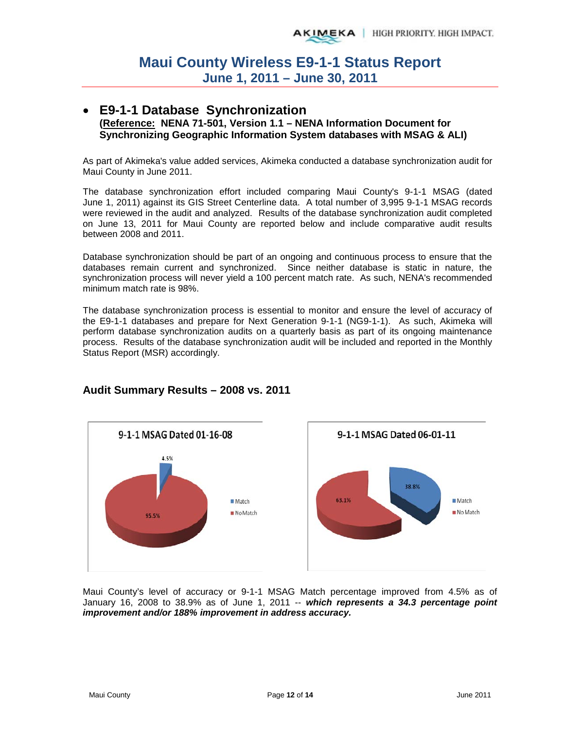# Maui County Wireless E9-1-1 Status Report
## June 1, 2011 – June 30, 2011

- **E9-1-1 Database Synchronization**
  **(Reference: NENA 71-501, Version 1.1 – NENA Information Document for Synchronizing Geographic Information System databases with MSAG & ALI)**

As part of Akimeka's value added services, Akimeka conducted a database synchronization audit for Maui County in June 2011.

The database synchronization effort included comparing Maui County's 9-1-1 MSAG (dated June 1, 2011) against its GIS Street Centerline data. A total number of 3,995 9-1-1 MSAG records were reviewed in the audit and analyzed. Results of the database synchronization audit completed on June 13, 2011 for Maui County are reported below and include comparative audit results between 2008 and 2011.

Database synchronization should be part of an ongoing and continuous process to ensure that the databases remain current and synchronized. Since neither database is static in nature, the synchronization process will never yield a 100 percent match rate. As such, NENA's recommended minimum match rate is 98%.

The database synchronization process is essential to monitor and ensure the level of accuracy of the E9-1-1 databases and prepare for Next Generation 9-1-1 (NG9-1-1). As such, Akimeka will perform database synchronization audits on a quarterly basis as part of its ongoing maintenance process. Results of the database synchronization audit will be included and reported in the Monthly Status Report (MSR) accordingly.

### Audit Summary Results – 2008 vs. 2011

**9-1-1 MSAG Dated 01-16-08**

- Match: 4.5%
- No Match: 95.5%

**9-1-1 MSAG Dated 06-01-11**

- Match: 38.8%
- No Match: 63.1%

Maui County's level of accuracy or 9-1-1 MSAG Match percentage improved from 4.5% as of January 16, 2008 to 38.9% as of June 1, 2011 -- ***which represents a 34.3 percentage point improvement and/or 188% improvement in address accuracy.***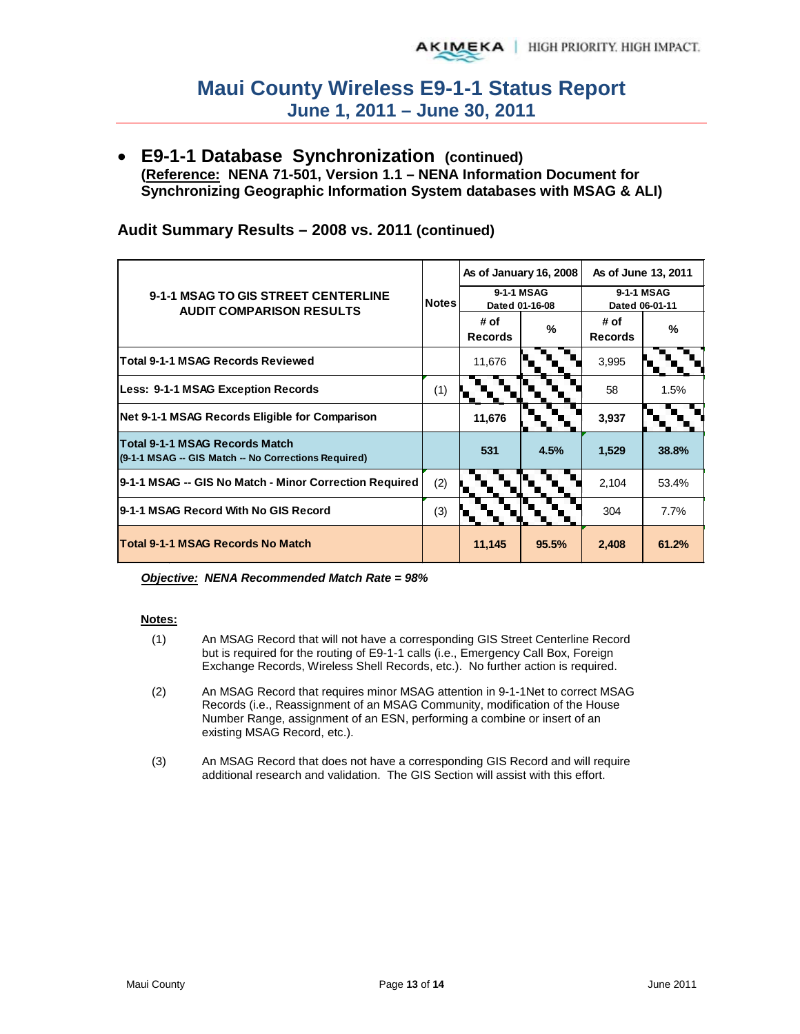# Maui County Wireless E9-1-1 Status Report
## June 1, 2011 – June 30, 2011

- **E9-1-1 Database Synchronization (continued)**
  **(Reference: NENA 71-501, Version 1.1 – NENA Information Document for Synchronizing Geographic Information System databases with MSAG & ALI)**

### Audit Summary Results – 2008 vs. 2011 (continued)

| 9-1-1 MSAG TO GIS STREET CENTERLINE AUDIT COMPARISON RESULTS | Notes | As of January 16, 2008 | | As of June 13, 2011 | |
|---|---|---|---|---|---|
| | | 9-1-1 MSAG Dated 01-16-08 | | 9-1-1 MSAG Dated 06-01-11 | |
| | | # of Records | % | # of Records | % |
| **Total 9-1-1 MSAG Records Reviewed** | | 11,676 | | 3,995 | |
| **Less: 9-1-1 MSAG Exception Records** | (1) | | | 58 | 1.5% |
| **Net 9-1-1 MSAG Records Eligible for Comparison** | | **11,676** | | **3,937** | |
| **Total 9-1-1 MSAG Records Match** (9-1-1 MSAG -- GIS Match -- No Corrections Required) | | **531** | **4.5%** | **1,529** | **38.8%** |
| **9-1-1 MSAG -- GIS No Match - Minor Correction Required** | (2) | | | 2,104 | 53.4% |
| **9-1-1 MSAG Record With No GIS Record** | (3) | | | 304 | 7.7% |
| **Total 9-1-1 MSAG Records No Match** | | **11,145** | **95.5%** | **2,408** | **61.2%** |

***Objective:* NENA Recommended Match Rate = 98%**

**Notes:**

(1) An MSAG Record that will not have a corresponding GIS Street Centerline Record but is required for the routing of E9-1-1 calls (i.e., Emergency Call Box, Foreign Exchange Records, Wireless Shell Records, etc.). No further action is required.

(2) An MSAG Record that requires minor MSAG attention in 9-1-1Net to correct MSAG Records (i.e., Reassignment of an MSAG Community, modification of the House Number Range, assignment of an ESN, performing a combine or insert of an existing MSAG Record, etc.).

(3) An MSAG Record that does not have a corresponding GIS Record and will require additional research and validation. The GIS Section will assist with this effort.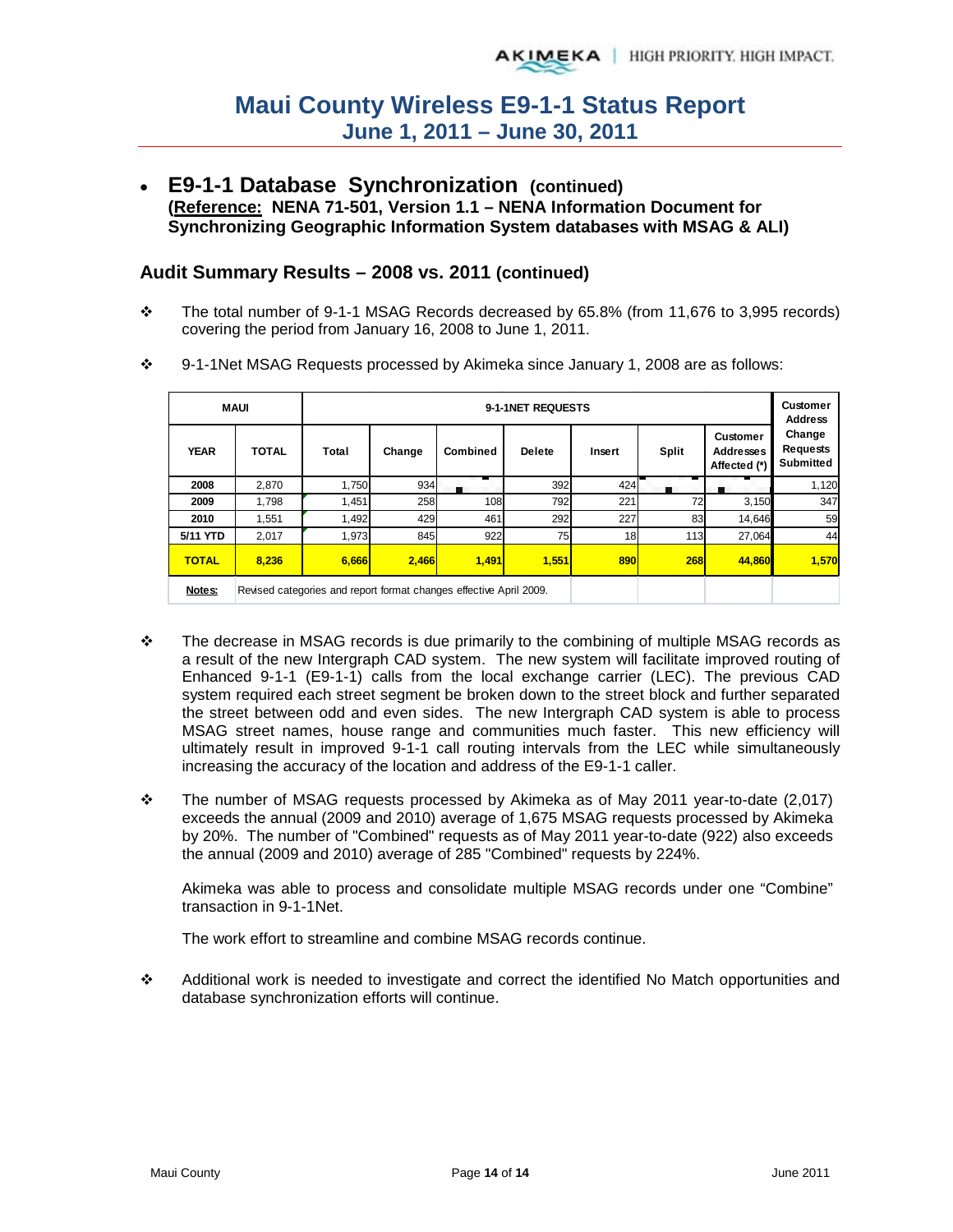# Maui County Wireless E9-1-1 Status Report
## June 1, 2011 – June 30, 2011

- **E9-1-1 Database Synchronization (continued)**
  **(Reference: NENA 71-501, Version 1.1 – NENA Information Document for Synchronizing Geographic Information System databases with MSAG & ALI)**

### Audit Summary Results – 2008 vs. 2011 (continued)

❖ The total number of 9-1-1 MSAG Records decreased by 65.8% (from 11,676 to 3,995 records) covering the period from January 16, 2008 to June 1, 2011.

❖ 9-1-1Net MSAG Requests processed by Akimeka since January 1, 2008 are as follows:

| MAUI | | 9-1-1NET REQUESTS | | | | | | | Customer Address Change Requests Submitted |
|---|---|---|---|---|---|---|---|---|---|
| YEAR | TOTAL | Total | Change | Combined | Delete | Insert | Split | Customer Addresses Affected (*) | |
| 2008 | 2,870 | 1,750 | 934 | | 392 | 424 | | | 1,120 |
| 2009 | 1,798 | 1,451 | 258 | 108 | 792 | 221 | 72 | 3,150 | 347 |
| 2010 | 1,551 | 1,492 | 429 | 461 | 292 | 227 | 83 | 14,646 | 59 |
| 5/11 YTD | 2,017 | 1,973 | 845 | 922 | 75 | 18 | 113 | 27,064 | 44 |
| **TOTAL** | **8,236** | **6,666** | **2,466** | **1,491** | **1,551** | **890** | **268** | **44,860** | **1,570** |
| **Notes:** | Revised categories and report format changes effective April 2009. | | | | | | | | |

❖ The decrease in MSAG records is due primarily to the combining of multiple MSAG records as a result of the new Intergraph CAD system. The new system will facilitate improved routing of Enhanced 9-1-1 (E9-1-1) calls from the local exchange carrier (LEC). The previous CAD system required each street segment be broken down to the street block and further separated the street between odd and even sides. The new Intergraph CAD system is able to process MSAG street names, house range and communities much faster. This new efficiency will ultimately result in improved 9-1-1 call routing intervals from the LEC while simultaneously increasing the accuracy of the location and address of the E9-1-1 caller.

❖ The number of MSAG requests processed by Akimeka as of May 2011 year-to-date (2,017) exceeds the annual (2009 and 2010) average of 1,675 MSAG requests processed by Akimeka by 20%. The number of "Combined" requests as of May 2011 year-to-date (922) also exceeds the annual (2009 and 2010) average of 285 "Combined" requests by 224%.

  Akimeka was able to process and consolidate multiple MSAG records under one "Combine" transaction in 9-1-1Net.

  The work effort to streamline and combine MSAG records continue.

❖ Additional work is needed to investigate and correct the identified No Match opportunities and database synchronization efforts will continue.